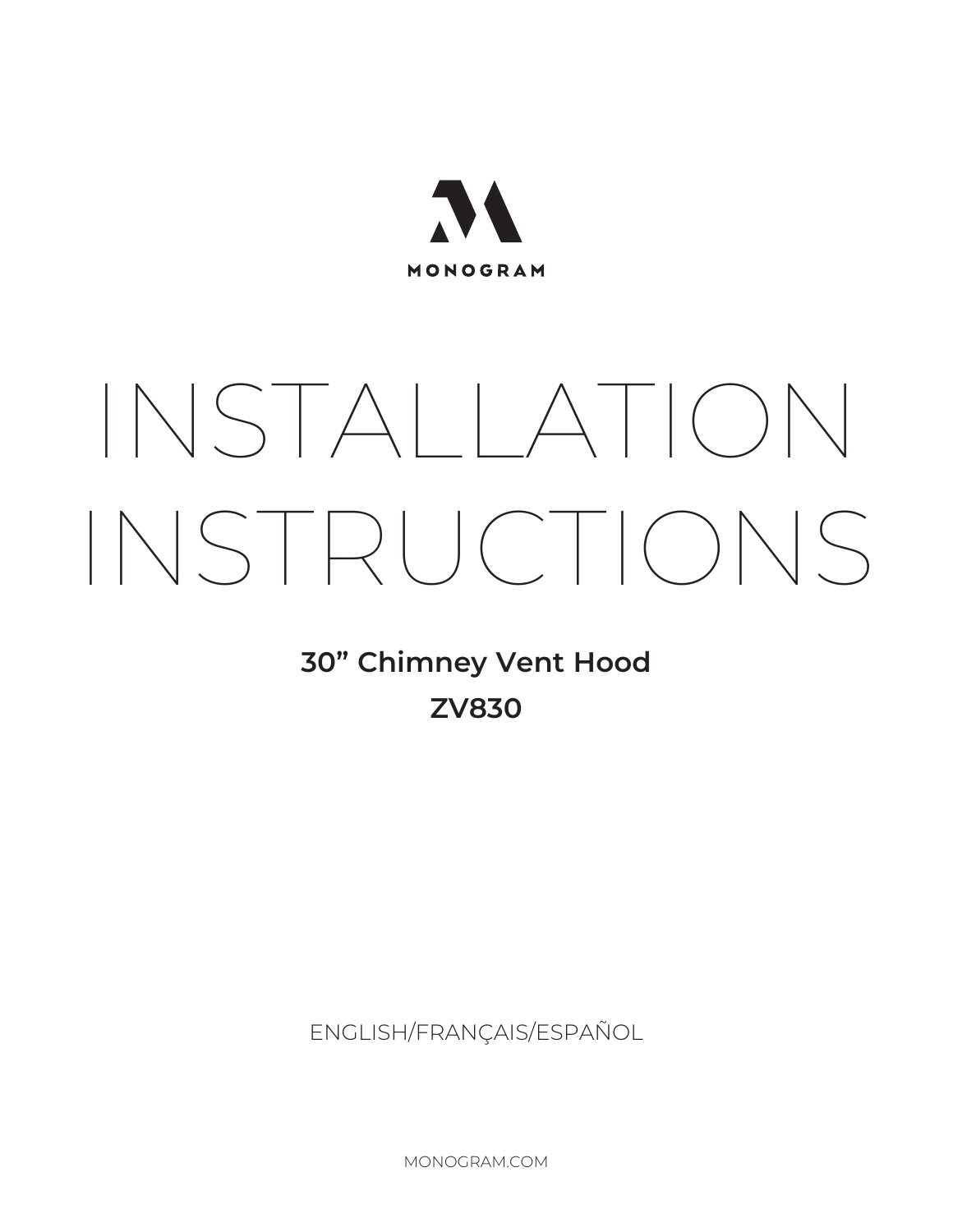MONOGRAM

# INSTALLATION INSTRUCTIONS

**30" Chimney Vent Hood**

**ZV830**

ENGLISH/FRANÇAIS/ESPAÑOL

MONOGRAM.COM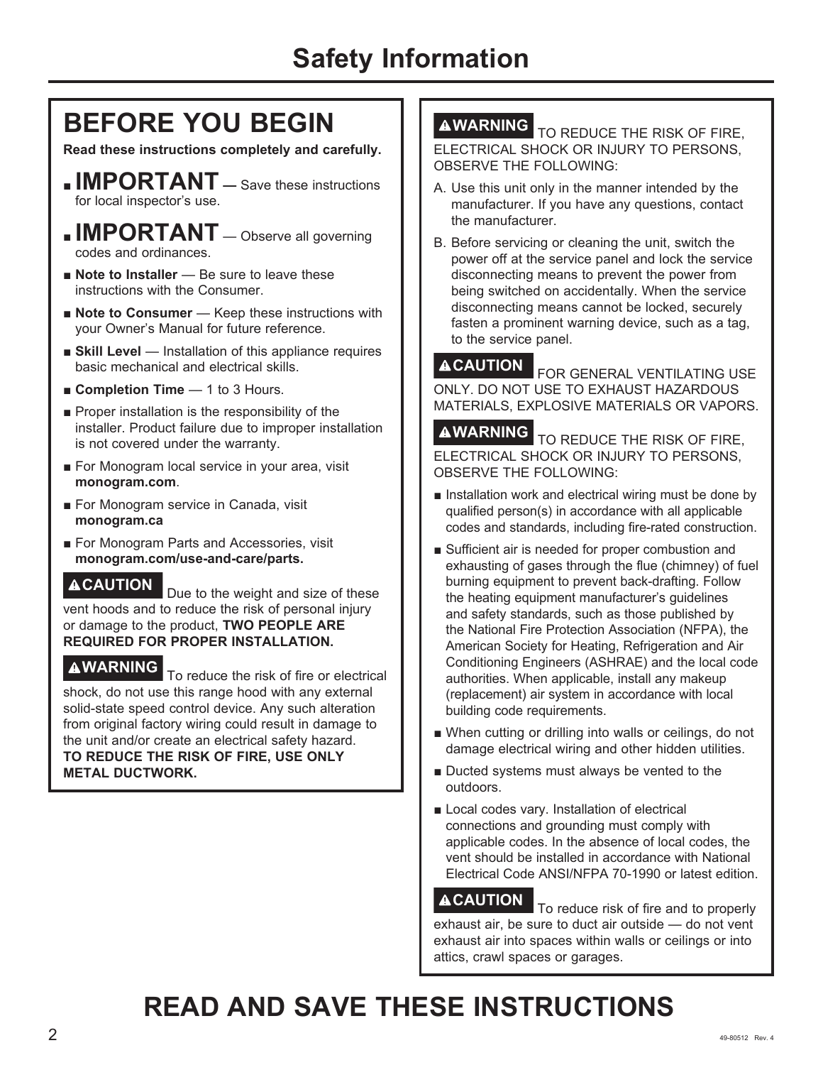# Safety Information

## BEFORE YOU BEGIN

**Read these instructions completely and carefully.**

- **IMPORTANT —** Save these instructions for local inspector's use.
- **IMPORTANT** — Observe all governing codes and ordinances.
- **Note to Installer** — Be sure to leave these instructions with the Consumer.
- **Note to Consumer** — Keep these instructions with your Owner's Manual for future reference.
- **Skill Level** — Installation of this appliance requires basic mechanical and electrical skills.
- **Completion Time** — 1 to 3 Hours.
- Proper installation is the responsibility of the installer. Product failure due to improper installation is not covered under the warranty.
- For Monogram local service in your area, visit **monogram.com**.
- For Monogram service in Canada, visit **monogram.ca**
- For Monogram Parts and Accessories, visit **monogram.com/use-and-care/parts.**

**⚠CAUTION** Due to the weight and size of these vent hoods and to reduce the risk of personal injury or damage to the product, **TWO PEOPLE ARE REQUIRED FOR PROPER INSTALLATION.**

**⚠WARNING** To reduce the risk of fire or electrical shock, do not use this range hood with any external solid-state speed control device. Any such alteration from original factory wiring could result in damage to the unit and/or create an electrical safety hazard. **TO REDUCE THE RISK OF FIRE, USE ONLY METAL DUCTWORK.**

**⚠WARNING** TO REDUCE THE RISK OF FIRE, ELECTRICAL SHOCK OR INJURY TO PERSONS, OBSERVE THE FOLLOWING:

A. Use this unit only in the manner intended by the manufacturer. If you have any questions, contact the manufacturer.

B. Before servicing or cleaning the unit, switch the power off at the service panel and lock the service disconnecting means to prevent the power from being switched on accidentally. When the service disconnecting means cannot be locked, securely fasten a prominent warning device, such as a tag, to the service panel.

**⚠CAUTION** FOR GENERAL VENTILATING USE ONLY. DO NOT USE TO EXHAUST HAZARDOUS MATERIALS, EXPLOSIVE MATERIALS OR VAPORS.

**⚠WARNING** TO REDUCE THE RISK OF FIRE, ELECTRICAL SHOCK OR INJURY TO PERSONS, OBSERVE THE FOLLOWING:

- Installation work and electrical wiring must be done by qualified person(s) in accordance with all applicable codes and standards, including fire-rated construction.
- Sufficient air is needed for proper combustion and exhausting of gases through the flue (chimney) of fuel burning equipment to prevent back-drafting. Follow the heating equipment manufacturer's guidelines and safety standards, such as those published by the National Fire Protection Association (NFPA), the American Society for Heating, Refrigeration and Air Conditioning Engineers (ASHRAE) and the local code authorities. When applicable, install any makeup (replacement) air system in accordance with local building code requirements.
- When cutting or drilling into walls or ceilings, do not damage electrical wiring and other hidden utilities.
- Ducted systems must always be vented to the outdoors.
- Local codes vary. Installation of electrical connections and grounding must comply with applicable codes. In the absence of local codes, the vent should be installed in accordance with National Electrical Code ANSI/NFPA 70-1990 or latest edition.

**⚠CAUTION** To reduce risk of fire and to properly exhaust air, be sure to duct air outside — do not vent exhaust air into spaces within walls or ceilings or into attics, crawl spaces or garages.

# READ AND SAVE THESE INSTRUCTIONS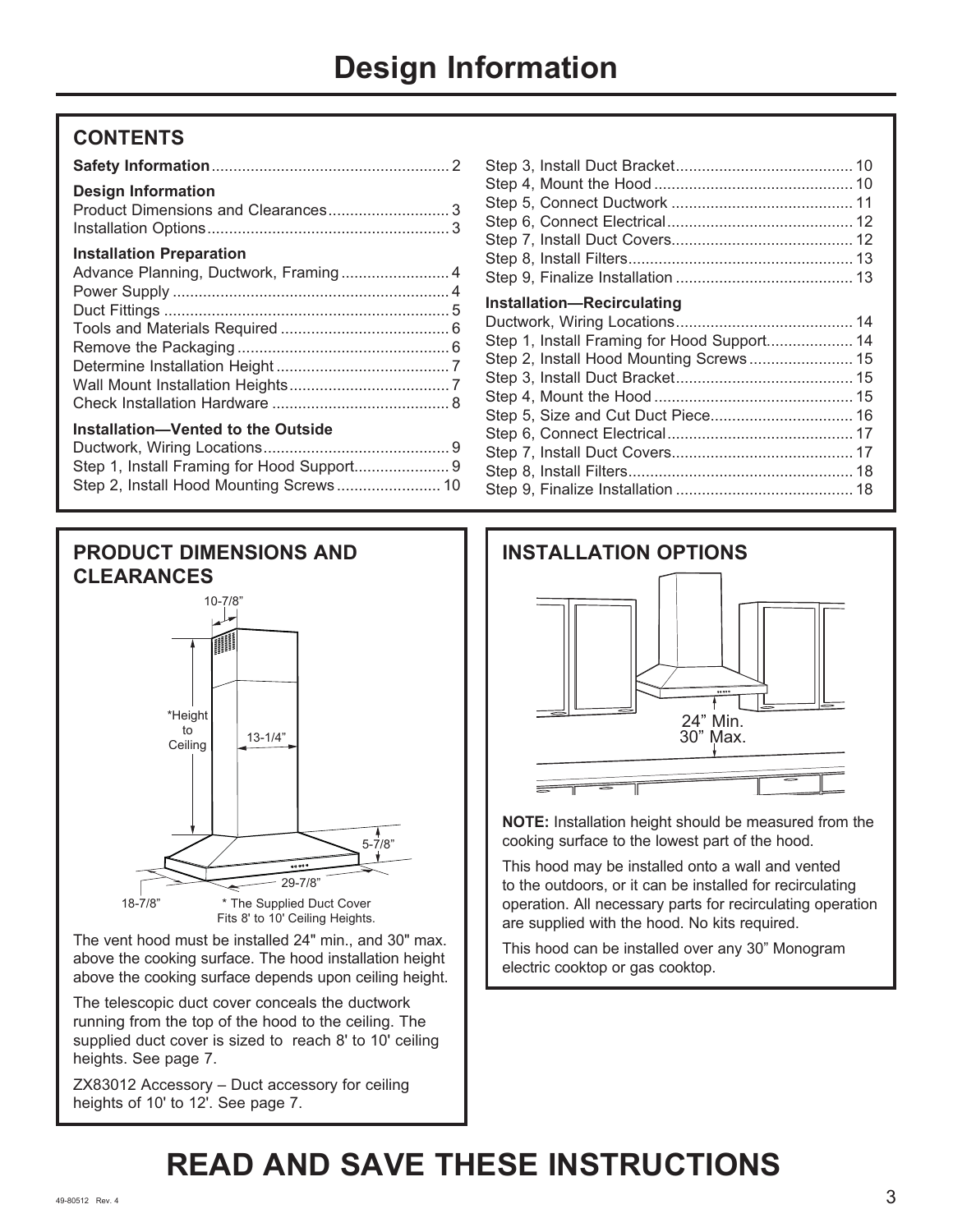# Design Information

## CONTENTS

**Safety Information** ........ 2

**Design Information**
Product Dimensions and Clearances ........ 3
Installation Options ........ 3

**Installation Preparation**
Advance Planning, Ductwork, Framing ........ 4
Power Supply ........ 4
Duct Fittings ........ 5
Tools and Materials Required ........ 6
Remove the Packaging ........ 6
Determine Installation Height ........ 7
Wall Mount Installation Heights ........ 7
Check Installation Hardware ........ 8

**Installation—Vented to the Outside**
Ductwork, Wiring Locations ........ 9
Step 1, Install Framing for Hood Support ........ 9
Step 2, Install Hood Mounting Screws ........ 10
Step 3, Install Duct Bracket ........ 10
Step 4, Mount the Hood ........ 10
Step 5, Connect Ductwork ........ 11
Step 6, Connect Electrical ........ 12
Step 7, Install Duct Covers ........ 12
Step 8, Install Filters ........ 13
Step 9, Finalize Installation ........ 13

**Installation—Recirculating**
Ductwork, Wiring Locations ........ 14
Step 1, Install Framing for Hood Support ........ 14
Step 2, Install Hood Mounting Screws ........ 15
Step 3, Install Duct Bracket ........ 15
Step 4, Mount the Hood ........ 15
Step 5, Size and Cut Duct Piece ........ 16
Step 6, Connect Electrical ........ 17
Step 7, Install Duct Covers ........ 17
Step 8, Install Filters ........ 18
Step 9, Finalize Installation ........ 18

## PRODUCT DIMENSIONS AND CLEARANCES

10-7/8”

*Height to Ceiling

13-1/4”

5-7/8”

29-7/8”

18-7/8”

\* The Supplied Duct Cover Fits 8' to 10' Ceiling Heights.

The vent hood must be installed 24" min., and 30" max. above the cooking surface. The hood installation height above the cooking surface depends upon ceiling height.

The telescopic duct cover conceals the ductwork running from the top of the hood to the ceiling. The supplied duct cover is sized to reach 8' to 10' ceiling heights. See page 7.

ZX83012 Accessory – Duct accessory for ceiling heights of 10' to 12'. See page 7.

## INSTALLATION OPTIONS

24” Min.
30” Max.

**NOTE:** Installation height should be measured from the cooking surface to the lowest part of the hood.

This hood may be installed onto a wall and vented to the outdoors, or it can be installed for recirculating operation. All necessary parts for recirculating operation are supplied with the hood. No kits required.

This hood can be installed over any 30” Monogram electric cooktop or gas cooktop.

# READ AND SAVE THESE INSTRUCTIONS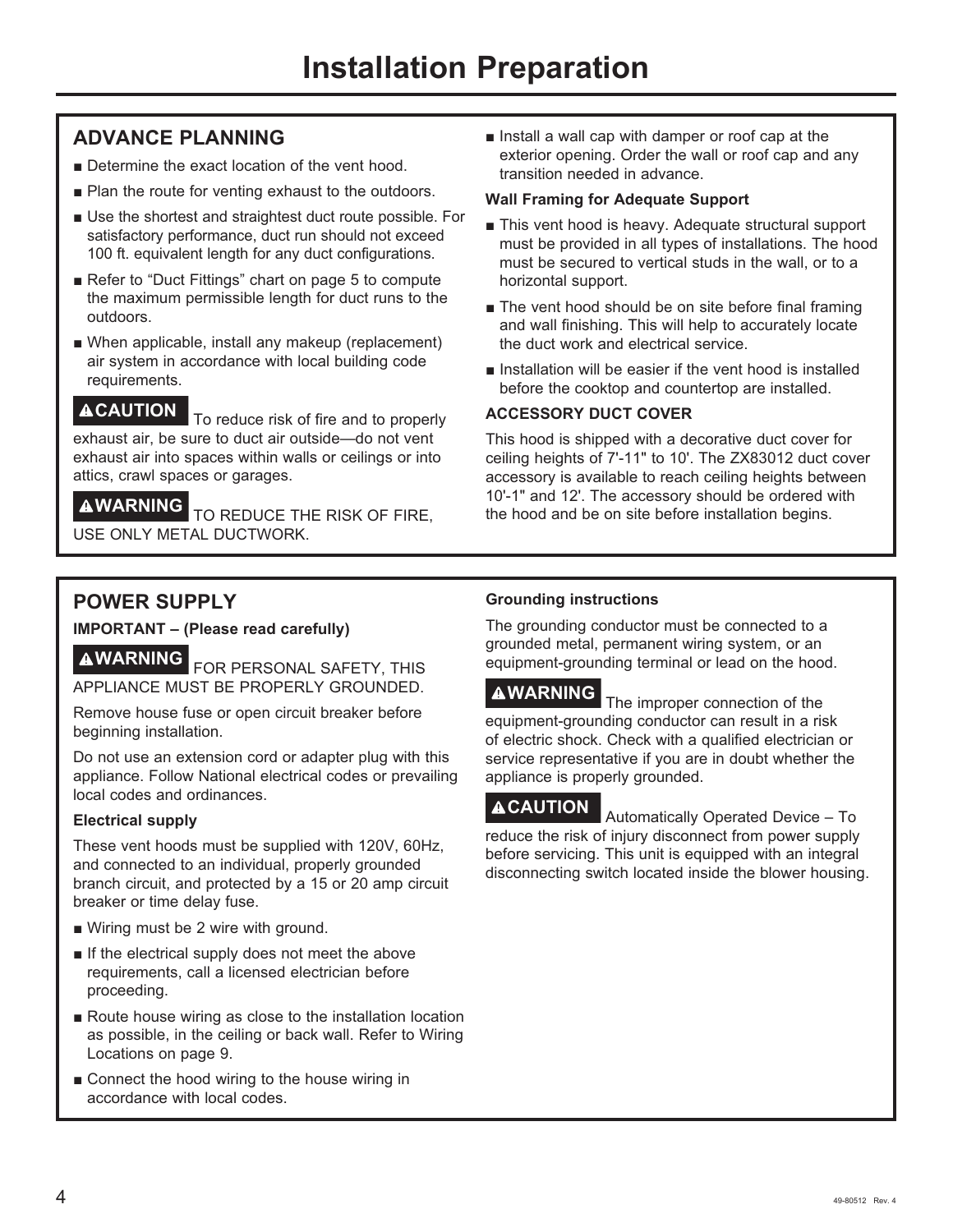# Installation Preparation

## ADVANCE PLANNING

- Determine the exact location of the vent hood.
- Plan the route for venting exhaust to the outdoors.
- Use the shortest and straightest duct route possible. For satisfactory performance, duct run should not exceed 100 ft. equivalent length for any duct configurations.
- Refer to "Duct Fittings" chart on page 5 to compute the maximum permissible length for duct runs to the outdoors.
- When applicable, install any makeup (replacement) air system in accordance with local building code requirements.

**⚠CAUTION** To reduce risk of fire and to properly exhaust air, be sure to duct air outside—do not vent exhaust air into spaces within walls or ceilings or into attics, crawl spaces or garages.

**⚠WARNING** TO REDUCE THE RISK OF FIRE, USE ONLY METAL DUCTWORK.

- Install a wall cap with damper or roof cap at the exterior opening. Order the wall or roof cap and any transition needed in advance.

**Wall Framing for Adequate Support**

- This vent hood is heavy. Adequate structural support must be provided in all types of installations. The hood must be secured to vertical studs in the wall, or to a horizontal support.
- The vent hood should be on site before final framing and wall finishing. This will help to accurately locate the duct work and electrical service.
- Installation will be easier if the vent hood is installed before the cooktop and countertop are installed.

**ACCESSORY DUCT COVER**

This hood is shipped with a decorative duct cover for ceiling heights of 7'-11" to 10'. The ZX83012 duct cover accessory is available to reach ceiling heights between 10'-1" and 12'. The accessory should be ordered with the hood and be on site before installation begins.

## POWER SUPPLY

**IMPORTANT – (Please read carefully)**

**⚠WARNING** FOR PERSONAL SAFETY, THIS APPLIANCE MUST BE PROPERLY GROUNDED.

Remove house fuse or open circuit breaker before beginning installation.

Do not use an extension cord or adapter plug with this appliance. Follow National electrical codes or prevailing local codes and ordinances.

**Electrical supply**

These vent hoods must be supplied with 120V, 60Hz, and connected to an individual, properly grounded branch circuit, and protected by a 15 or 20 amp circuit breaker or time delay fuse.

- Wiring must be 2 wire with ground.
- If the electrical supply does not meet the above requirements, call a licensed electrician before proceeding.
- Route house wiring as close to the installation location as possible, in the ceiling or back wall. Refer to Wiring Locations on page 9.
- Connect the hood wiring to the house wiring in accordance with local codes.

**Grounding instructions**

The grounding conductor must be connected to a grounded metal, permanent wiring system, or an equipment-grounding terminal or lead on the hood.

**⚠WARNING** The improper connection of the equipment-grounding conductor can result in a risk of electric shock. Check with a qualified electrician or service representative if you are in doubt whether the appliance is properly grounded.

**⚠CAUTION** Automatically Operated Device – To reduce the risk of injury disconnect from power supply before servicing. This unit is equipped with an integral disconnecting switch located inside the blower housing.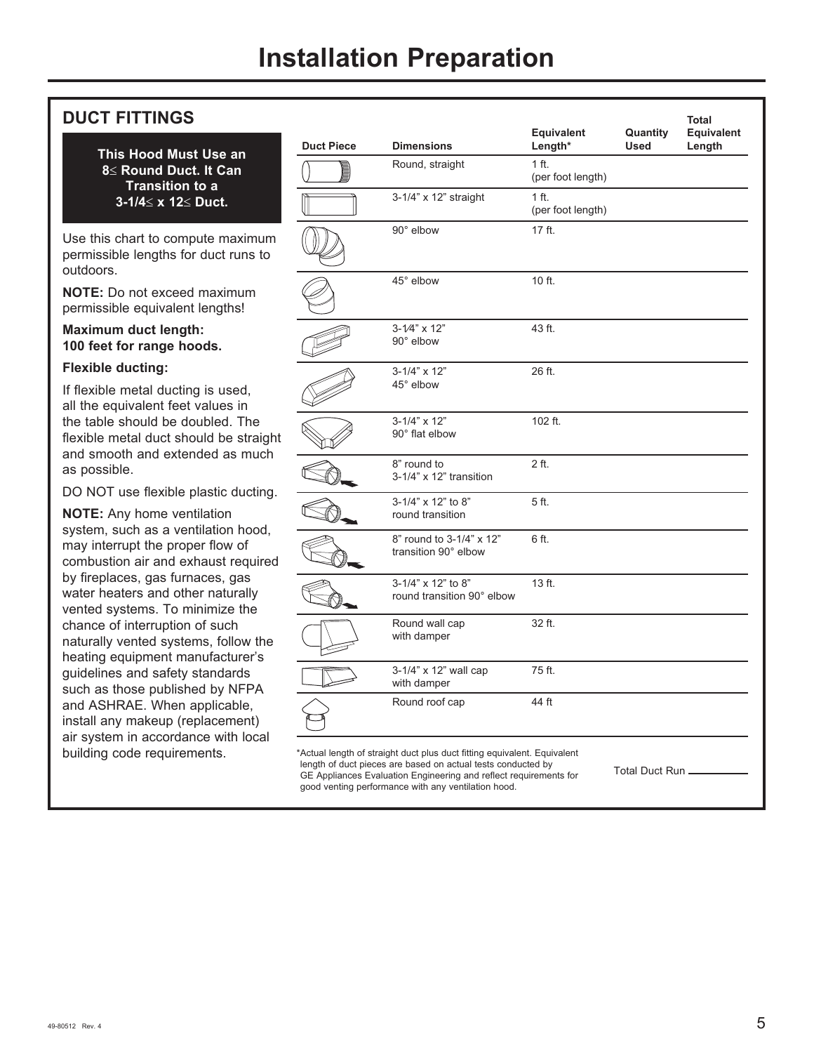# Installation Preparation

## DUCT FITTINGS

**This Hood Must Use an 8≤ Round Duct. It Can Transition to a 3-1/4≤ x 12≤ Duct.**

Use this chart to compute maximum permissible lengths for duct runs to outdoors.

**NOTE:** Do not exceed maximum permissible equivalent lengths!

**Maximum duct length: 100 feet for range hoods.**

**Flexible ducting:**

If flexible metal ducting is used, all the equivalent feet values in the table should be doubled. The flexible metal duct should be straight and smooth and extended as much as possible.

DO NOT use flexible plastic ducting.

**NOTE:** Any home ventilation system, such as a ventilation hood, may interrupt the proper flow of combustion air and exhaust required by fireplaces, gas furnaces, gas water heaters and other naturally vented systems. To minimize the chance of interruption of such naturally vented systems, follow the heating equipment manufacturer's guidelines and safety standards such as those published by NFPA and ASHRAE. When applicable, install any makeup (replacement) air system in accordance with local building code requirements.

| Duct Piece | Dimensions | Equivalent Length* | Quantity Used | Total Equivalent Length |
|---|---|---|---|---|
| | Round, straight | 1 ft. (per foot length) | | |
| | 3-1/4" x 12" straight | 1 ft. (per foot length) | | |
| | 90° elbow | 17 ft. | | |
| | 45° elbow | 10 ft. | | |
| | 3-1⁄4" x 12" 90° elbow | 43 ft. | | |
| | 3-1/4" x 12" 45° elbow | 26 ft. | | |
| | 3-1/4" x 12" 90° flat elbow | 102 ft. | | |
| | 8" round to 3-1/4" x 12" transition | 2 ft. | | |
| | 3-1/4" x 12" to 8" round transition | 5 ft. | | |
| | 8" round to 3-1/4" x 12" transition 90° elbow | 6 ft. | | |
| | 3-1/4" x 12" to 8" round transition 90° elbow | 13 ft. | | |
| | Round wall cap with damper | 32 ft. | | |
| | 3-1/4" x 12" wall cap with damper | 75 ft. | | |
| | Round roof cap | 44 ft | | |

*Actual length of straight duct plus duct fitting equivalent. Equivalent length of duct pieces are based on actual tests conducted by GE Appliances Evaluation Engineering and reflect requirements for good venting performance with any ventilation hood.

Total Duct Run \_\_\_\_\_\_\_\_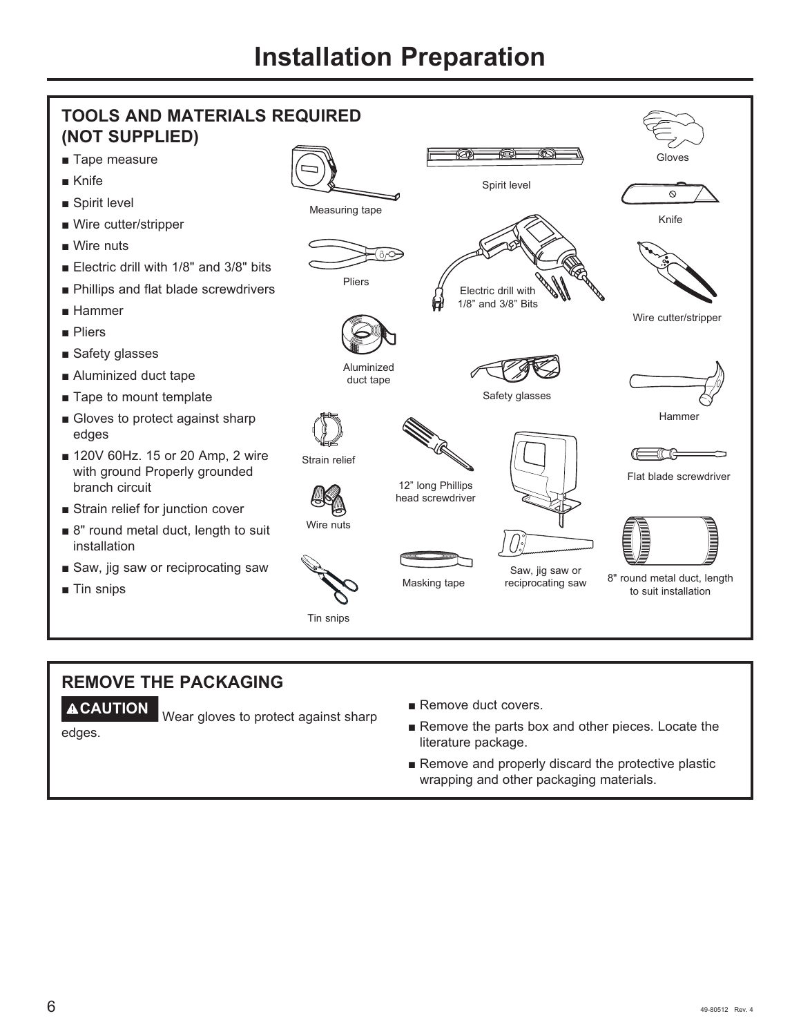# Installation Preparation

## TOOLS AND MATERIALS REQUIRED (NOT SUPPLIED)

- Tape measure
- Knife
- Spirit level
- Wire cutter/stripper
- Wire nuts
- Electric drill with 1/8" and 3/8" bits
- Phillips and flat blade screwdrivers
- Hammer
- Pliers
- Safety glasses
- Aluminized duct tape
- Tape to mount template
- Gloves to protect against sharp edges
- 120V 60Hz. 15 or 20 Amp, 2 wire with ground Properly grounded branch circuit
- Strain relief for junction cover
- 8" round metal duct, length to suit installation
- Saw, jig saw or reciprocating saw
- Tin snips

Measuring tape

Spirit level

Gloves

Knife

Pliers

Electric drill with 1/8" and 3/8" Bits

Wire cutter/stripper

Aluminized duct tape

Safety glasses

Hammer

Strain relief

12" long Phillips head screwdriver

Flat blade screwdriver

Wire nuts

Masking tape

Saw, jig saw or reciprocating saw

8" round metal duct, length to suit installation

Tin snips

## REMOVE THE PACKAGING

**⚠CAUTION** Wear gloves to protect against sharp edges.

- Remove duct covers.
- Remove the parts box and other pieces. Locate the literature package.
- Remove and properly discard the protective plastic wrapping and other packaging materials.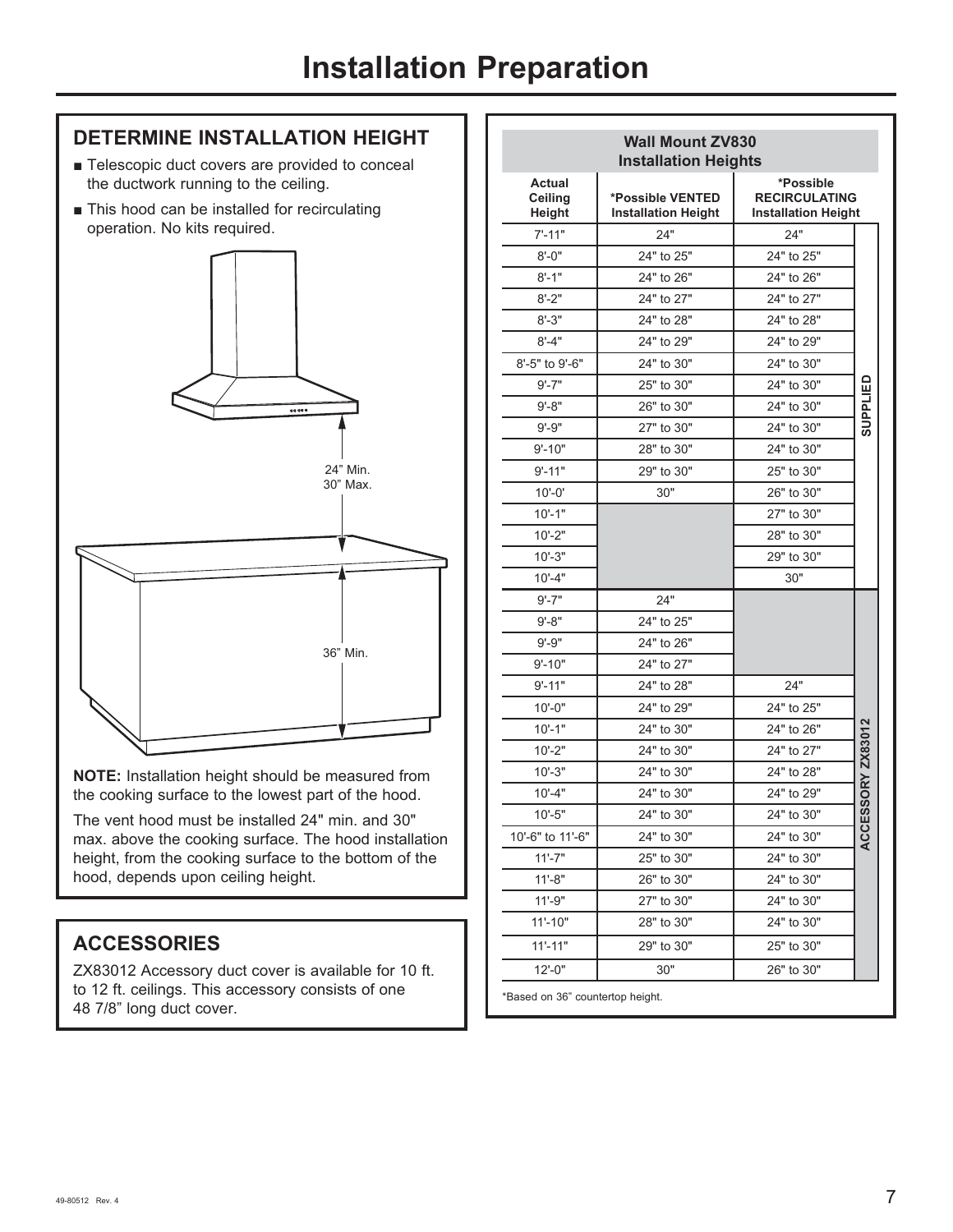# Installation Preparation

## DETERMINE INSTALLATION HEIGHT

- Telescopic duct covers are provided to conceal the ductwork running to the ceiling.
- This hood can be installed for recirculating operation. No kits required.

24" Min.
30" Max.

36" Min.

**NOTE:** Installation height should be measured from the cooking surface to the lowest part of the hood.

The vent hood must be installed 24" min. and 30" max. above the cooking surface. The hood installation height, from the cooking surface to the bottom of the hood, depends upon ceiling height.

## ACCESSORIES

ZX83012 Accessory duct cover is available for 10 ft. to 12 ft. ceilings. This accessory consists of one 48 7/8" long duct cover.

**Wall Mount ZV830 Installation Heights**

| Actual Ceiling Height | *Possible VENTED Installation Height | *Possible RECIRCULATING Installation Height | |
|---|---|---|---|
| 7'-11" | 24" | 24" | SUPPLIED |
| 8'-0" | 24" to 25" | 24" to 25" | |
| 8'-1" | 24" to 26" | 24" to 26" | |
| 8'-2" | 24" to 27" | 24" to 27" | |
| 8'-3" | 24" to 28" | 24" to 28" | |
| 8'-4" | 24" to 29" | 24" to 29" | |
| 8'-5" to 9'-6" | 24" to 30" | 24" to 30" | |
| 9'-7" | 25" to 30" | 24" to 30" | |
| 9'-8" | 26" to 30" | 24" to 30" | |
| 9'-9" | 27" to 30" | 24" to 30" | |
| 9'-10" | 28" to 30" | 24" to 30" | |
| 9'-11" | 29" to 30" | 25" to 30" | |
| 10'-0' | 30" | 26" to 30" | |
| 10'-1" | | 27" to 30" | |
| 10'-2" | | 28" to 30" | |
| 10'-3" | | 29" to 30" | |
| 10'-4" | | 30" | |
| 9'-7" | 24" | | ACCESSORY ZX83012 |
| 9'-8" | 24" to 25" | | |
| 9'-9" | 24" to 26" | | |
| 9'-10" | 24" to 27" | | |
| 9'-11" | 24" to 28" | 24" | |
| 10'-0" | 24" to 29" | 24" to 25" | |
| 10'-1" | 24" to 30" | 24" to 26" | |
| 10'-2" | 24" to 30" | 24" to 27" | |
| 10'-3" | 24" to 30" | 24" to 28" | |
| 10'-4" | 24" to 30" | 24" to 29" | |
| 10'-5" | 24" to 30" | 24" to 30" | |
| 10'-6" to 11'-6" | 24" to 30" | 24" to 30" | |
| 11'-7" | 25" to 30" | 24" to 30" | |
| 11'-8" | 26" to 30" | 24" to 30" | |
| 11'-9" | 27" to 30" | 24" to 30" | |
| 11'-10" | 28" to 30" | 24" to 30" | |
| 11'-11" | 29" to 30" | 25" to 30" | |
| 12'-0" | 30" | 26" to 30" | |

*Based on 36" countertop height.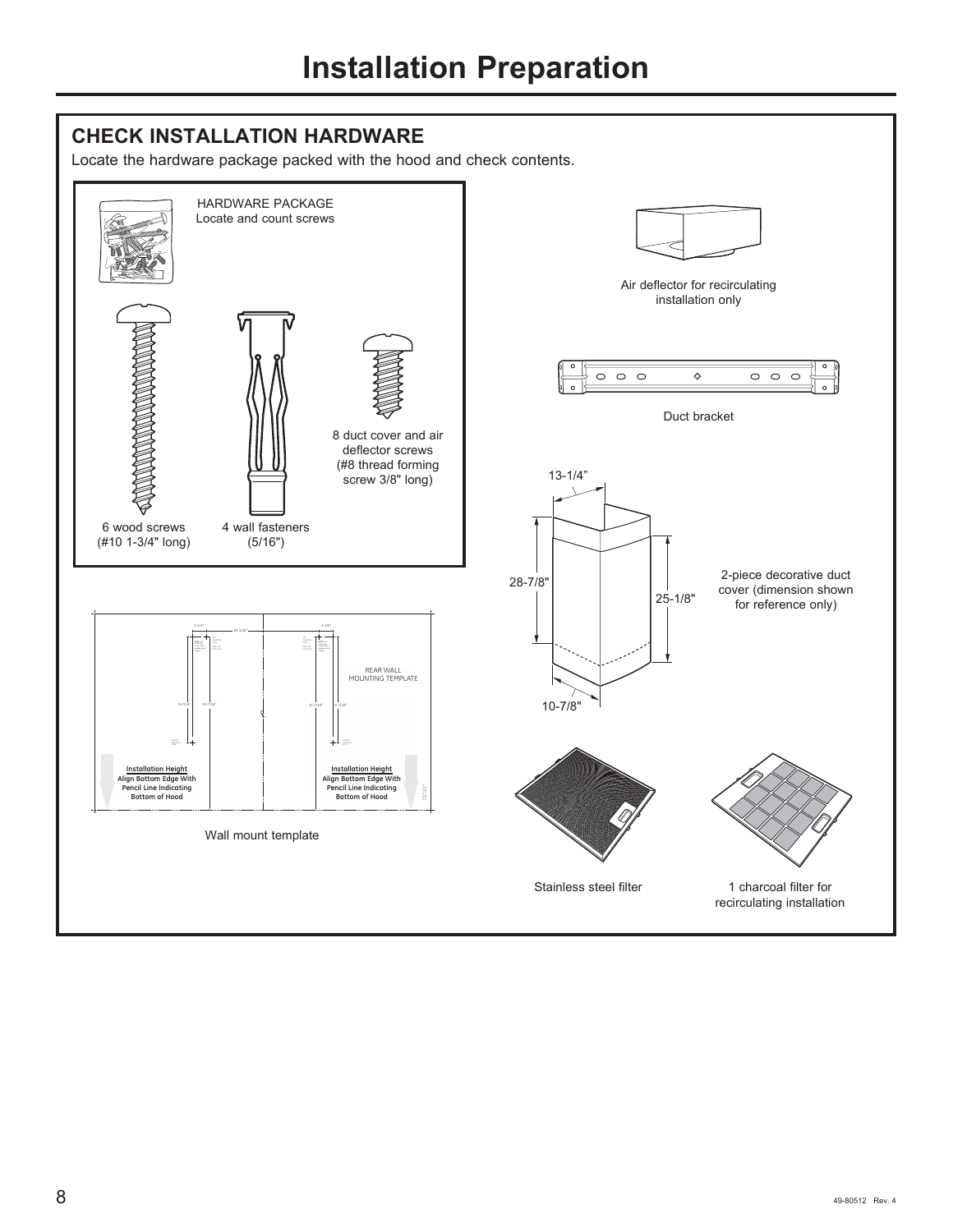# Installation Preparation

## CHECK INSTALLATION HARDWARE

Locate the hardware package packed with the hood and check contents.

HARDWARE PACKAGE
Locate and count screws

6 wood screws (#10 1-3/4" long)

4 wall fasteners (5/16")

8 duct cover and air deflector screws (#8 thread forming screw 3/8" long)

Air deflector for recirculating installation only

Duct bracket

13-1/4"

28-7/8"

25-1/8"

10-7/8"

2-piece decorative duct cover (dimension shown for reference only)

REAR WALL MOUNTING TEMPLATE

Installation Height
Align Bottom Edge With Pencil Line Indicating Bottom of Hood

Installation Height
Align Bottom Edge With Pencil Line Indicating Bottom of Hood

Wall mount template

Stainless steel filter

1 charcoal filter for recirculating installation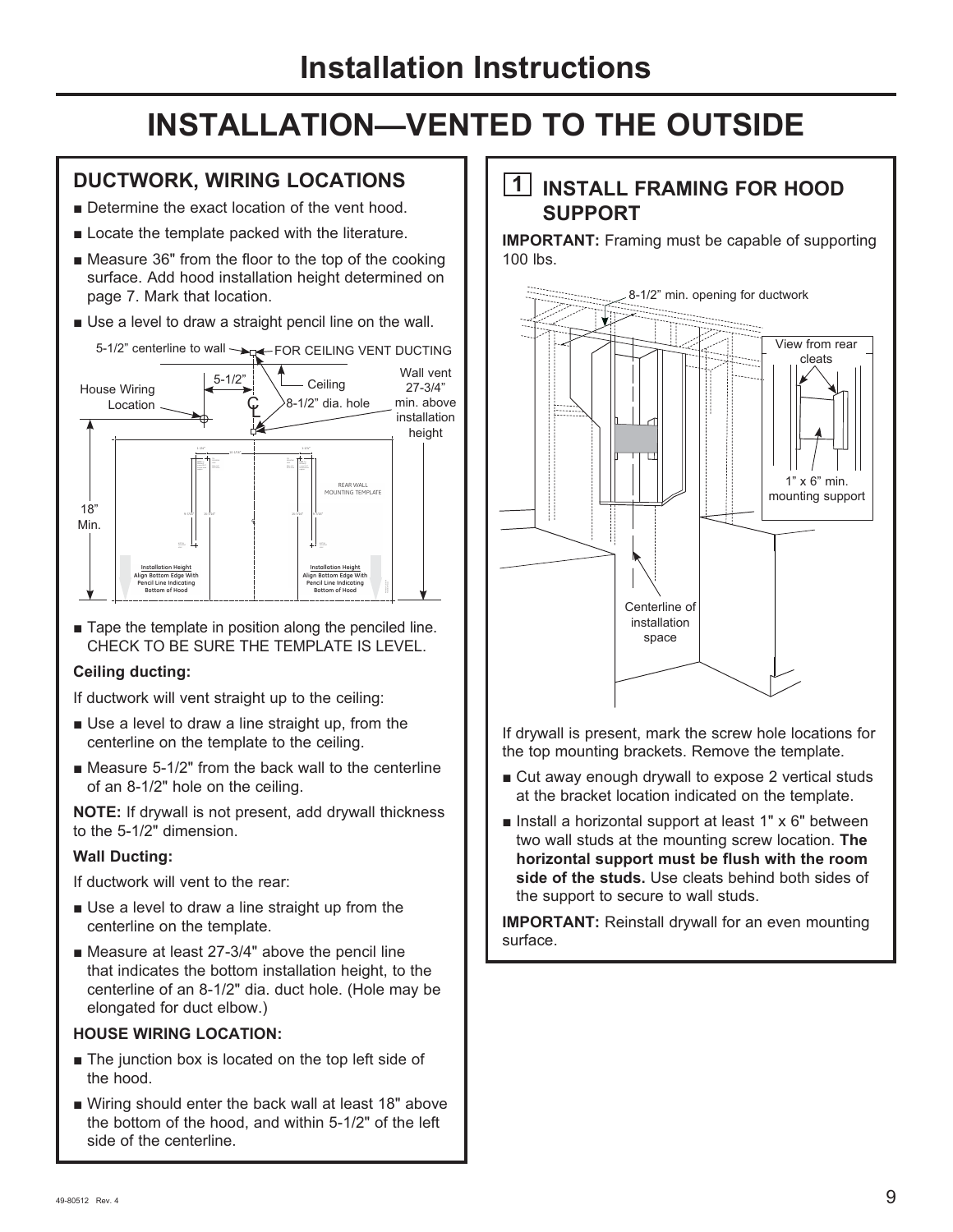# INSTALLATION—VENTED TO THE OUTSIDE

## DUCTWORK, WIRING LOCATIONS

- Determine the exact location of the vent hood.
- Locate the template packed with the literature.
- Measure 36" from the floor to the top of the cooking surface. Add hood installation height determined on page 7. Mark that location.
- Use a level to draw a straight pencil line on the wall.

5-1/2" centerline to wall — FOR CEILING VENT DUCTING

House Wiring Location — 5-1/2" — Ceiling 8-1/2" dia. hole — Wall vent 27-3/4" min. above installation height — 18" Min.

REAR WALL MOUNTING TEMPLATE

Installation Height Align Bottom Edge With Pencil Line Indicating Bottom of Hood

- Tape the template in position along the penciled line. CHECK TO BE SURE THE TEMPLATE IS LEVEL.

**Ceiling ducting:**

If ductwork will vent straight up to the ceiling:

- Use a level to draw a line straight up, from the centerline on the template to the ceiling.
- Measure 5-1/2" from the back wall to the centerline of an 8-1/2" hole on the ceiling.

**NOTE:** If drywall is not present, add drywall thickness to the 5-1/2" dimension.

**Wall Ducting:**

If ductwork will vent to the rear:

- Use a level to draw a line straight up from the centerline on the template.
- Measure at least 27-3/4" above the pencil line that indicates the bottom installation height, to the centerline of an 8-1/2" dia. duct hole. (Hole may be elongated for duct elbow.)

**HOUSE WIRING LOCATION:**

- The junction box is located on the top left side of the hood.
- Wiring should enter the back wall at least 18" above the bottom of the hood, and within 5-1/2" of the left side of the centerline.

## 1 INSTALL FRAMING FOR HOOD SUPPORT

**IMPORTANT:** Framing must be capable of supporting 100 lbs.

8-1/2" min. opening for ductwork

View from rear cleats

1" x 6" min. mounting support

Centerline of installation space

If drywall is present, mark the screw hole locations for the top mounting brackets. Remove the template.

- Cut away enough drywall to expose 2 vertical studs at the bracket location indicated on the template.
- Install a horizontal support at least 1" x 6" between two wall studs at the mounting screw location. **The horizontal support must be flush with the room side of the studs.** Use cleats behind both sides of the support to secure to wall studs.

**IMPORTANT:** Reinstall drywall for an even mounting surface.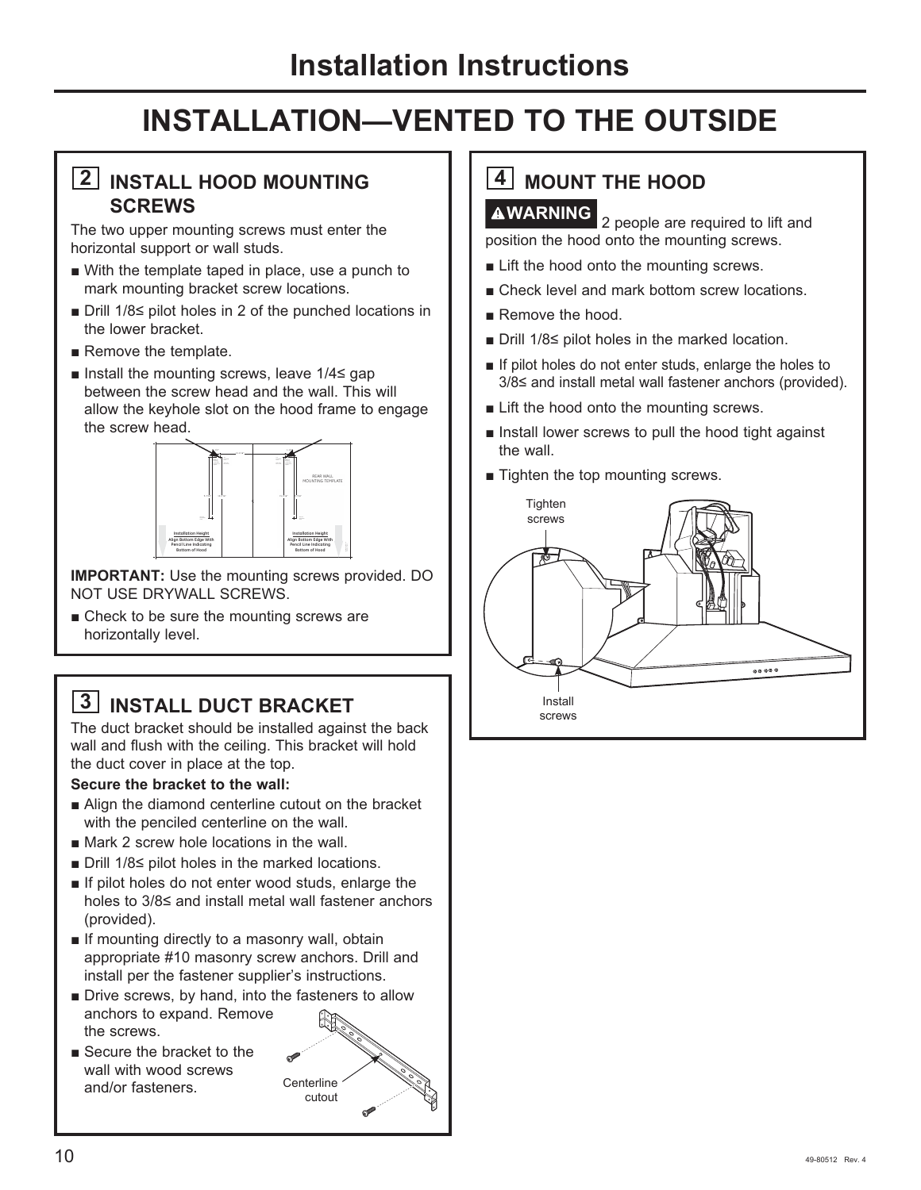# Installation Instructions

## INSTALLATION—VENTED TO THE OUTSIDE

### 2 INSTALL HOOD MOUNTING SCREWS

The two upper mounting screws must enter the horizontal support or wall studs.

- With the template taped in place, use a punch to mark mounting bracket screw locations.
- Drill 1/8≤ pilot holes in 2 of the punched locations in the lower bracket.
- Remove the template.
- Install the mounting screws, leave 1/4≤ gap between the screw head and the wall. This will allow the keyhole slot on the hood frame to engage the screw head.

REAR WALL MOUNTING TEMPLATE

Installation Height Align Bottom Edge With Pencil Line Indicating Bottom of Hood

Installation Height Align Bottom Edge With Pencil Line Indicating Bottom of Hood

**IMPORTANT:** Use the mounting screws provided. DO NOT USE DRYWALL SCREWS.

- Check to be sure the mounting screws are horizontally level.

### 3 INSTALL DUCT BRACKET

The duct bracket should be installed against the back wall and flush with the ceiling. This bracket will hold the duct cover in place at the top.

**Secure the bracket to the wall:**

- Align the diamond centerline cutout on the bracket with the penciled centerline on the wall.
- Mark 2 screw hole locations in the wall.
- Drill 1/8≤ pilot holes in the marked locations.
- If pilot holes do not enter wood studs, enlarge the holes to 3/8≤ and install metal wall fastener anchors (provided).
- If mounting directly to a masonry wall, obtain appropriate #10 masonry screw anchors. Drill and install per the fastener supplier's instructions.
- Drive screws, by hand, into the fasteners to allow anchors to expand. Remove the screws.
- Secure the bracket to the wall with wood screws and/or fasteners.

Centerline cutout

### 4 MOUNT THE HOOD

**⚠WARNING** 2 people are required to lift and position the hood onto the mounting screws.

- Lift the hood onto the mounting screws.
- Check level and mark bottom screw locations.
- Remove the hood.
- Drill 1/8≤ pilot holes in the marked location.
- If pilot holes do not enter studs, enlarge the holes to 3/8≤ and install metal wall fastener anchors (provided).
- Lift the hood onto the mounting screws.
- Install lower screws to pull the hood tight against the wall.
- Tighten the top mounting screws.

Tighten screws

Install screws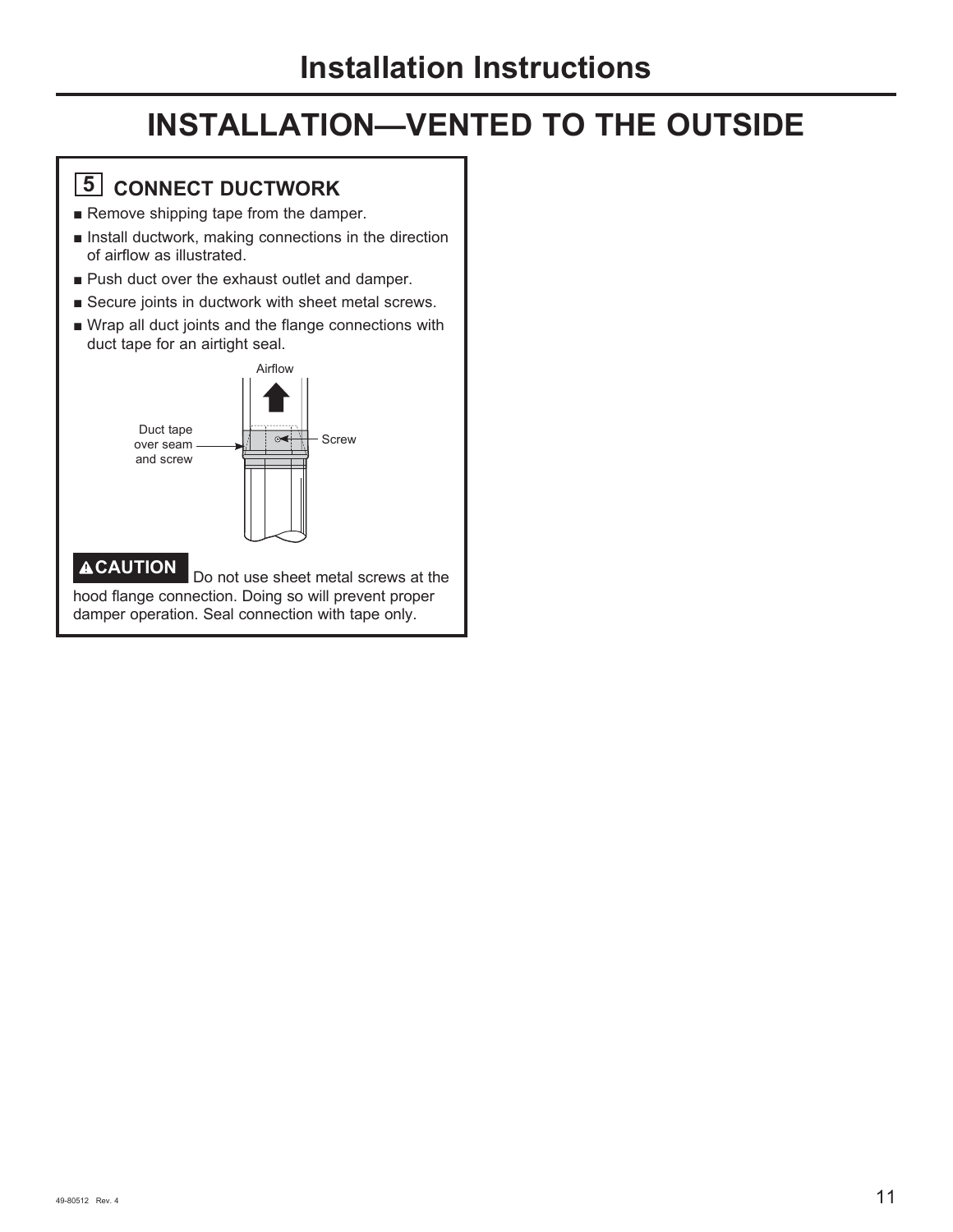# INSTALLATION—VENTED TO THE OUTSIDE

## 5 CONNECT DUCTWORK

- Remove shipping tape from the damper.
- Install ductwork, making connections in the direction of airflow as illustrated.
- Push duct over the exhaust outlet and damper.
- Secure joints in ductwork with sheet metal screws.
- Wrap all duct joints and the flange connections with duct tape for an airtight seal.

Airflow

Duct tape over seam and screw

Screw

**⚠CAUTION** Do not use sheet metal screws at the hood flange connection. Doing so will prevent proper damper operation. Seal connection with tape only.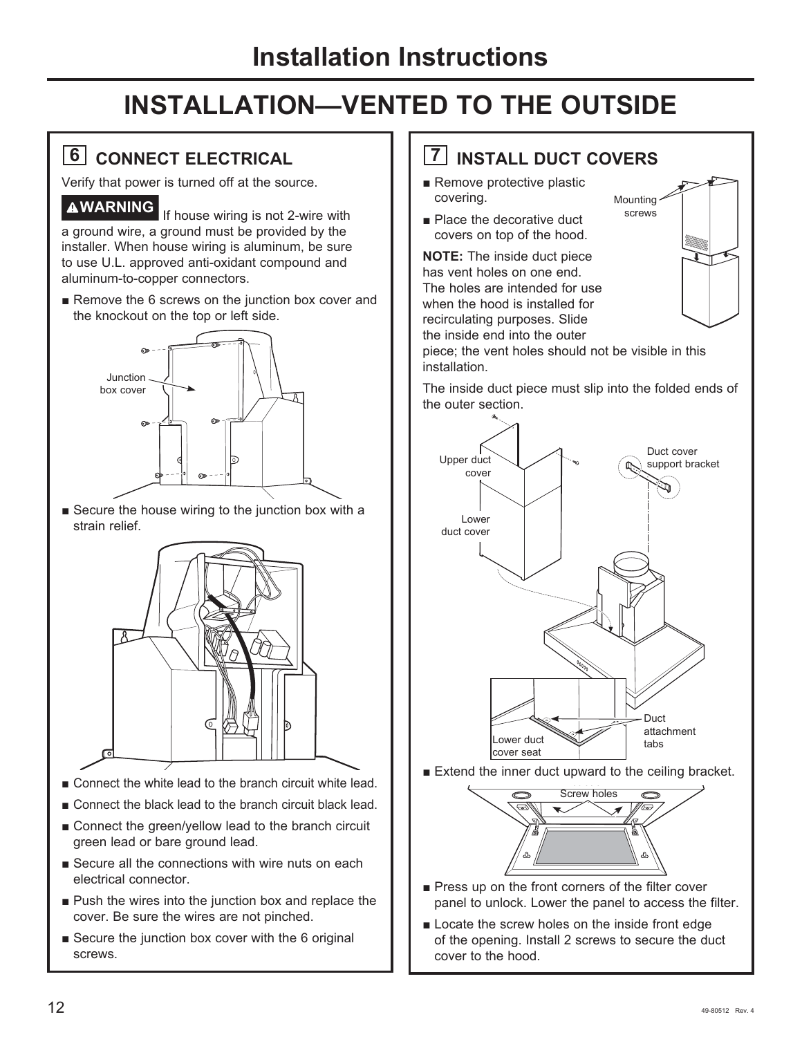# Installation Instructions

## INSTALLATION—VENTED TO THE OUTSIDE

### 6 CONNECT ELECTRICAL

Verify that power is turned off at the source.

**⚠WARNING** If house wiring is not 2-wire with a ground wire, a ground must be provided by the installer. When house wiring is aluminum, be sure to use U.L. approved anti-oxidant compound and aluminum-to-copper connectors.

- Remove the 6 screws on the junction box cover and the knockout on the top or left side.

Junction box cover

- Secure the house wiring to the junction box with a strain relief.

- Connect the white lead to the branch circuit white lead.
- Connect the black lead to the branch circuit black lead.
- Connect the green/yellow lead to the branch circuit green lead or bare ground lead.
- Secure all the connections with wire nuts on each electrical connector.
- Push the wires into the junction box and replace the cover. Be sure the wires are not pinched.
- Secure the junction box cover with the 6 original screws.

### 7 INSTALL DUCT COVERS

- Remove protective plastic covering.
- Place the decorative duct covers on top of the hood.

Mounting screws

**NOTE:** The inside duct piece has vent holes on one end. The holes are intended for use when the hood is installed for recirculating purposes. Slide the inside end into the outer piece; the vent holes should not be visible in this installation.

The inside duct piece must slip into the folded ends of the outer section.

Upper duct cover

Lower duct cover

Duct cover support bracket

Lower duct cover seat

Duct attachment tabs

- Extend the inner duct upward to the ceiling bracket.

Screw holes

- Press up on the front corners of the filter cover panel to unlock. Lower the panel to access the filter.
- Locate the screw holes on the inside front edge of the opening. Install 2 screws to secure the duct cover to the hood.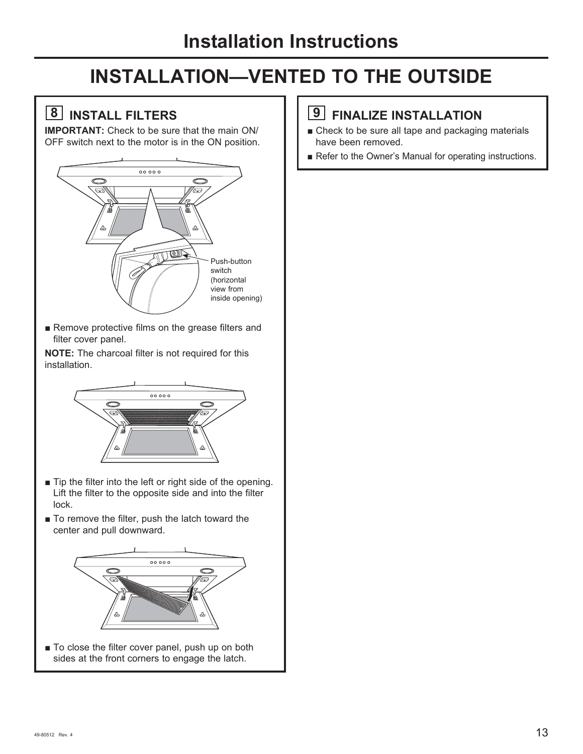# Installation Instructions

## INSTALLATION—VENTED TO THE OUTSIDE

### 8 INSTALL FILTERS

**IMPORTANT:** Check to be sure that the main ON/OFF switch next to the motor is in the ON position.

Push-button switch (horizontal view from inside opening)

- Remove protective films on the grease filters and filter cover panel.

**NOTE:** The charcoal filter is not required for this installation.

- Tip the filter into the left or right side of the opening. Lift the filter to the opposite side and into the filter lock.
- To remove the filter, push the latch toward the center and pull downward.

- To close the filter cover panel, push up on both sides at the front corners to engage the latch.

### 9 FINALIZE INSTALLATION

- Check to be sure all tape and packaging materials have been removed.
- Refer to the Owner's Manual for operating instructions.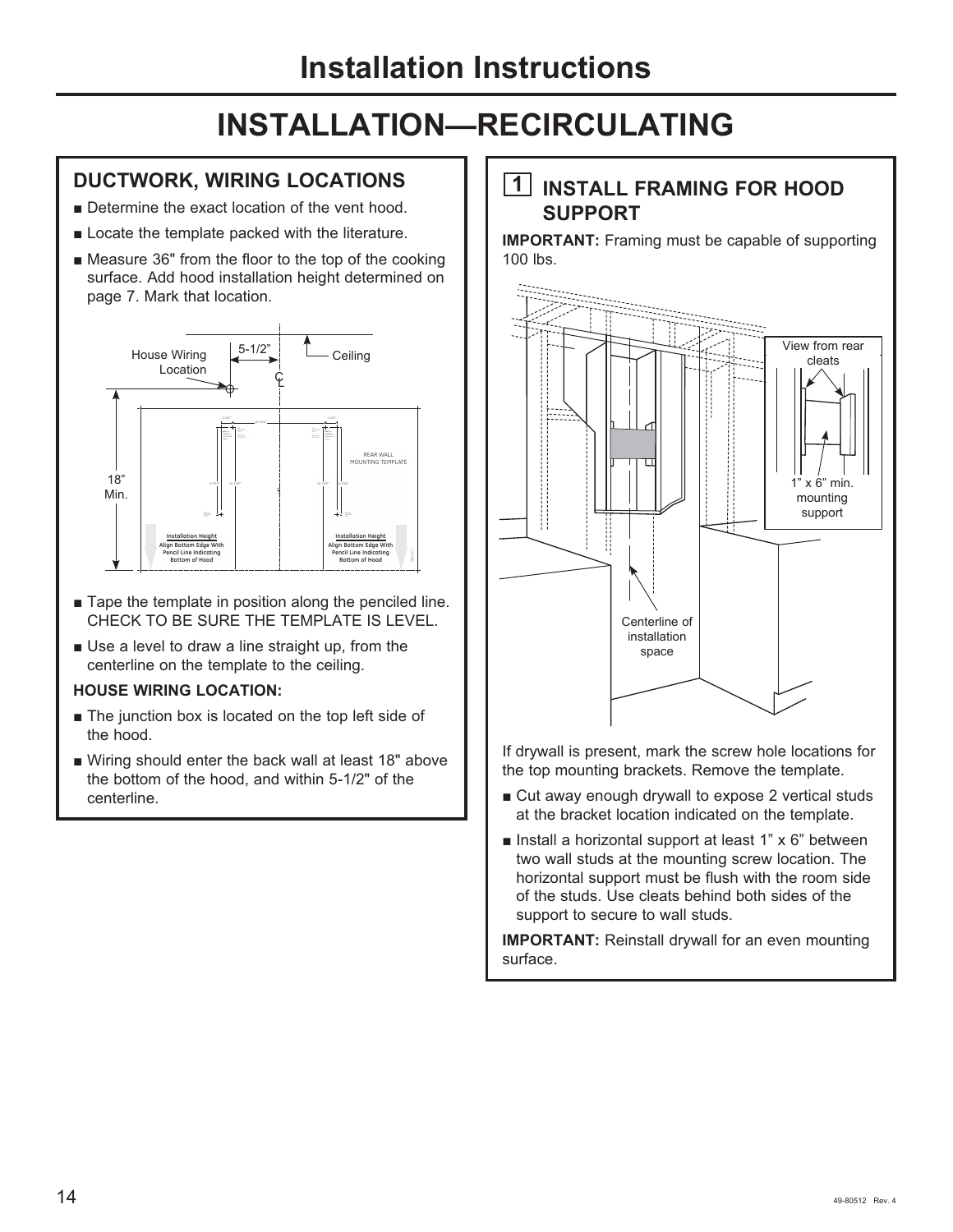# Installation Instructions

## INSTALLATION—RECIRCULATING

### DUCTWORK, WIRING LOCATIONS

- Determine the exact location of the vent hood.
- Locate the template packed with the literature.
- Measure 36" from the floor to the top of the cooking surface. Add hood installation height determined on page 7. Mark that location.

House Wiring Location

5-1/2"

Ceiling

18" Min.

REAR WALL MOUNTING TEMPLATE

Installation Height Align Bottom Edge With Pencil Line Indicating Bottom of Hood

- Tape the template in position along the penciled line. CHECK TO BE SURE THE TEMPLATE IS LEVEL.
- Use a level to draw a line straight up, from the centerline on the template to the ceiling.

**HOUSE WIRING LOCATION:**

- The junction box is located on the top left side of the hood.
- Wiring should enter the back wall at least 18" above the bottom of the hood, and within 5-1/2" of the centerline.

### 1 INSTALL FRAMING FOR HOOD SUPPORT

**IMPORTANT:** Framing must be capable of supporting 100 lbs.

View from rear cleats

1" x 6" min. mounting support

Centerline of installation space

If drywall is present, mark the screw hole locations for the top mounting brackets. Remove the template.

- Cut away enough drywall to expose 2 vertical studs at the bracket location indicated on the template.
- Install a horizontal support at least 1" x 6" between two wall studs at the mounting screw location. The horizontal support must be flush with the room side of the studs. Use cleats behind both sides of the support to secure to wall studs.

**IMPORTANT:** Reinstall drywall for an even mounting surface.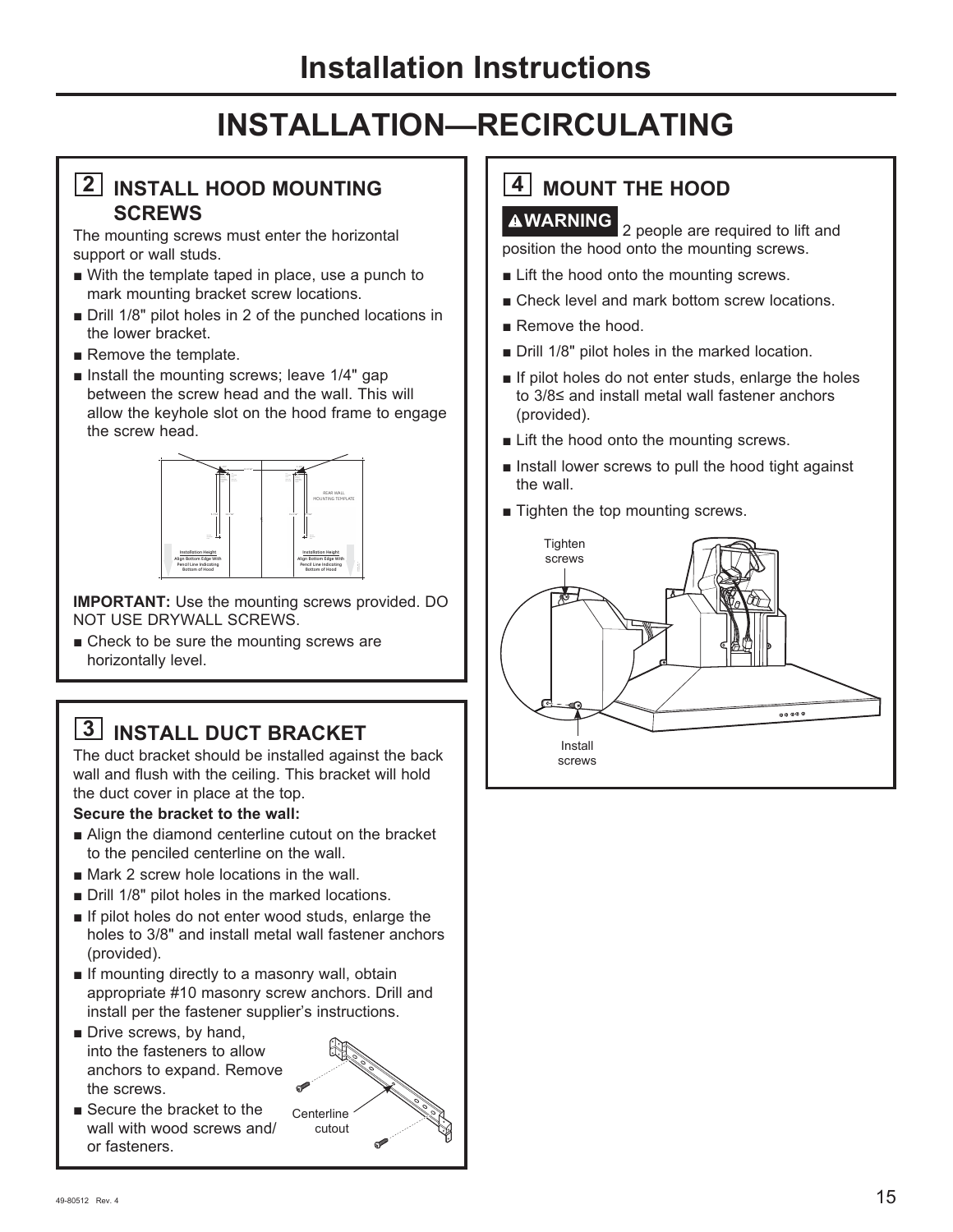# Installation Instructions

## INSTALLATION—RECIRCULATING

### 2 INSTALL HOOD MOUNTING SCREWS

The mounting screws must enter the horizontal support or wall studs.

- With the template taped in place, use a punch to mark mounting bracket screw locations.
- Drill 1/8" pilot holes in 2 of the punched locations in the lower bracket.
- Remove the template.
- Install the mounting screws; leave 1/4" gap between the screw head and the wall. This will allow the keyhole slot on the hood frame to engage the screw head.

REAR WALL MOUNTING TEMPLATE

Installation Height Align Bottom Edge With Pencil Line Indicating Bottom of Hood

Installation Height Align Bottom Edge With Pencil Line Indicating Bottom of Hood

**IMPORTANT:** Use the mounting screws provided. DO NOT USE DRYWALL SCREWS.

- Check to be sure the mounting screws are horizontally level.

### 3 INSTALL DUCT BRACKET

The duct bracket should be installed against the back wall and flush with the ceiling. This bracket will hold the duct cover in place at the top.

**Secure the bracket to the wall:**

- Align the diamond centerline cutout on the bracket to the penciled centerline on the wall.
- Mark 2 screw hole locations in the wall.
- Drill 1/8" pilot holes in the marked locations.
- If pilot holes do not enter wood studs, enlarge the holes to 3/8" and install metal wall fastener anchors (provided).
- If mounting directly to a masonry wall, obtain appropriate #10 masonry screw anchors. Drill and install per the fastener supplier's instructions.
- Drive screws, by hand, into the fasteners to allow anchors to expand. Remove the screws.
- Secure the bracket to the wall with wood screws and/or fasteners.

Centerline cutout

### 4 MOUNT THE HOOD

**⚠WARNING** 2 people are required to lift and position the hood onto the mounting screws.

- Lift the hood onto the mounting screws.
- Check level and mark bottom screw locations.
- Remove the hood.
- Drill 1/8" pilot holes in the marked location.
- If pilot holes do not enter studs, enlarge the holes to 3/8≤ and install metal wall fastener anchors (provided).
- Lift the hood onto the mounting screws.
- Install lower screws to pull the hood tight against the wall.
- Tighten the top mounting screws.

Tighten screws

Install screws

49-80512 Rev. 4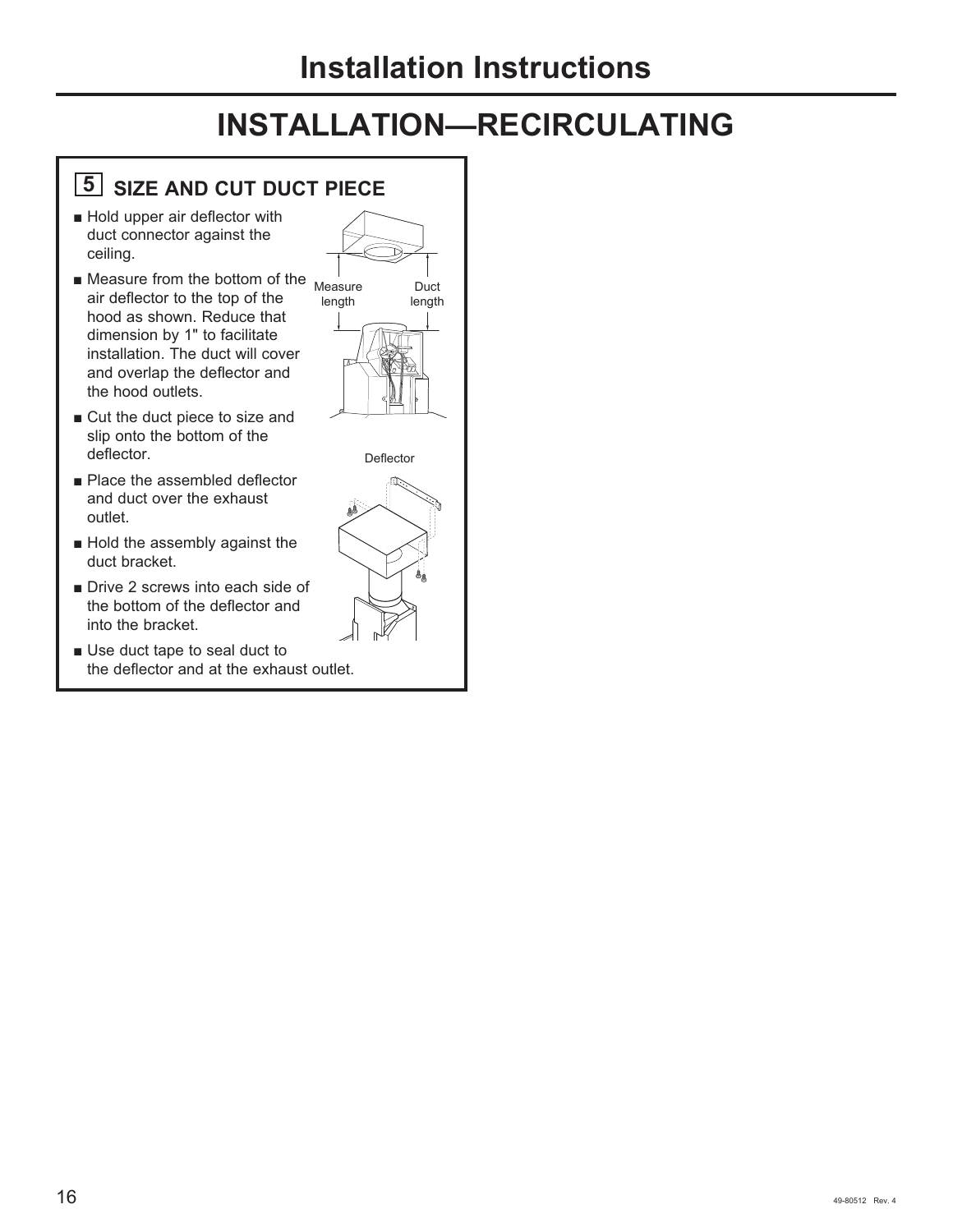# Installation Instructions

## INSTALLATION—RECIRCULATING

### 5 SIZE AND CUT DUCT PIECE

- Hold upper air deflector with duct connector against the ceiling.
- Measure from the bottom of the air deflector to the top of the hood as shown. Reduce that dimension by 1" to facilitate installation. The duct will cover and overlap the deflector and the hood outlets.
- Cut the duct piece to size and slip onto the bottom of the deflector.
- Place the assembled deflector and duct over the exhaust outlet.
- Hold the assembly against the duct bracket.
- Drive 2 screws into each side of the bottom of the deflector and into the bracket.
- Use duct tape to seal duct to the deflector and at the exhaust outlet.

Measure length

Duct length

Deflector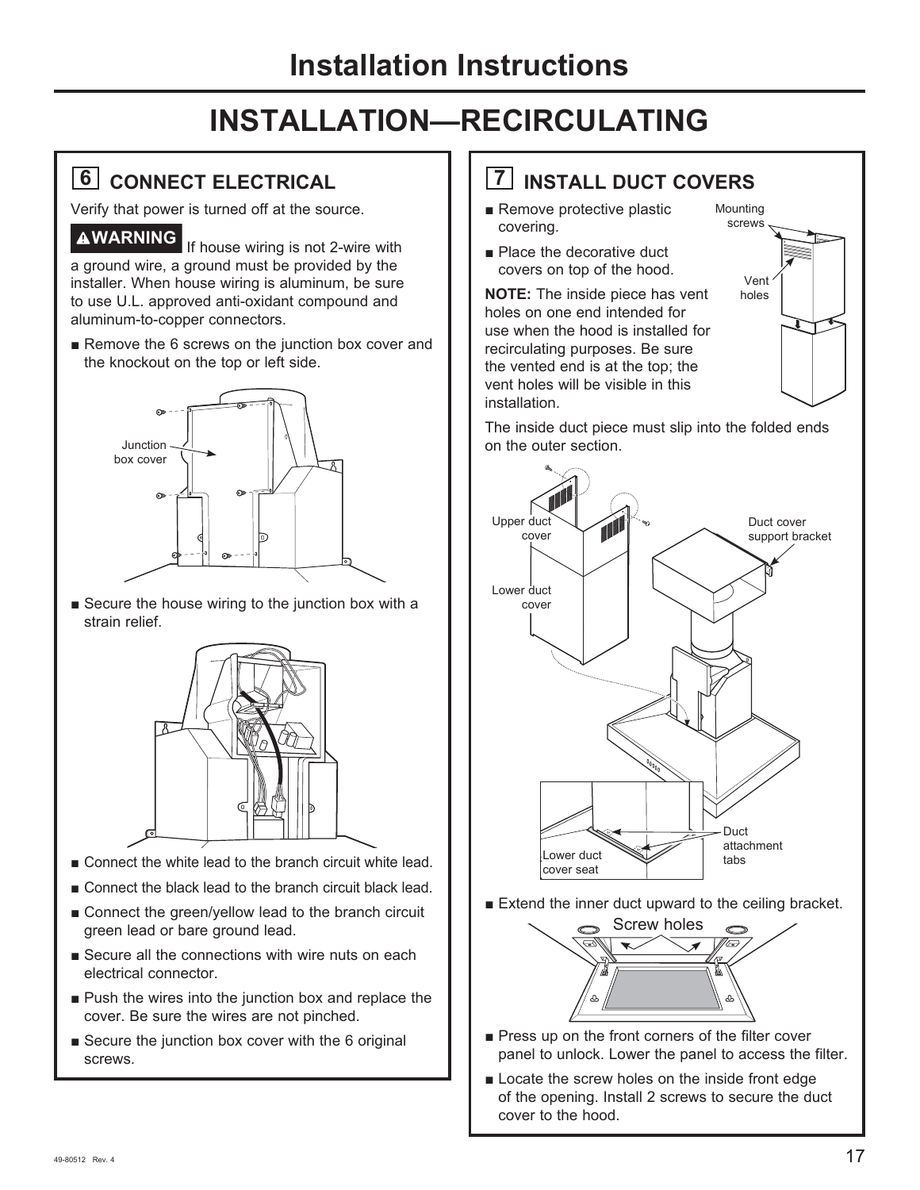# Installation Instructions

## INSTALLATION—RECIRCULATING

### 6 CONNECT ELECTRICAL

Verify that power is turned off at the source.

**⚠WARNING** If house wiring is not 2-wire with a ground wire, a ground must be provided by the installer. When house wiring is aluminum, be sure to use U.L. approved anti-oxidant compound and aluminum-to-copper connectors.

- Remove the 6 screws on the junction box cover and the knockout on the top or left side.

Junction box cover

- Secure the house wiring to the junction box with a strain relief.

- Connect the white lead to the branch circuit white lead.
- Connect the black lead to the branch circuit black lead.
- Connect the green/yellow lead to the branch circuit green lead or bare ground lead.
- Secure all the connections with wire nuts on each electrical connector.
- Push the wires into the junction box and replace the cover. Be sure the wires are not pinched.
- Secure the junction box cover with the 6 original screws.

### 7 INSTALL DUCT COVERS

- Remove protective plastic covering.
- Place the decorative duct covers on top of the hood.

**NOTE:** The inside piece has vent holes on one end intended for use when the hood is installed for recirculating purposes. Be sure the vented end is at the top; the vent holes will be visible in this installation.

Mounting screws

Vent holes

The inside duct piece must slip into the folded ends on the outer section.

Upper duct cover

Lower duct cover

Duct cover support bracket

Lower duct cover seat

Duct attachment tabs

- Extend the inner duct upward to the ceiling bracket.

Screw holes

- Press up on the front corners of the filter cover panel to unlock. Lower the panel to access the filter.
- Locate the screw holes on the inside front edge of the opening. Install 2 screws to secure the duct cover to the hood.

49-80512 Rev. 4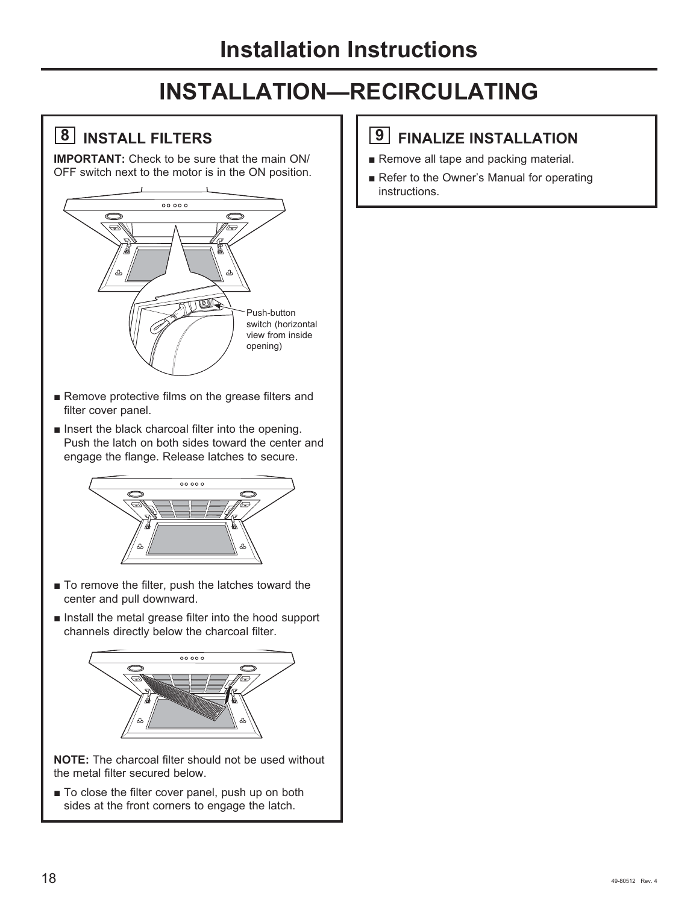# Installation Instructions

## INSTALLATION—RECIRCULATING

### 8 INSTALL FILTERS

**IMPORTANT:** Check to be sure that the main ON/OFF switch next to the motor is in the ON position.

Push-button switch (horizontal view from inside opening)

- Remove protective films on the grease filters and filter cover panel.
- Insert the black charcoal filter into the opening. Push the latch on both sides toward the center and engage the flange. Release latches to secure.

- To remove the filter, push the latches toward the center and pull downward.
- Install the metal grease filter into the hood support channels directly below the charcoal filter.

**NOTE:** The charcoal filter should not be used without the metal filter secured below.

- To close the filter cover panel, push up on both sides at the front corners to engage the latch.

### 9 FINALIZE INSTALLATION

- Remove all tape and packing material.
- Refer to the Owner's Manual for operating instructions.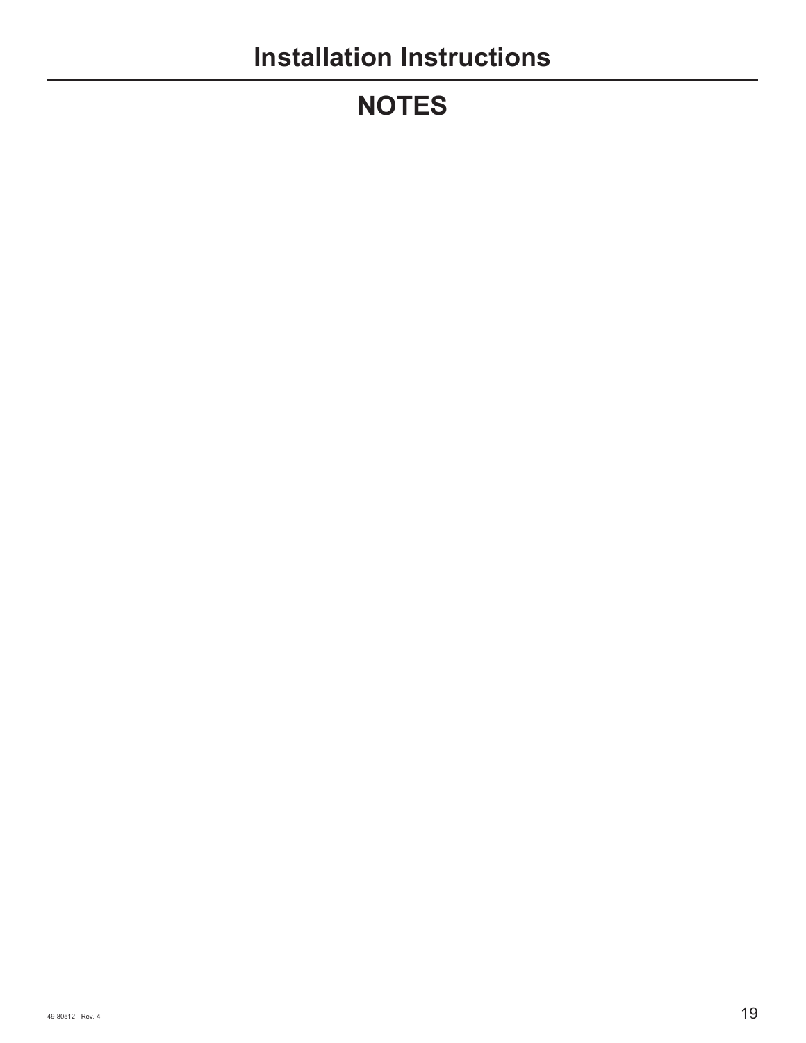# NOTES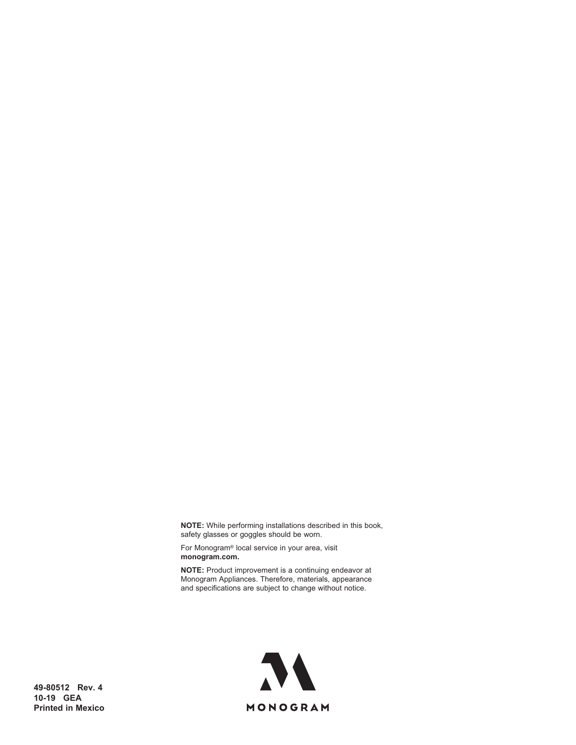**NOTE:** While performing installations described in this book, safety glasses or goggles should be worn.

For Monogram® local service in your area, visit **monogram.com.**

**NOTE:** Product improvement is a continuing endeavor at Monogram Appliances. Therefore, materials, appearance and specifications are subject to change without notice.

**49-80512 Rev. 4**
**10-19 GEA**
**Printed in Mexico**

MONOGRAM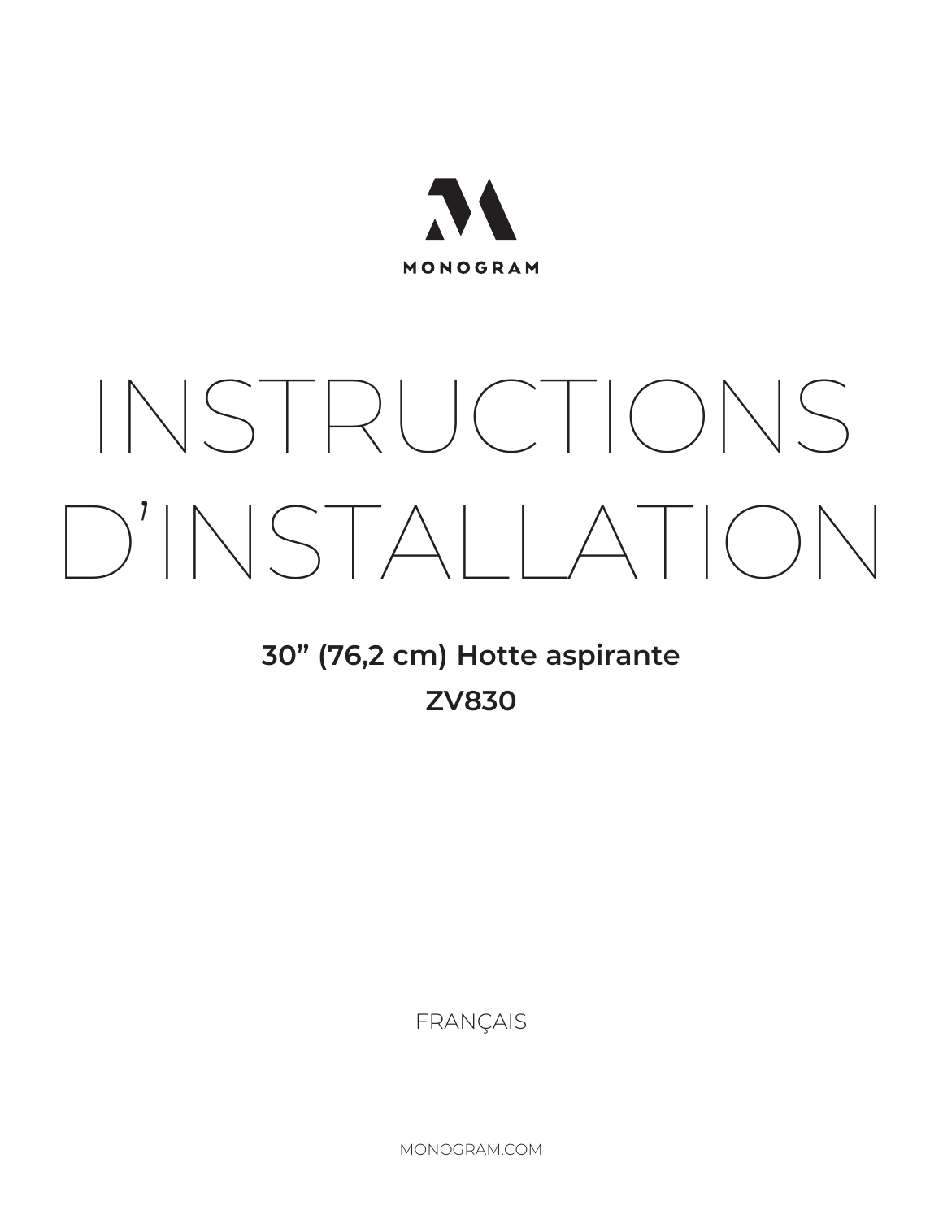MONOGRAM

# INSTRUCTIONS D'INSTALLATION

**30" (76,2 cm) Hotte aspirante**

**ZV830**

FRANÇAIS

MONOGRAM.COM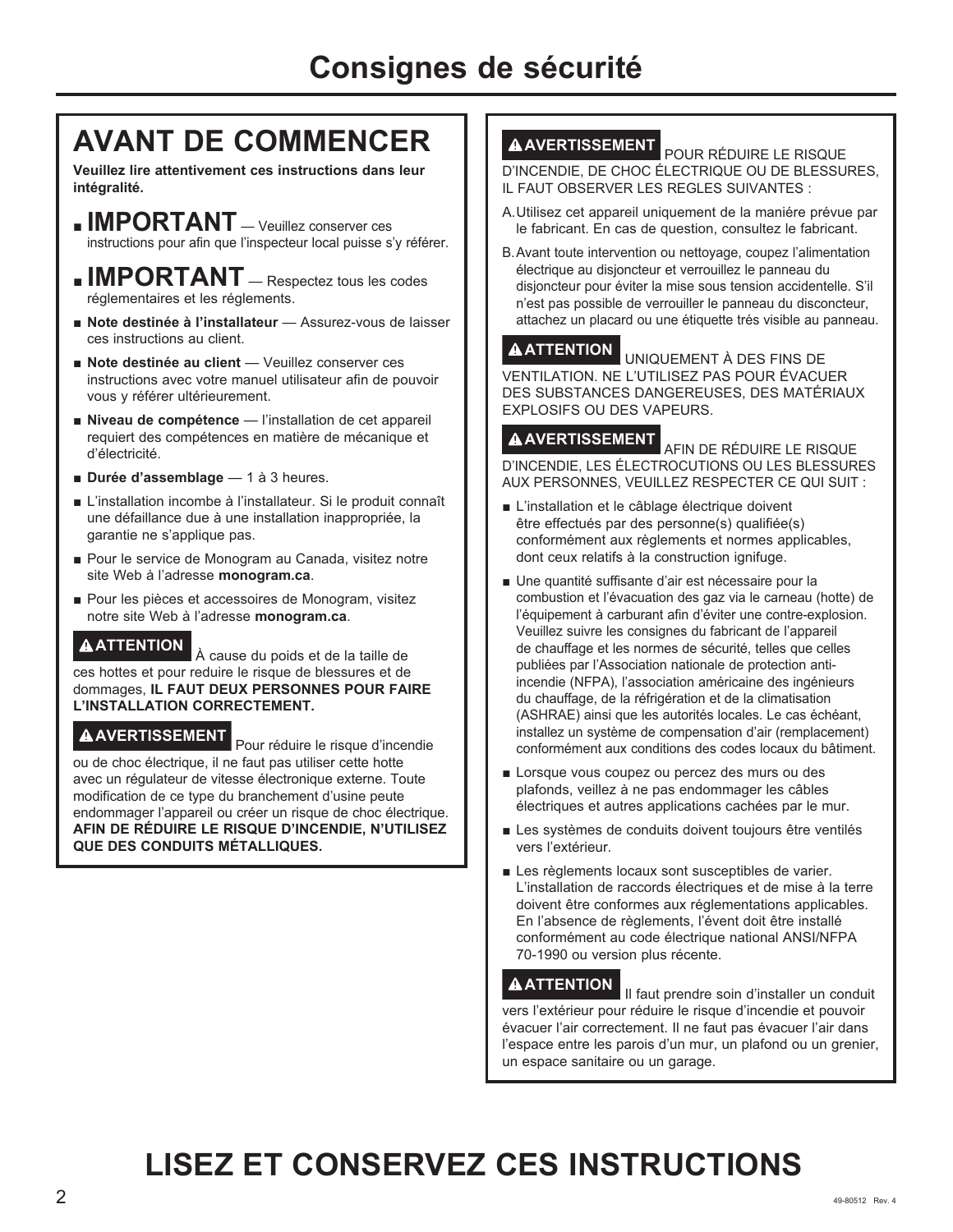# Consignes de sécurité

## AVANT DE COMMENCER

**Veuillez lire attentivement ces instructions dans leur intégralité.**

- **IMPORTANT** — Veuillez conserver ces instructions pour afin que l'inspecteur local puisse s'y référer.
- **IMPORTANT** — Respectez tous les codes réglementaires et les réglements.
- **Note destinée à l'installateur** — Assurez-vous de laisser ces instructions au client.
- **Note destinée au client** — Veuillez conserver ces instructions avec votre manuel utilisateur afin de pouvoir vous y référer ultérieurement.
- **Niveau de compétence** — l'installation de cet appareil requiert des compétences en matière de mécanique et d'électricité.
- **Durée d'assemblage** — 1 à 3 heures.
- L'installation incombe à l'installateur. Si le produit connaît une défaillance due à une installation inappropriée, la garantie ne s'applique pas.
- Pour le service de Monogram au Canada, visitez notre site Web à l'adresse **monogram.ca**.
- Pour les pièces et accessoires de Monogram, visitez notre site Web à l'adresse **monogram.ca**.

**⚠ ATTENTION** À cause du poids et de la taille de ces hottes et pour reduire le risque de blessures et de dommages, **IL FAUT DEUX PERSONNES POUR FAIRE L'INSTALLATION CORRECTEMENT.**

**⚠ AVERTISSEMENT** Pour réduire le risque d'incendie ou de choc électrique, il ne faut pas utiliser cette hotte avec un régulateur de vitesse électronique externe. Toute modification de ce type du branchement d'usine peute endommager l'appareil ou créer un risque de choc électrique. **AFIN DE RÉDUIRE LE RISQUE D'INCENDIE, N'UTILISEZ QUE DES CONDUITS MÉTALLIQUES.**

**⚠ AVERTISSEMENT** POUR RÉDUIRE LE RISQUE D'INCENDIE, DE CHOC ÉLECTRIQUE OU DE BLESSURES, IL FAUT OBSERVER LES REGLES SUIVANTES :

A. Utilisez cet appareil uniquement de la maniére prévue par le fabricant. En cas de question, consultez le fabricant.

B. Avant toute intervention ou nettoyage, coupez l'alimentation électrique au disjoncteur et verrouillez le panneau du disjoncteur pour éviter la mise sous tension accidentelle. S'il n'est pas possible de verrouiller le panneau du disconcteur, attachez un placard ou une étiquette trés visible au panneau.

**⚠ ATTENTION** UNIQUEMENT À DES FINS DE VENTILATION. NE L'UTILISEZ PAS POUR ÉVACUER DES SUBSTANCES DANGEREUSES, DES MATÉRIAUX EXPLOSIFS OU DES VAPEURS.

**⚠ AVERTISSEMENT** AFIN DE RÉDUIRE LE RISQUE D'INCENDIE, LES ÉLECTROCUTIONS OU LES BLESSURES AUX PERSONNES, VEUILLEZ RESPECTER CE QUI SUIT :

- L'installation et le câblage électrique doivent être effectués par des personne(s) qualifiée(s) conformément aux règlements et normes applicables, dont ceux relatifs à la construction ignifuge.
- Une quantité suffisante d'air est nécessaire pour la combustion et l'évacuation des gaz via le carneau (hotte) de l'équipement à carburant afin d'éviter une contre-explosion. Veuillez suivre les consignes du fabricant de l'appareil de chauffage et les normes de sécurité, telles que celles publiées par l'Association nationale de protection anti-incendie (NFPA), l'association américaine des ingénieurs du chauffage, de la réfrigération et de la climatisation (ASHRAE) ainsi que les autorités locales. Le cas échéant, installez un système de compensation d'air (remplacement) conformément aux conditions des codes locaux du bâtiment.
- Lorsque vous coupez ou percez des murs ou des plafonds, veillez à ne pas endommager les câbles électriques et autres applications cachées par le mur.
- Les systèmes de conduits doivent toujours être ventilés vers l'extérieur.
- Les règlements locaux sont susceptibles de varier. L'installation de raccords électriques et de mise à la terre doivent être conformes aux réglementations applicables. En l'absence de règlements, l'évent doit être installé conformément au code électrique national ANSI/NFPA 70-1990 ou version plus récente.

**⚠ ATTENTION** Il faut prendre soin d'installer un conduit vers l'extérieur pour réduire le risque d'incendie et pouvoir évacuer l'air correctement. Il ne faut pas évacuer l'air dans l'espace entre les parois d'un mur, un plafond ou un grenier, un espace sanitaire ou un garage.

# LISEZ ET CONSERVEZ CES INSTRUCTIONS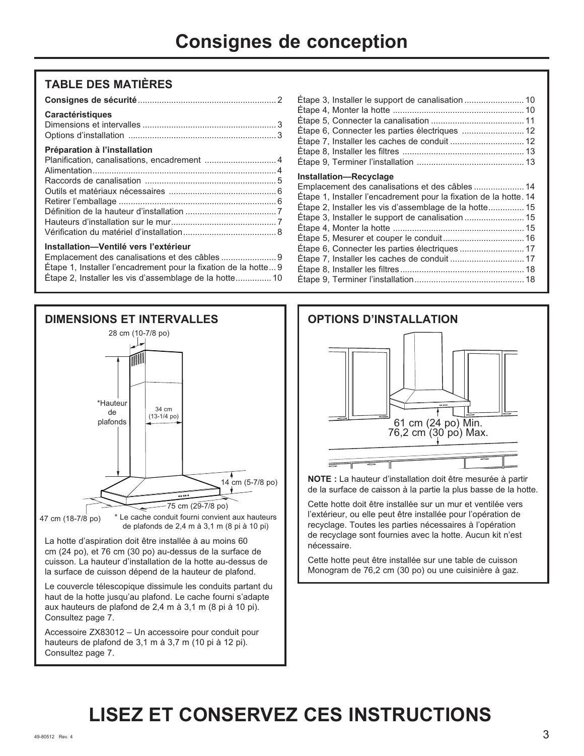# Consignes de conception

## TABLE DES MATIÈRES

**Consignes de sécurité** .......... 2

**Caractéristiques**
Dimensions et intervalles .......... 3
Options d'installation .......... 3

**Préparation à l'installation**
Planification, canalisations, encadrement .......... 4
Alimentation .......... 4
Raccords de canalisation .......... 5
Outils et matériaux nécessaires .......... 6
Retirer l'emballage .......... 6
Définition de la hauteur d'installation .......... 7
Hauteurs d'installation sur le mur .......... 7
Vérification du matériel d'installation .......... 8

**Installation—Ventilé vers l'extérieur**
Emplacement des canalisations et des câbles .......... 9
Étape 1, Installer l'encadrement pour la fixation de la hotte .......... 9
Étape 2, Installer les vis d'assemblage de la hotte .......... 10
Étape 3, Installer le support de canalisation .......... 10
Étape 4, Monter la hotte .......... 10
Étape 5, Connecter la canalisation .......... 11
Étape 6, Connecter les parties électriques .......... 12
Étape 7, Installer les caches de conduit .......... 12
Étape 8, Installer les filtres .......... 13
Étape 9, Terminer l'installation .......... 13

**Installation—Recyclage**
Emplacement des canalisations et des câbles .......... 14
Étape 1, Installer l'encadrement pour la fixation de la hotte .......... 14
Étape 2, Installer les vis d'assemblage de la hotte .......... 15
Étape 3, Installer le support de canalisation .......... 15
Étape 4, Monter la hotte .......... 15
Étape 5, Mesurer et couper le conduit .......... 16
Étape 6, Connecter les parties électriques .......... 17
Étape 7, Installer les caches de conduit .......... 17
Étape 8, Installer les filtres .......... 18
Étape 9, Terminer l'installation .......... 18

## DIMENSIONS ET INTERVALLES

28 cm (10-7/8 po)

*Hauteur de plafonds

34 cm (13-1/4 po)

14 cm (5-7/8 po)

75 cm (29-7/8 po)

47 cm (18-7/8 po)

* Le cache conduit fourni convient aux hauteurs de plafonds de 2,4 m à 3,1 m (8 pi à 10 pi)

La hotte d'aspiration doit être installée à au moins 60 cm (24 po), et 76 cm (30 po) au-dessus de la surface de cuisson. La hauteur d'installation de la hotte au-dessus de la surface de cuisson dépend de la hauteur de plafond.

Le couvercle télescopique dissimule les conduits partant du haut de la hotte jusqu'au plafond. Le cache fourni s'adapte aux hauteurs de plafond de 2,4 m à 3,1 m (8 pi à 10 pi). Consultez page 7.

Accessoire ZX83012 – Un accessoire pour conduit pour hauteurs de plafond de 3,1 m à 3,7 m (10 pi à 12 pi). Consultez page 7.

## OPTIONS D'INSTALLATION

61 cm (24 po) Min.
76,2 cm (30 po) Max.

**NOTE :** La hauteur d'installation doit être mesurée à partir de la surface de caisson à la partie la plus basse de la hotte.

Cette hotte doit être installée sur un mur et ventilée vers l'extérieur, ou elle peut être installée pour l'opération de recyclage. Toutes les parties nécessaires à l'opération de recyclage sont fournies avec la hotte. Aucun kit n'est nécessaire.

Cette hotte peut être installée sur une table de cuisson Monogram de 76,2 cm (30 po) ou une cuisinière à gaz.

# LISEZ ET CONSERVEZ CES INSTRUCTIONS

49-80512 Rev. 4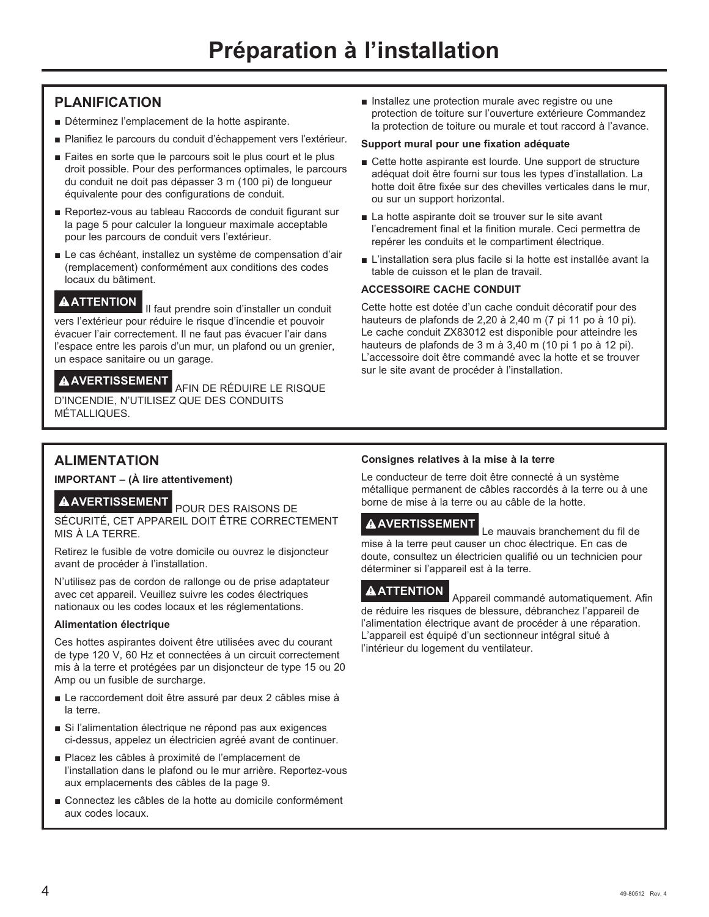# Préparation à l'installation

## PLANIFICATION

- Déterminez l'emplacement de la hotte aspirante.
- Planifiez le parcours du conduit d'échappement vers l'extérieur.
- Faites en sorte que le parcours soit le plus court et le plus droit possible. Pour des performances optimales, le parcours du conduit ne doit pas dépasser 3 m (100 pi) de longueur équivalente pour des configurations de conduit.
- Reportez-vous au tableau Raccords de conduit figurant sur la page 5 pour calculer la longueur maximale acceptable pour les parcours de conduit vers l'extérieur.
- Le cas échéant, installez un système de compensation d'air (remplacement) conformément aux conditions des codes locaux du bâtiment.

**⚠ATTENTION** Il faut prendre soin d'installer un conduit vers l'extérieur pour réduire le risque d'incendie et pouvoir évacuer l'air correctement. Il ne faut pas évacuer l'air dans l'espace entre les parois d'un mur, un plafond ou un grenier, un espace sanitaire ou un garage.

**⚠AVERTISSEMENT** AFIN DE RÉDUIRE LE RISQUE D'INCENDIE, N'UTILISEZ QUE DES CONDUITS MÉTALLIQUES.

- Installez une protection murale avec registre ou une protection de toiture sur l'ouverture extérieure Commandez la protection de toiture ou murale et tout raccord à l'avance.

**Support mural pour une fixation adéquate**

- Cette hotte aspirante est lourde. Une support de structure adéquat doit être fourni sur tous les types d'installation. La hotte doit être fixée sur des chevilles verticales dans le mur, ou sur un support horizontal.
- La hotte aspirante doit se trouver sur le site avant l'encadrement final et la finition murale. Ceci permettra de repérer les conduits et le compartiment électrique.
- L'installation sera plus facile si la hotte est installée avant la table de cuisson et le plan de travail.

**ACCESSOIRE CACHE CONDUIT**

Cette hotte est dotée d'un cache conduit décoratif pour des hauteurs de plafonds de 2,20 à 2,40 m (7 pi 11 po à 10 pi). Le cache conduit ZX83012 est disponible pour atteindre les hauteurs de plafonds de 3 m à 3,40 m (10 pi 1 po à 12 pi). L'accessoire doit être commandé avec la hotte et se trouver sur le site avant de procéder à l'installation.

## ALIMENTATION

**IMPORTANT – (À lire attentivement)**

**⚠AVERTISSEMENT** POUR DES RAISONS DE SÉCURITÉ, CET APPAREIL DOIT ÊTRE CORRECTEMENT MIS À LA TERRE.

Retirez le fusible de votre domicile ou ouvrez le disjoncteur avant de procéder à l'installation.

N'utilisez pas de cordon de rallonge ou de prise adaptateur avec cet appareil. Veuillez suivre les codes électriques nationaux ou les codes locaux et les réglementations.

**Alimentation électrique**

Ces hottes aspirantes doivent être utilisées avec du courant de type 120 V, 60 Hz et connectées à un circuit correctement mis à la terre et protégées par un disjoncteur de type 15 ou 20 Amp ou un fusible de surcharge.

- Le raccordement doit être assuré par deux 2 câbles mise à la terre.
- Si l'alimentation électrique ne répond pas aux exigences ci-dessus, appelez un électricien agréé avant de continuer.
- Placez les câbles à proximité de l'emplacement de l'installation dans le plafond ou le mur arrière. Reportez-vous aux emplacements des câbles de la page 9.
- Connectez les câbles de la hotte au domicile conformément aux codes locaux.

**Consignes relatives à la mise à la terre**

Le conducteur de terre doit être connecté à un système métallique permanent de câbles raccordés à la terre ou à une borne de mise à la terre ou au câble de la hotte.

**⚠AVERTISSEMENT** Le mauvais branchement du fil de mise à la terre peut causer un choc électrique. En cas de doute, consultez un électricien qualifié ou un technicien pour déterminer si l'appareil est à la terre.

**⚠ATTENTION** Appareil commandé automatiquement. Afin de réduire les risques de blessure, débranchez l'appareil de l'alimentation électrique avant de procéder à une réparation. L'appareil est équipé d'un sectionneur intégral situé à l'intérieur du logement du ventilateur.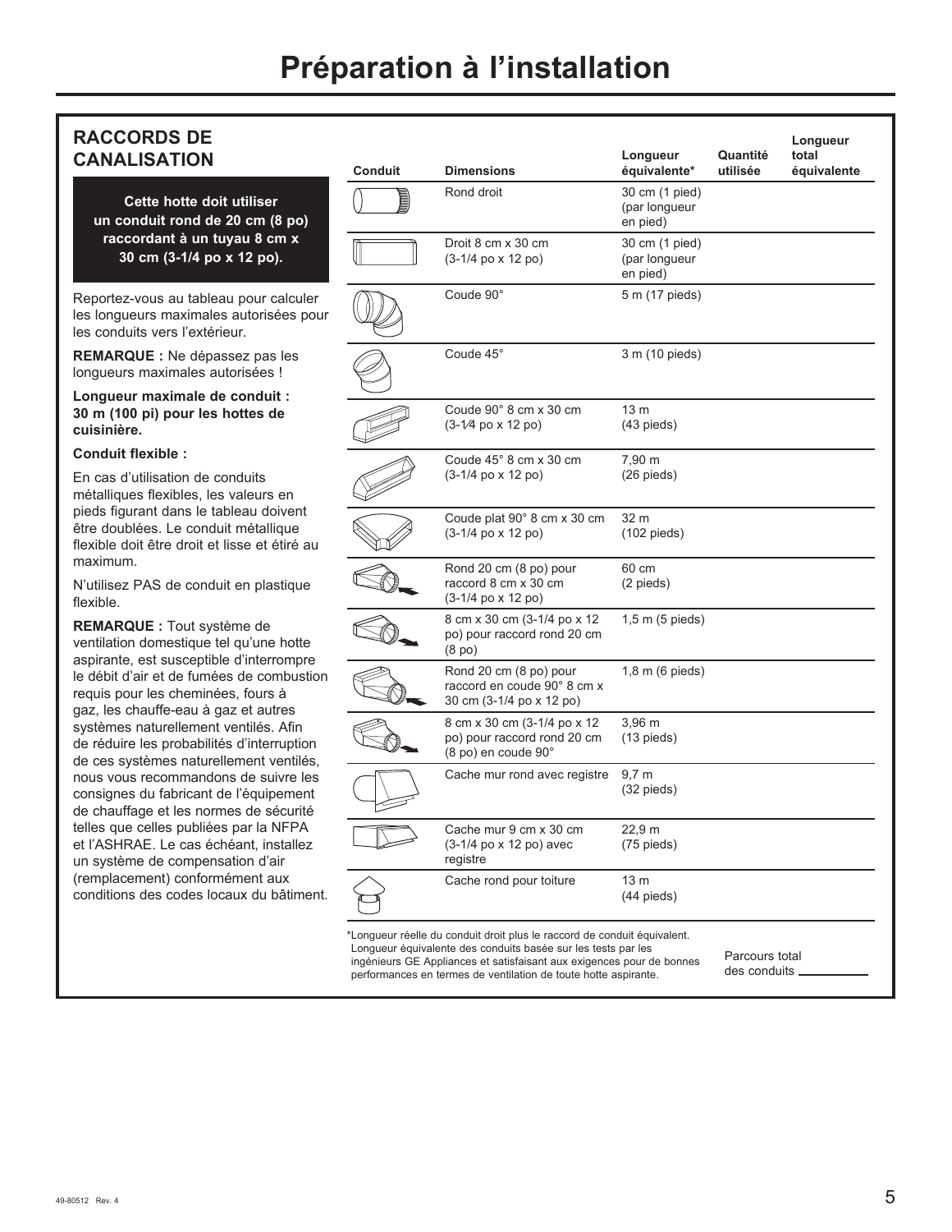# Préparation à l'installation

## RACCORDS DE CANALISATION

**Cette hotte doit utiliser un conduit rond de 20 cm (8 po) raccordant à un tuyau 8 cm x 30 cm (3-1/4 po x 12 po).**

Reportez-vous au tableau pour calculer les longueurs maximales autorisées pour les conduits vers l'extérieur.

**REMARQUE :** Ne dépassez pas les longueurs maximales autorisées !

**Longueur maximale de conduit : 30 m (100 pi) pour les hottes de cuisinière.**

**Conduit flexible :**

En cas d'utilisation de conduits métalliques flexibles, les valeurs en pieds figurant dans le tableau doivent être doublées. Le conduit métallique flexible doit être droit et lisse et étiré au maximum.

N'utilisez PAS de conduit en plastique flexible.

**REMARQUE :** Tout système de ventilation domestique tel qu'une hotte aspirante, est susceptible d'interrompre le débit d'air et de fumées de combustion requis pour les cheminées, fours à gaz, les chauffe-eau à gaz et autres systèmes naturellement ventilés. Afin de réduire les probabilités d'interruption de ces systèmes naturellement ventilés, nous vous recommandons de suivre les consignes du fabricant de l'équipement de chauffage et les normes de sécurité telles que celles publiées par la NFPA et l'ASHRAE. Le cas échéant, installez un système de compensation d'air (remplacement) conformément aux conditions des codes locaux du bâtiment.

| Conduit | Dimensions | Longueur équivalente* | Quantité utilisée | Longueur total équivalente |
|---|---|---|---|---|
| | Rond droit | 30 cm (1 pied) (par longueur en pied) | | |
| | Droit 8 cm x 30 cm (3-1/4 po x 12 po) | 30 cm (1 pied) (par longueur en pied) | | |
| | Coude 90° | 5 m (17 pieds) | | |
| | Coude 45° | 3 m (10 pieds) | | |
| | Coude 90° 8 cm x 30 cm (3-1⁄4 po x 12 po) | 13 m (43 pieds) | | |
| | Coude 45° 8 cm x 30 cm (3-1/4 po x 12 po) | 7,90 m (26 pieds) | | |
| | Coude plat 90° 8 cm x 30 cm (3-1/4 po x 12 po) | 32 m (102 pieds) | | |
| | Rond 20 cm (8 po) pour raccord 8 cm x 30 cm (3-1/4 po x 12 po) | 60 cm (2 pieds) | | |
| | 8 cm x 30 cm (3-1/4 po x 12 po) pour raccord rond 20 cm (8 po) | 1,5 m (5 pieds) | | |
| | Rond 20 cm (8 po) pour raccord en coude 90° 8 cm x 30 cm (3-1/4 po x 12 po) | 1,8 m (6 pieds) | | |
| | 8 cm x 30 cm (3-1/4 po x 12 po) pour raccord rond 20 cm (8 po) en coude 90° | 3,96 m (13 pieds) | | |
| | Cache mur rond avec registre | 9,7 m (32 pieds) | | |
| | Cache mur 9 cm x 30 cm (3-1/4 po x 12 po) avec registre | 22,9 m (75 pieds) | | |
| | Cache rond pour toiture | 13 m (44 pieds) | | |

*Longueur réelle du conduit droit plus le raccord de conduit équivalent. Longueur équivalente des conduits basée sur les tests par les ingénieurs GE Appliances et satisfaisant aux exigences pour de bonnes performances en termes de ventilation de toute hotte aspirante.

Parcours total des conduits __________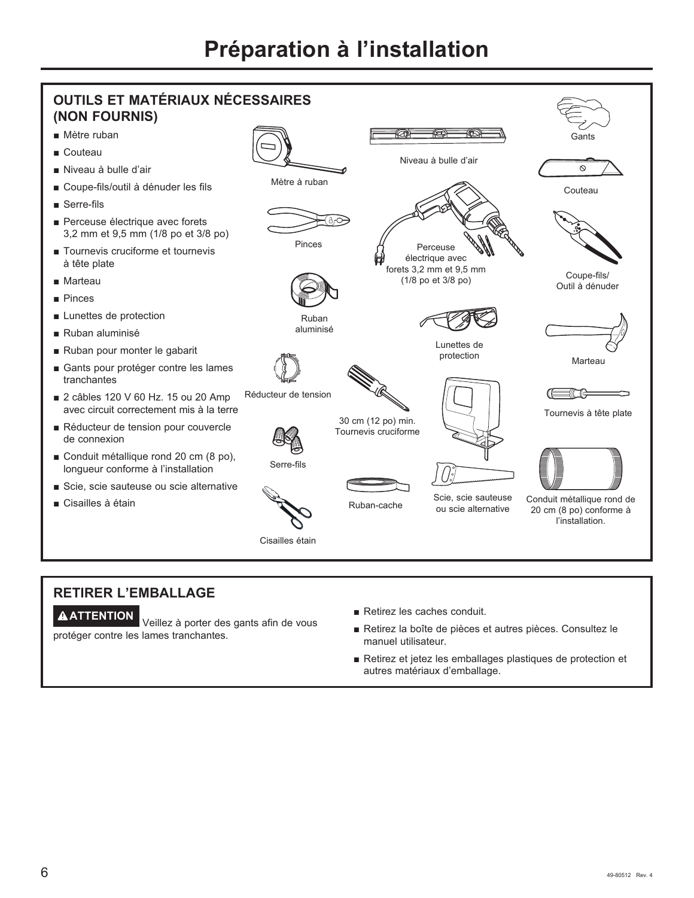# Préparation à l'installation

## OUTILS ET MATÉRIAUX NÉCESSAIRES (NON FOURNIS)

- Mètre ruban
- Couteau
- Niveau à bulle d'air
- Coupe-fils/outil à dénuder les fils
- Serre-fils
- Perceuse électrique avec forets 3,2 mm et 9,5 mm (1/8 po et 3/8 po)
- Tournevis cruciforme et tournevis à tête plate
- Marteau
- Pinces
- Lunettes de protection
- Ruban aluminisé
- Ruban pour monter le gabarit
- Gants pour protéger contre les lames tranchantes
- 2 câbles 120 V 60 Hz. 15 ou 20 Amp avec circuit correctement mis à la terre
- Réducteur de tension pour couvercle de connexion
- Conduit métallique rond 20 cm (8 po), longueur conforme à l'installation
- Scie, scie sauteuse ou scie alternative
- Cisailles à étain

Mètre à ruban

Niveau à bulle d'air

Gants

Couteau

Pinces

Perceuse électrique avec forets 3,2 mm et 9,5 mm (1/8 po et 3/8 po)

Coupe-fils/ Outil à dénuder

Ruban aluminisé

Lunettes de protection

Marteau

Réducteur de tension

30 cm (12 po) min. Tournevis cruciforme

Tournevis à tête plate

Serre-fils

Ruban-cache

Scie, scie sauteuse ou scie alternative

Conduit métallique rond de 20 cm (8 po) conforme à l'installation.

Cisailles étain

## RETIRER L'EMBALLAGE

**⚠ATTENTION** Veillez à porter des gants afin de vous protéger contre les lames tranchantes.

- Retirez les caches conduit.
- Retirez la boîte de pièces et autres pièces. Consultez le manuel utilisateur.
- Retirez et jetez les emballages plastiques de protection et autres matériaux d'emballage.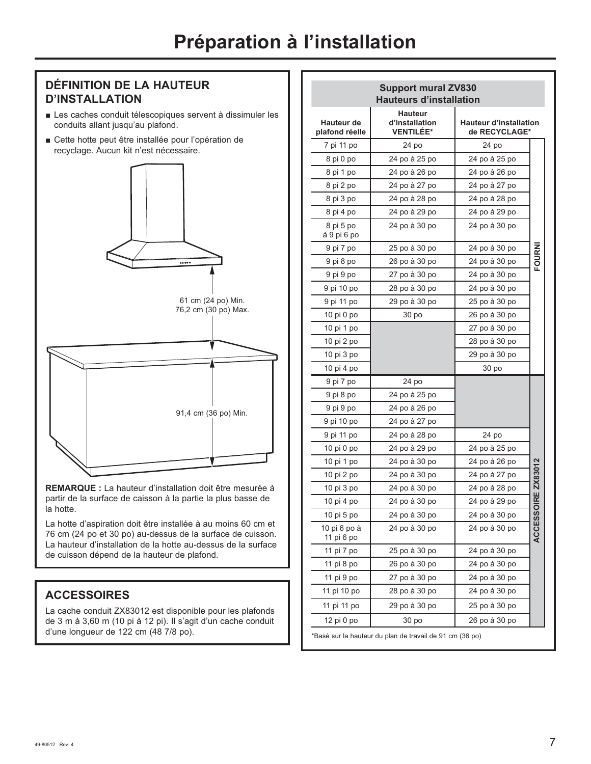# Préparation à l'installation

## DÉFINITION DE LA HAUTEUR D'INSTALLATION

- Les caches conduit télescopiques servent à dissimuler les conduits allant jusqu'au plafond.
- Cette hotte peut être installée pour l'opération de recyclage. Aucun kit n'est nécessaire.

61 cm (24 po) Min.
76,2 cm (30 po) Max.

91,4 cm (36 po) Min.

**REMARQUE :** La hauteur d'installation doit être mesurée à partir de la surface de caisson à la partie la plus basse de la hotte.

La hotte d'aspiration doit être installée à au moins 60 cm et 76 cm (24 po et 30 po) au-dessus de la surface de cuisson. La hauteur d'installation de la hotte au-dessus de la surface de cuisson dépend de la hauteur de plafond.

## ACCESSOIRES

La cache conduit ZX83012 est disponible pour les plafonds de 3 m à 3,60 m (10 pi à 12 pi). Il s'agit d'un cache conduit d'une longueur de 122 cm (48 7/8 po).

**Support mural ZV830 Hauteurs d'installation**

| Hauteur de plafond réelle | Hauteur d'installation VENTILÉE* | Hauteur d'installation de RECYCLAGE* | |
|---|---|---|---|
| 7 pi 11 po | 24 po | 24 po | FOURNI |
| 8 pi 0 po | 24 po à 25 po | 24 po à 25 po | FOURNI |
| 8 pi 1 po | 24 po à 26 po | 24 po à 26 po | FOURNI |
| 8 pi 2 po | 24 po à 27 po | 24 po à 27 po | FOURNI |
| 8 pi 3 po | 24 po à 28 po | 24 po à 28 po | FOURNI |
| 8 pi 4 po | 24 po à 29 po | 24 po à 29 po | FOURNI |
| 8 pi 5 po à 9 pi 6 po | 24 po à 30 po | 24 po à 30 po | FOURNI |
| 9 pi 7 po | 25 po à 30 po | 24 po à 30 po | FOURNI |
| 9 pi 8 po | 26 po à 30 po | 24 po à 30 po | FOURNI |
| 9 pi 9 po | 27 po à 30 po | 24 po à 30 po | FOURNI |
| 9 pi 10 po | 28 po à 30 po | 24 po à 30 po | FOURNI |
| 9 pi 11 po | 29 po à 30 po | 25 po à 30 po | FOURNI |
| 10 pi 0 po | 30 po | 26 po à 30 po | FOURNI |
| 10 pi 1 po | | 27 po à 30 po | FOURNI |
| 10 pi 2 po | | 28 po à 30 po | FOURNI |
| 10 pi 3 po | | 29 po à 30 po | FOURNI |
| 10 pi 4 po | | 30 po | FOURNI |
| 9 pi 7 po | 24 po | | ACCESSOIRE ZX83012 |
| 9 pi 8 po | 24 po à 25 po | | ACCESSOIRE ZX83012 |
| 9 pi 9 po | 24 po à 26 po | | ACCESSOIRE ZX83012 |
| 9 pi 10 po | 24 po à 27 po | | ACCESSOIRE ZX83012 |
| 9 pi 11 po | 24 po à 28 po | 24 po | ACCESSOIRE ZX83012 |
| 10 pi 0 po | 24 po à 29 po | 24 po à 25 po | ACCESSOIRE ZX83012 |
| 10 pi 1 po | 24 po à 30 po | 24 po à 26 po | ACCESSOIRE ZX83012 |
| 10 pi 2 po | 24 po à 30 po | 24 po à 27 po | ACCESSOIRE ZX83012 |
| 10 pi 3 po | 24 po à 30 po | 24 po à 28 po | ACCESSOIRE ZX83012 |
| 10 pi 4 po | 24 po à 30 po | 24 po à 29 po | ACCESSOIRE ZX83012 |
| 10 pi 5 po | 24 po à 30 po | 24 po à 30 po | ACCESSOIRE ZX83012 |
| 10 pi 6 po à 11 pi 6 po | 24 po à 30 po | 24 po à 30 po | ACCESSOIRE ZX83012 |
| 11 pi 7 po | 25 po à 30 po | 24 po à 30 po | ACCESSOIRE ZX83012 |
| 11 pi 8 po | 26 po à 30 po | 24 po à 30 po | ACCESSOIRE ZX83012 |
| 11 pi 9 po | 27 po à 30 po | 24 po à 30 po | ACCESSOIRE ZX83012 |
| 11 pi 10 po | 28 po à 30 po | 24 po à 30 po | ACCESSOIRE ZX83012 |
| 11 pi 11 po | 29 po à 30 po | 25 po à 30 po | ACCESSOIRE ZX83012 |
| 12 pi 0 po | 30 po | 26 po à 30 po | ACCESSOIRE ZX83012 |

*Basé sur la hauteur du plan de travail de 91 cm (36 po)

49-80512 Rev. 4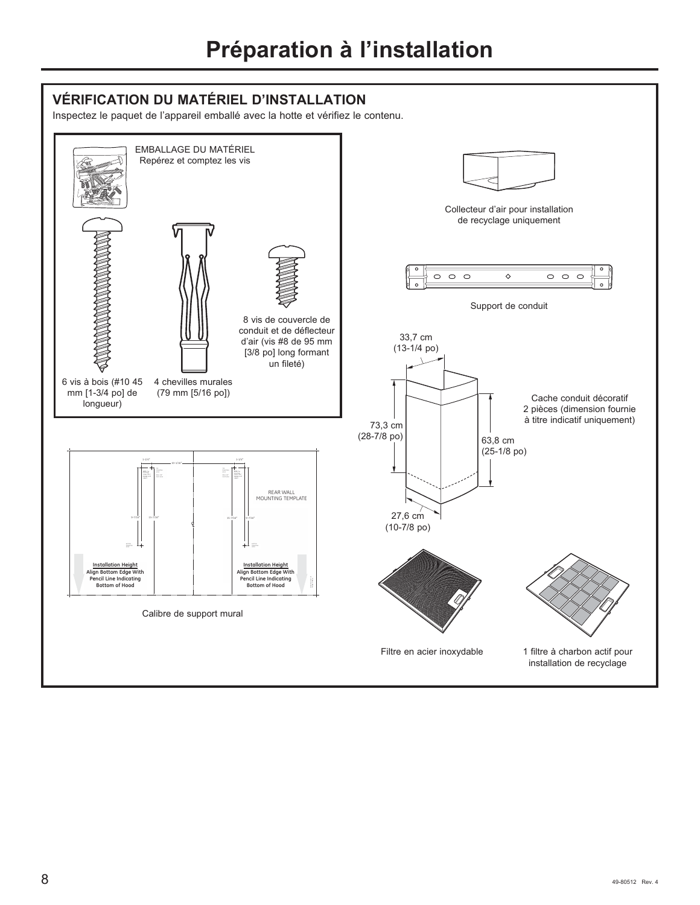# Préparation à l'installation

## VÉRIFICATION DU MATÉRIEL D'INSTALLATION

Inspectez le paquet de l'appareil emballé avec la hotte et vérifiez le contenu.

EMBALLAGE DU MATÉRIEL
Repérez et comptez les vis

6 vis à bois (#10 45 mm [1-3/4 po] de longueur)

4 chevilles murales (79 mm [5/16 po])

8 vis de couvercle de conduit et de déflecteur d'air (vis #8 de 95 mm [3/8 po] long formant un fileté)

Collecteur d'air pour installation de recyclage uniquement

Support de conduit

33,7 cm (13-1/4 po)

73,3 cm (28-7/8 po)

63,8 cm (25-1/8 po)

27,6 cm (10-7/8 po)

Cache conduit décoratif 2 pièces (dimension fournie à titre indicatif uniquement)

REAR WALL MOUNTING TEMPLATE

Installation Height
Align Bottom Edge With Pencil Line Indicating Bottom of Hood

Installation Height
Align Bottom Edge With Pencil Line Indicating Bottom of Hood

Calibre de support mural

Filtre en acier inoxydable

1 filtre à charbon actif pour installation de recyclage

49-80512 Rev. 4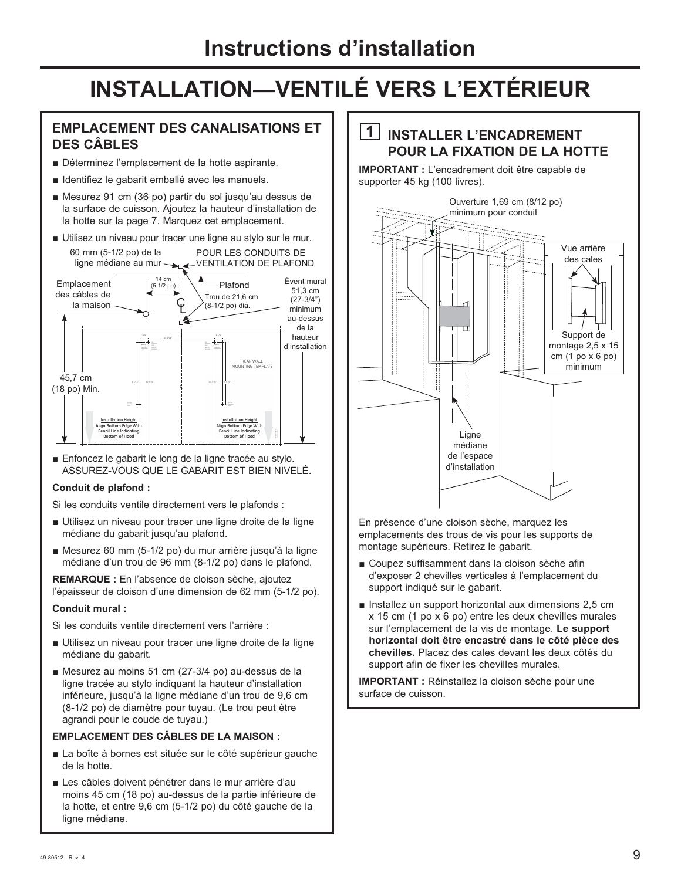# Instructions d'installation

# INSTALLATION—VENTILÉ VERS L'EXTÉRIEUR

## EMPLACEMENT DES CANALISATIONS ET DES CÂBLES

- Déterminez l'emplacement de la hotte aspirante.
- Identifiez le gabarit emballé avec les manuels.
- Mesurez 91 cm (36 po) partir du sol jusqu'au dessus de la surface de cuisson. Ajoutez la hauteur d'installation de la hotte sur la page 7. Marquez cet emplacement.
- Utilisez un niveau pour tracer une ligne au stylo sur le mur.

60 mm (5-1/2 po) de la ligne médiane au mur

POUR LES CONDUITS DE VENTILATION DE PLAFOND

14 cm (5-1/2 po)

Plafond

Emplacement des câbles de la maison

Trou de 21,6 cm (8-1/2 po) dia.

Évent mural 51,3 cm (27-3/4") minimum au-dessus de la hauteur d'installation

REAR WALL MOUNTING TEMPLATE

45,7 cm (18 po) Min.

Installation Height Align Bottom Edge With Pencil Line Indicating Bottom of Hood

- Enfoncez le gabarit le long de la ligne tracée au stylo. ASSUREZ-VOUS QUE LE GABARIT EST BIEN NIVELÉ.

**Conduit de plafond :**

Si les conduits ventile directement vers le plafonds :

- Utilisez un niveau pour tracer une ligne droite de la ligne médiane du gabarit jusqu'au plafond.
- Mesurez 60 mm (5-1/2 po) du mur arrière jusqu'à la ligne médiane d'un trou de 96 mm (8-1/2 po) dans le plafond.

**REMARQUE :** En l'absence de cloison sèche, ajoutez l'épaisseur de cloison d'une dimension de 62 mm (5-1/2 po).

**Conduit mural :**

Si les conduits ventile directement vers l'arrière :

- Utilisez un niveau pour tracer une ligne droite de la ligne médiane du gabarit.
- Mesurez au moins 51 cm (27-3/4 po) au-dessus de la ligne tracée au stylo indiquant la hauteur d'installation inférieure, jusqu'à la ligne médiane d'un trou de 9,6 cm (8-1/2 po) de diamètre pour tuyau. (Le trou peut être agrandi pour le coude de tuyau.)

**EMPLACEMENT DES CÂBLES DE LA MAISON :**

- La boîte à bornes est située sur le côté supérieur gauche de la hotte.
- Les câbles doivent pénétrer dans le mur arrière d'au moins 45 cm (18 po) au-dessus de la partie inférieure de la hotte, et entre 9,6 cm (5-1/2 po) du côté gauche de la ligne médiane.

## 1 INSTALLER L'ENCADREMENT POUR LA FIXATION DE LA HOTTE

**IMPORTANT :** L'encadrement doit être capable de supporter 45 kg (100 livres).

Ouverture 1,69 cm (8/12 po) minimum pour conduit

Vue arrière des cales

Support de montage 2,5 x 15 cm (1 po x 6 po) minimum

Ligne médiane de l'espace d'installation

En présence d'une cloison sèche, marquez les emplacements des trous de vis pour les supports de montage supérieurs. Retirez le gabarit.

- Coupez suffisamment dans la cloison sèche afin d'exposer 2 chevilles verticales à l'emplacement du support indiqué sur le gabarit.
- Installez un support horizontal aux dimensions 2,5 cm x 15 cm (1 po x 6 po) entre les deux chevilles murales sur l'emplacement de la vis de montage. **Le support horizontal doit être encastré dans le côté pièce des chevilles.** Placez des cales devant les deux côtés du support afin de fixer les chevilles murales.

**IMPORTANT :** Réinstallez la cloison sèche pour une surface de cuisson.

49-80512 Rev. 4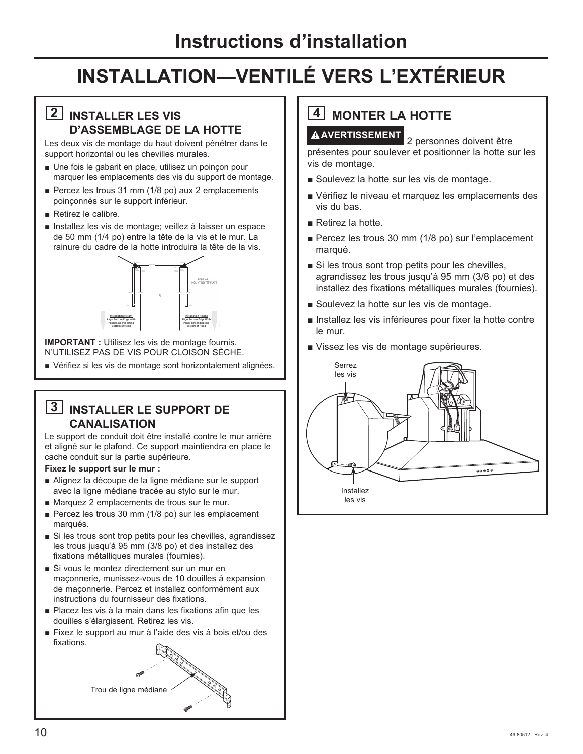# Instructions d'installation

# INSTALLATION—VENTILÉ VERS L'EXTÉRIEUR

## 2 INSTALLER LES VIS D'ASSEMBLAGE DE LA HOTTE

Les deux vis de montage du haut doivent pénétrer dans le support horizontal ou les chevilles murales.

- Une fois le gabarit en place, utilisez un poinçon pour marquer les emplacements des vis du support de montage.
- Percez les trous 31 mm (1/8 po) aux 2 emplacements poinçonnés sur le support inférieur.
- Retirez le calibre.
- Installez les vis de montage; veillez à laisser un espace de 50 mm (1/4 po) entre la tête de la vis et le mur. La rainure du cadre de la hotte introduira la tête de la vis.

REAR WALL MOUNTING TEMPLATE

Installation Height
Align Bottom Edge With Pencil Line Indicating Bottom of Hood

Installation Height
Align Bottom Edge With Pencil Line Indicating Bottom of Hood

**IMPORTANT :** Utilisez les vis de montage fournis. N'UTILISEZ PAS DE VIS POUR CLOISON SÈCHE.

- Vérifiez si les vis de montage sont horizontalement alignées.

## 3 INSTALLER LE SUPPORT DE CANALISATION

Le support de conduit doit être installé contre le mur arrière et aligné sur le plafond. Ce support maintiendra en place le cache conduit sur la partie supérieure.

**Fixez le support sur le mur :**

- Alignez la découpe de la ligne médiane sur le support avec la ligne médiane tracée au stylo sur le mur.
- Marquez 2 emplacements de trous sur le mur.
- Percez les trous 30 mm (1/8 po) sur les emplacement marqués.
- Si les trous sont trop petits pour les chevilles, agrandissez les trous jusqu'à 95 mm (3/8 po) et des installez des fixations métalliques murales (fournies).
- Si vous le montez directement sur un mur en maçonnerie, munissez-vous de 10 douilles à expansion de maçonnerie. Percez et installez conformément aux instructions du fournisseur des fixations.
- Placez les vis à la main dans les fixations afin que les douilles s'élargissent. Retirez les vis.
- Fixez le support au mur à l'aide des vis à bois et/ou des fixations.

Trou de ligne médiane

## 4 MONTER LA HOTTE

**⚠AVERTISSEMENT** 2 personnes doivent être présentes pour soulever et positionner la hotte sur les vis de montage.

- Soulevez la hotte sur les vis de montage.
- Vérifiez le niveau et marquez les emplacements des vis du bas.
- Retirez la hotte.
- Percez les trous 30 mm (1/8 po) sur l'emplacement marqué.
- Si les trous sont trop petits pour les chevilles, agrandissez les trous jusqu'à 95 mm (3/8 po) et des installez des fixations métalliques murales (fournies).
- Soulevez la hotte sur les vis de montage.
- Installez les vis inférieures pour fixer la hotte contre le mur.
- Vissez les vis de montage supérieures.

Serrez les vis

Installez les vis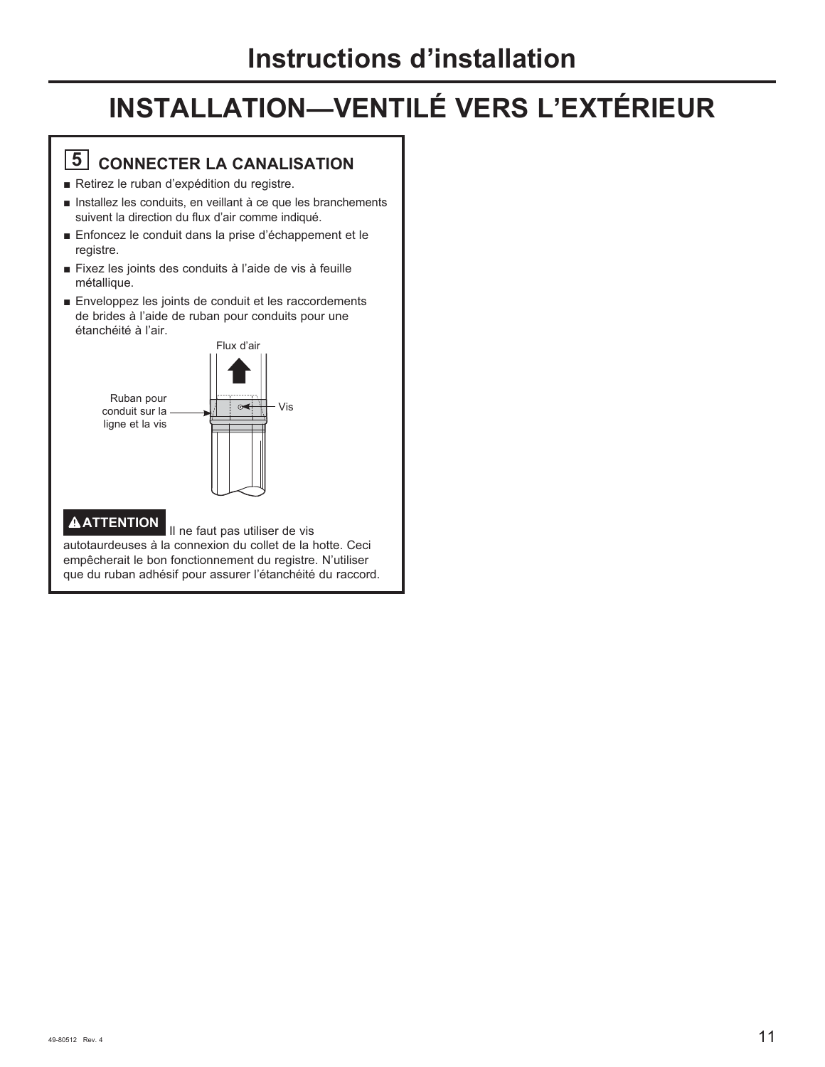# Instructions d'installation

## INSTALLATION—VENTILÉ VERS L'EXTÉRIEUR

### 5 CONNECTER LA CANALISATION

- Retirez le ruban d'expédition du registre.
- Installez les conduits, en veillant à ce que les branchements suivent la direction du flux d'air comme indiqué.
- Enfoncez le conduit dans la prise d'échappement et le registre.
- Fixez les joints des conduits à l'aide de vis à feuille métallique.
- Enveloppez les joints de conduit et les raccordements de brides à l'aide de ruban pour conduits pour une étanchéité à l'air.

Flux d'air

Ruban pour conduit sur la ligne et la vis

Vis

**⚠ATTENTION** Il ne faut pas utiliser de vis autotaurdeuses à la connexion du collet de la hotte. Ceci empêcherait le bon fonctionnement du registre. N'utiliser que du ruban adhésif pour assurer l'étanchéité du raccord.

49-80512 Rev. 4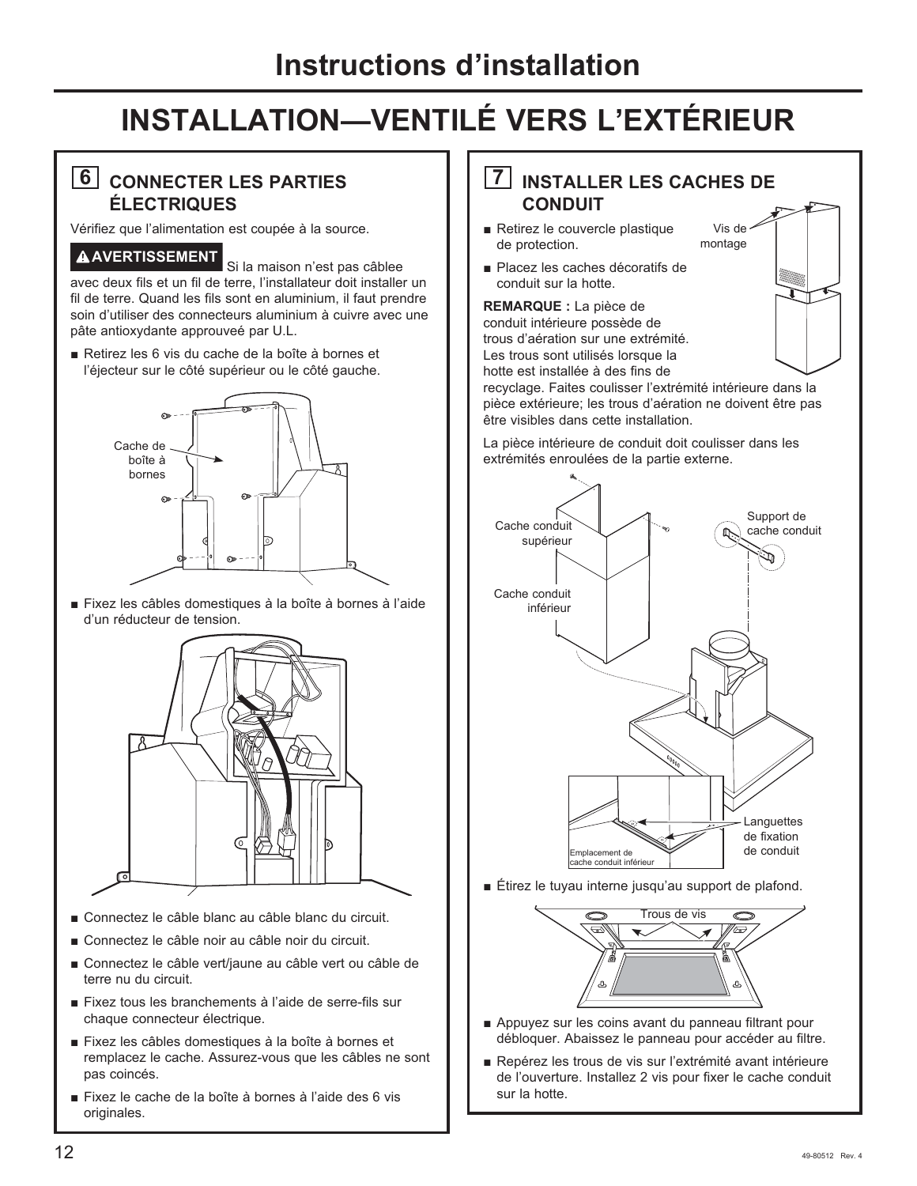# Instructions d'installation

## INSTALLATION—VENTILÉ VERS L'EXTÉRIEUR

### 6 CONNECTER LES PARTIES ÉLECTRIQUES

Vérifiez que l'alimentation est coupée à la source.

**⚠ AVERTISSEMENT** Si la maison n'est pas câblee avec deux fils et un fil de terre, l'installateur doit installer un fil de terre. Quand les fils sont en aluminium, il faut prendre soin d'utiliser des connecteurs aluminium à cuivre avec une pâte antioxydante approuveé par U.L.

- Retirez les 6 vis du cache de la boîte à bornes et l'éjecteur sur le côté supérieur ou le côté gauche.

Cache de boîte à bornes

- Fixez les câbles domestiques à la boîte à bornes à l'aide d'un réducteur de tension.

- Connectez le câble blanc au câble blanc du circuit.
- Connectez le câble noir au câble noir du circuit.
- Connectez le câble vert/jaune au câble vert ou câble de terre nu du circuit.
- Fixez tous les branchements à l'aide de serre-fils sur chaque connecteur électrique.
- Fixez les câbles domestiques à la boîte à bornes et remplacez le cache. Assurez-vous que les câbles ne sont pas coincés.
- Fixez le cache de la boîte à bornes à l'aide des 6 vis originales.

### 7 INSTALLER LES CACHES DE CONDUIT

- Retirez le couvercle plastique de protection.
- Placez les caches décoratifs de conduit sur la hotte.

Vis de montage

**REMARQUE :** La pièce de conduit intérieure possède de trous d'aération sur une extrémité. Les trous sont utilisés lorsque la hotte est installée à des fins de recyclage. Faites coulisser l'extrémité intérieure dans la pièce extérieure; les trous d'aération ne doivent être pas être visibles dans cette installation.

La pièce intérieure de conduit doit coulisser dans les extrémités enroulées de la partie externe.

Cache conduit supérieur

Cache conduit inférieur

Support de cache conduit

Languettes de fixation de conduit

Emplacement de cache conduit inférieur

- Étirez le tuyau interne jusqu'au support de plafond.

Trous de vis

- Appuyez sur les coins avant du panneau filtrant pour débloquer. Abaissez le panneau pour accéder au filtre.
- Repérez les trous de vis sur l'extrémité avant intérieure de l'ouverture. Installez 2 vis pour fixer le cache conduit sur la hotte.

49-80512 Rev. 4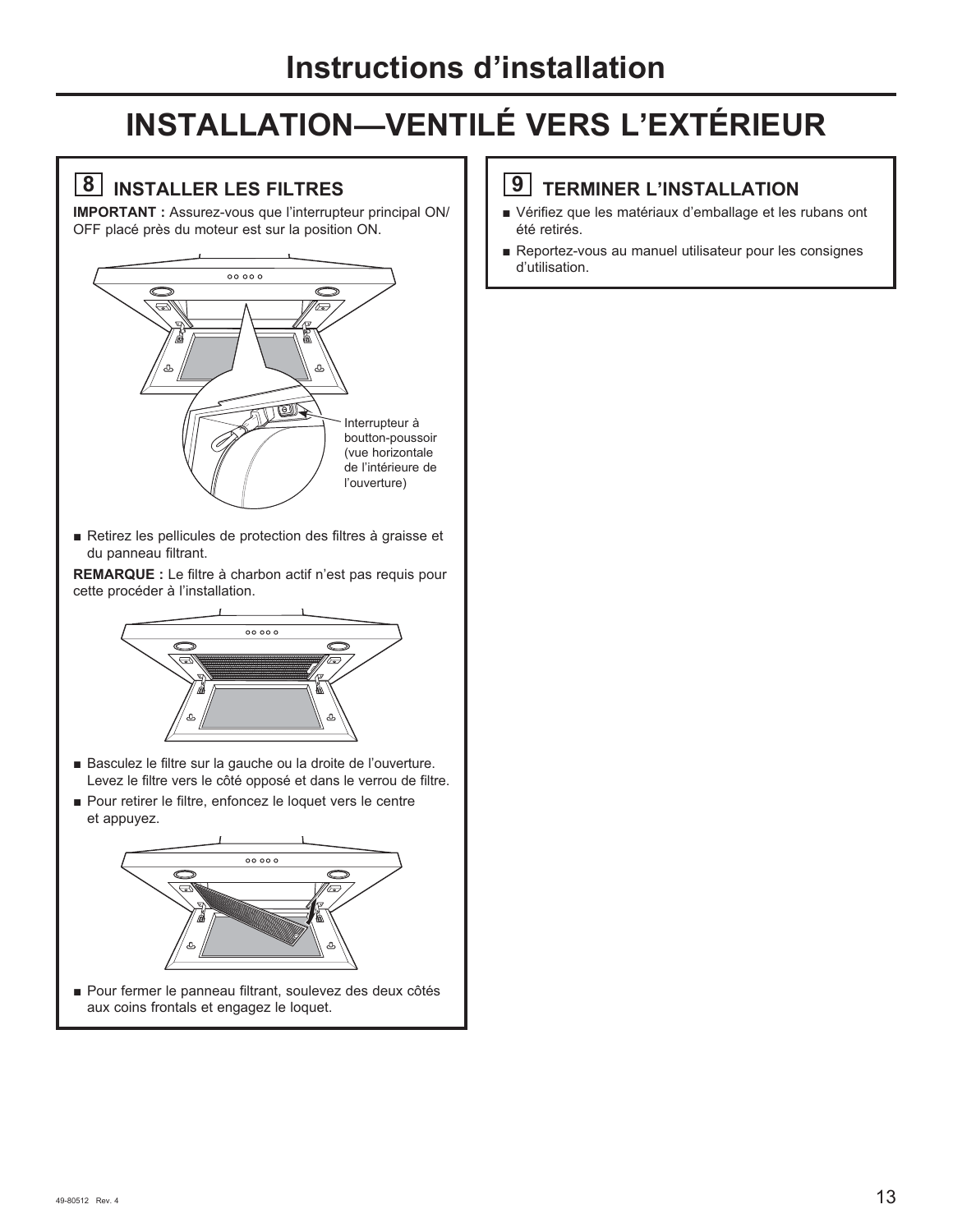# Instructions d'installation

## INSTALLATION—VENTILÉ VERS L'EXTÉRIEUR

### 8 INSTALLER LES FILTRES

**IMPORTANT :** Assurez-vous que l'interrupteur principal ON/OFF placé près du moteur est sur la position ON.

Interrupteur à boutton-poussoir (vue horizontale de l'intérieure de l'ouverture)

- Retirez les pellicules de protection des filtres à graisse et du panneau filtrant.

**REMARQUE :** Le filtre à charbon actif n'est pas requis pour cette procéder à l'installation.

- Basculez le filtre sur la gauche ou la droite de l'ouverture. Levez le filtre vers le côté opposé et dans le verrou de filtre.
- Pour retirer le filtre, enfoncez le loquet vers le centre et appuyez.

- Pour fermer le panneau filtrant, soulevez des deux côtés aux coins frontals et engagez le loquet.

### 9 TERMINER L'INSTALLATION

- Vérifiez que les matériaux d'emballage et les rubans ont été retirés.
- Reportez-vous au manuel utilisateur pour les consignes d'utilisation.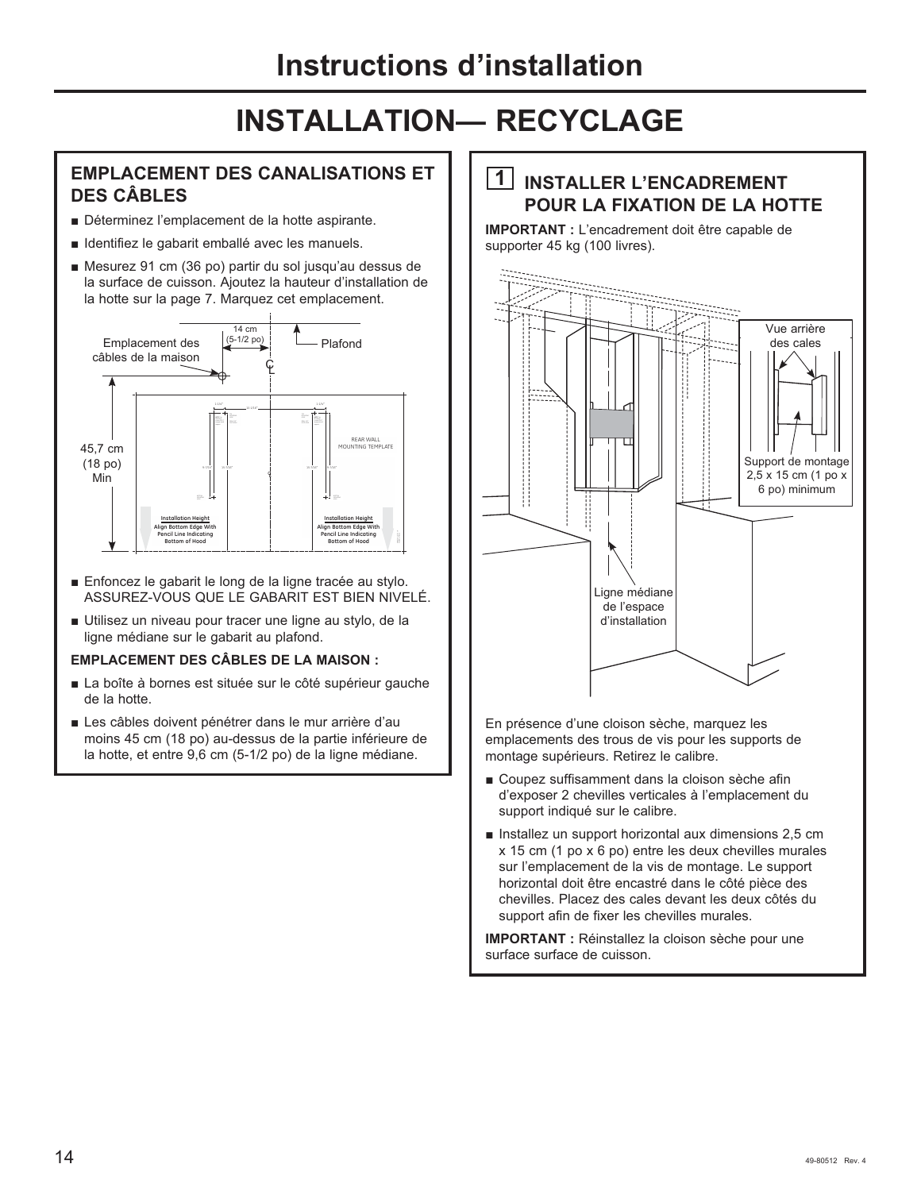# Instructions d'installation

## INSTALLATION— RECYCLAGE

### EMPLACEMENT DES CANALISATIONS ET DES CÂBLES

- Déterminez l'emplacement de la hotte aspirante.
- Identifiez le gabarit emballé avec les manuels.
- Mesurez 91 cm (36 po) partir du sol jusqu'au dessus de la surface de cuisson. Ajoutez la hauteur d'installation de la hotte sur la page 7. Marquez cet emplacement.

Emplacement des câbles de la maison

14 cm (5-1/2 po)

Plafond

45,7 cm (18 po) Min

- Enfoncez le gabarit le long de la ligne tracée au stylo. ASSUREZ-VOUS QUE LE GABARIT EST BIEN NIVELÉ.
- Utilisez un niveau pour tracer une ligne au stylo, de la ligne médiane sur le gabarit au plafond.

**EMPLACEMENT DES CÂBLES DE LA MAISON :**

- La boîte à bornes est située sur le côté supérieur gauche de la hotte.
- Les câbles doivent pénétrer dans le mur arrière d'au moins 45 cm (18 po) au-dessus de la partie inférieure de la hotte, et entre 9,6 cm (5-1/2 po) de la ligne médiane.

### 1 INSTALLER L'ENCADREMENT POUR LA FIXATION DE LA HOTTE

**IMPORTANT :** L'encadrement doit être capable de supporter 45 kg (100 livres).

Vue arrière des cales

Support de montage 2,5 x 15 cm (1 po x 6 po) minimum

Ligne médiane de l'espace d'installation

En présence d'une cloison sèche, marquez les emplacements des trous de vis pour les supports de montage supérieurs. Retirez le calibre.

- Coupez suffisamment dans la cloison sèche afin d'exposer 2 chevilles verticales à l'emplacement du support indiqué sur le calibre.
- Installez un support horizontal aux dimensions 2,5 cm x 15 cm (1 po x 6 po) entre les deux chevilles murales sur l'emplacement de la vis de montage. Le support horizontal doit être encastré dans le côté pièce des chevilles. Placez des cales devant les deux côtés du support afin de fixer les chevilles murales.

**IMPORTANT :** Réinstallez la cloison sèche pour une surface surface de cuisson.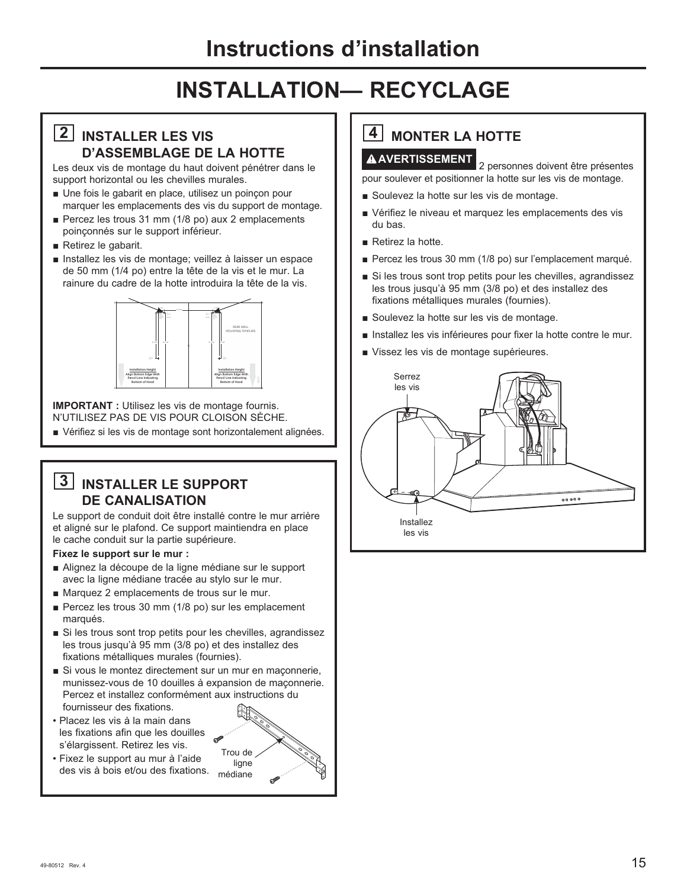# Instructions d'installation

## INSTALLATION— RECYCLAGE

### 2 INSTALLER LES VIS D'ASSEMBLAGE DE LA HOTTE

Les deux vis de montage du haut doivent pénétrer dans le support horizontal ou les chevilles murales.

- Une fois le gabarit en place, utilisez un poinçon pour marquer les emplacements des vis du support de montage.
- Percez les trous 31 mm (1/8 po) aux 2 emplacements poinçonnés sur le support inférieur.
- Retirez le gabarit.
- Installez les vis de montage; veillez à laisser un espace de 50 mm (1/4 po) entre la tête de la vis et le mur. La rainure du cadre de la hotte introduira la tête de la vis.

**IMPORTANT :** Utilisez les vis de montage fournis. N'UTILISEZ PAS DE VIS POUR CLOISON SÈCHE.

- Vérifiez si les vis de montage sont horizontalement alignées.

### 3 INSTALLER LE SUPPORT DE CANALISATION

Le support de conduit doit être installé contre le mur arrière et aligné sur le plafond. Ce support maintiendra en place le cache conduit sur la partie supérieure.

**Fixez le support sur le mur :**

- Alignez la découpe de la ligne médiane sur le support avec la ligne médiane tracée au stylo sur le mur.
- Marquez 2 emplacements de trous sur le mur.
- Percez les trous 30 mm (1/8 po) sur les emplacement marqués.
- Si les trous sont trop petits pour les chevilles, agrandissez les trous jusqu'à 95 mm (3/8 po) et des installez des fixations métalliques murales (fournies).
- Si vous le montez directement sur un mur en maçonnerie, munissez-vous de 10 douilles à expansion de maçonnerie. Percez et installez conformément aux instructions du fournisseur des fixations.
  - Placez les vis à la main dans les fixations afin que les douilles s'élargissent. Retirez les vis.
  - Fixez le support au mur à l'aide des vis à bois et/ou des fixations.

Trou de ligne médiane

### 4 MONTER LA HOTTE

**⚠ AVERTISSEMENT** 2 personnes doivent être présentes pour soulever et positionner la hotte sur les vis de montage.

- Soulevez la hotte sur les vis de montage.
- Vérifiez le niveau et marquez les emplacements des vis du bas.
- Retirez la hotte.
- Percez les trous 30 mm (1/8 po) sur l'emplacement marqué.
- Si les trous sont trop petits pour les chevilles, agrandissez les trous jusqu'à 95 mm (3/8 po) et des installez des fixations métalliques murales (fournies).
- Soulevez la hotte sur les vis de montage.
- Installez les vis inférieures pour fixer la hotte contre le mur.
- Vissez les vis de montage supérieures.

Serrez les vis

Installez les vis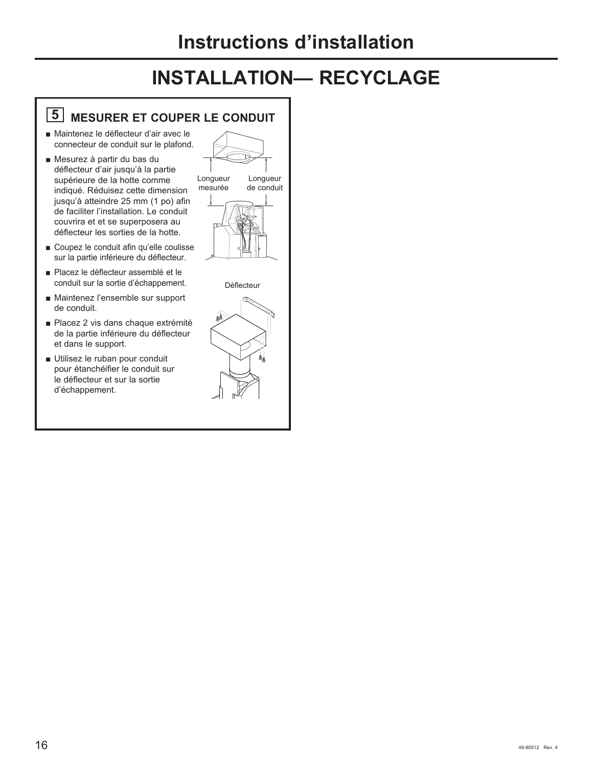# Instructions d'installation

## INSTALLATION— RECYCLAGE

### 5 MESURER ET COUPER LE CONDUIT

- Maintenez le déflecteur d'air avec le connecteur de conduit sur le plafond.
- Mesurez à partir du bas du déflecteur d'air jusqu'à la partie supérieure de la hotte comme indiqué. Réduisez cette dimension jusqu'à atteindre 25 mm (1 po) afin de faciliter l'installation. Le conduit couvrira et et se superposera au déflecteur les sorties de la hotte.
- Coupez le conduit afin qu'elle coulisse sur la partie inférieure du déflecteur.
- Placez le déflecteur assemblé et le conduit sur la sortie d'échappement.
- Maintenez l'ensemble sur support de conduit.
- Placez 2 vis dans chaque extrémité de la partie inférieure du déflecteur et dans le support.
- Utilisez le ruban pour conduit pour étanchéifier le conduit sur le déflecteur et sur la sortie d'échappement.

Longueur mesurée

Longueur de conduit

Déflecteur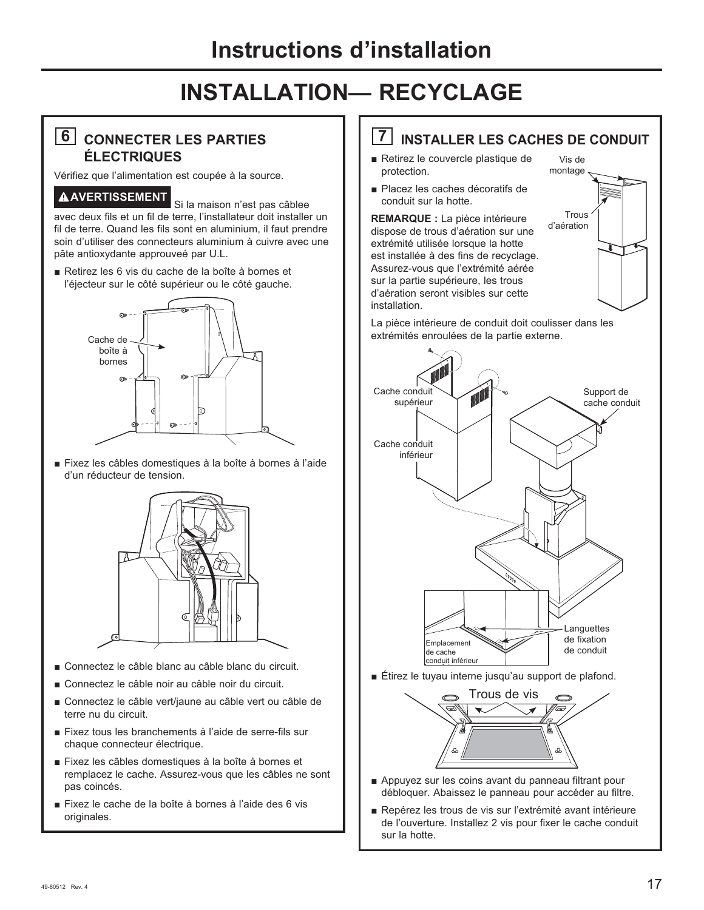# Instructions d'installation

## INSTALLATION— RECYCLAGE

### 6 CONNECTER LES PARTIES ÉLECTRIQUES

Vérifiez que l'alimentation est coupée à la source.

**⚠ AVERTISSEMENT** Si la maison n'est pas câblee avec deux fils et un fil de terre, l'installateur doit installer un fil de terre. Quand les fils sont en aluminium, il faut prendre soin d'utiliser des connecteurs aluminium à cuivre avec une pâte antioxydante approuveé par U.L.

- Retirez les 6 vis du cache de la boîte à bornes et l'éjecteur sur le côté supérieur ou le côté gauche.

Cache de boîte à bornes

- Fixez les câbles domestiques à la boîte à bornes à l'aide d'un réducteur de tension.

- Connectez le câble blanc au câble blanc du circuit.
- Connectez le câble noir au câble noir du circuit.
- Connectez le câble vert/jaune au câble vert ou câble de terre nu du circuit.
- Fixez tous les branchements à l'aide de serre-fils sur chaque connecteur électrique.
- Fixez les câbles domestiques à la boîte à bornes et remplacez le cache. Assurez-vous que les câbles ne sont pas coincés.
- Fixez le cache de la boîte à bornes à l'aide des 6 vis originales.

### 7 INSTALLER LES CACHES DE CONDUIT

- Retirez le couvercle plastique de protection.
- Placez les caches décoratifs de conduit sur la hotte.

**REMARQUE :** La pièce intérieure dispose de trous d'aération sur une extrémité utilisée lorsque la hotte est installée à des fins de recyclage. Assurez-vous que l'extrémité aérée sur la partie supérieure, les trous d'aération seront visibles sur cette installation.

Vis de montage

Trous d'aération

La pièce intérieure de conduit doit coulisser dans les extrémités enroulées de la partie externe.

Cache conduit supérieur

Cache conduit inférieur

Support de cache conduit

Emplacement de cache conduit inférieur

Languettes de fixation de conduit

- Étirez le tuyau interne jusqu'au support de plafond.

Trous de vis

- Appuyez sur les coins avant du panneau filtrant pour débloquer. Abaissez le panneau pour accéder au filtre.
- Repérez les trous de vis sur l'extrémité avant intérieure de l'ouverture. Installez 2 vis pour fixer le cache conduit sur la hotte.

49-80512 Rev. 4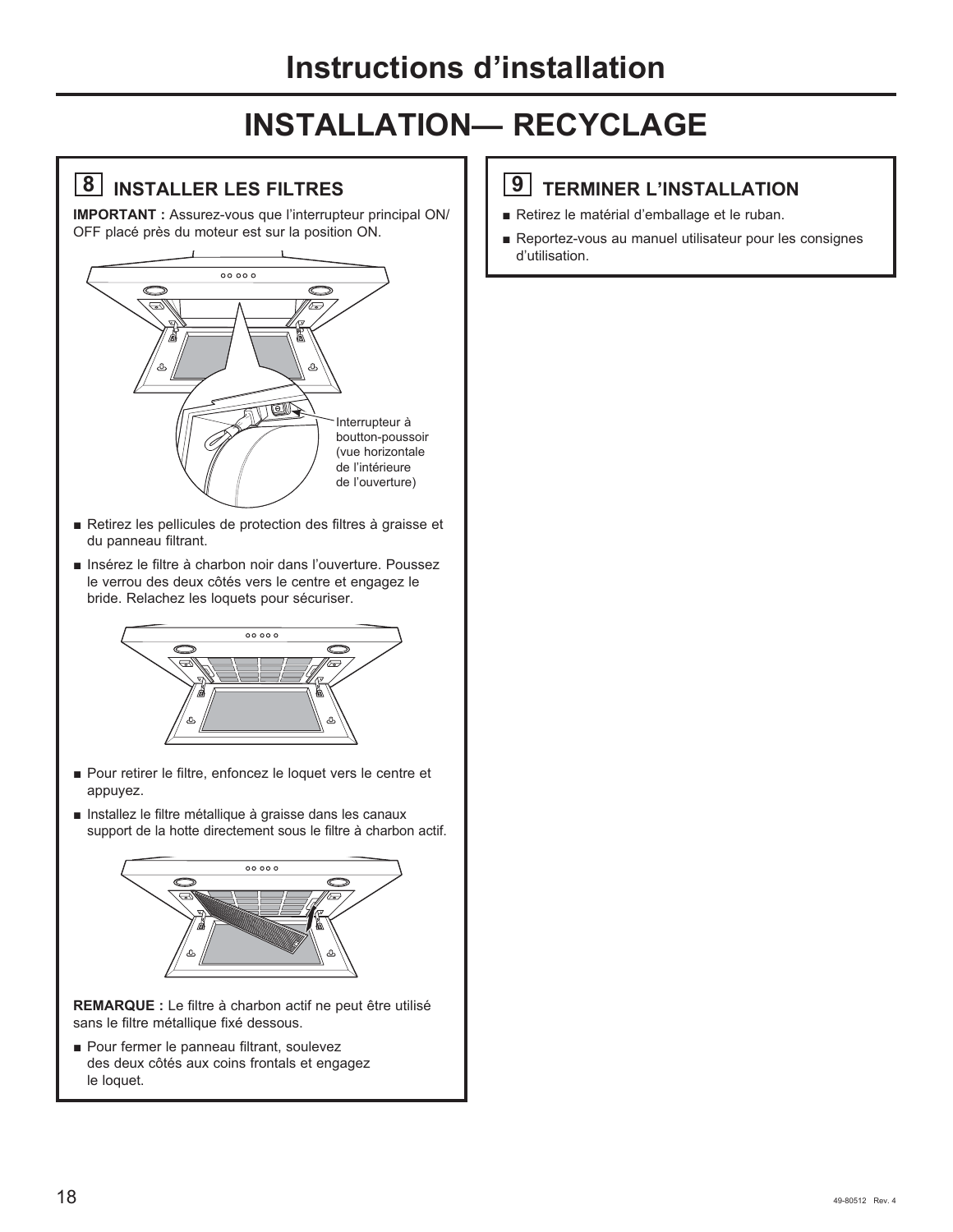# Instructions d'installation

## INSTALLATION— RECYCLAGE

### 8 INSTALLER LES FILTRES

**IMPORTANT :** Assurez-vous que l'interrupteur principal ON/OFF placé près du moteur est sur la position ON.

Interrupteur à boutton-poussoir (vue horizontale de l'intérieure de l'ouverture)

- Retirez les pellicules de protection des filtres à graisse et du panneau filtrant.
- Insérez le filtre à charbon noir dans l'ouverture. Poussez le verrou des deux côtés vers le centre et engagez le bride. Relachez les loquets pour sécuriser.

- Pour retirer le filtre, enfoncez le loquet vers le centre et appuyez.
- Installez le filtre métallique à graisse dans les canaux support de la hotte directement sous le filtre à charbon actif.

**REMARQUE :** Le filtre à charbon actif ne peut être utilisé sans le filtre métallique fixé dessous.

- Pour fermer le panneau filtrant, soulevez des deux côtés aux coins frontals et engagez le loquet.

### 9 TERMINER L'INSTALLATION

- Retirez le matérial d'emballage et le ruban.
- Reportez-vous au manuel utilisateur pour les consignes d'utilisation.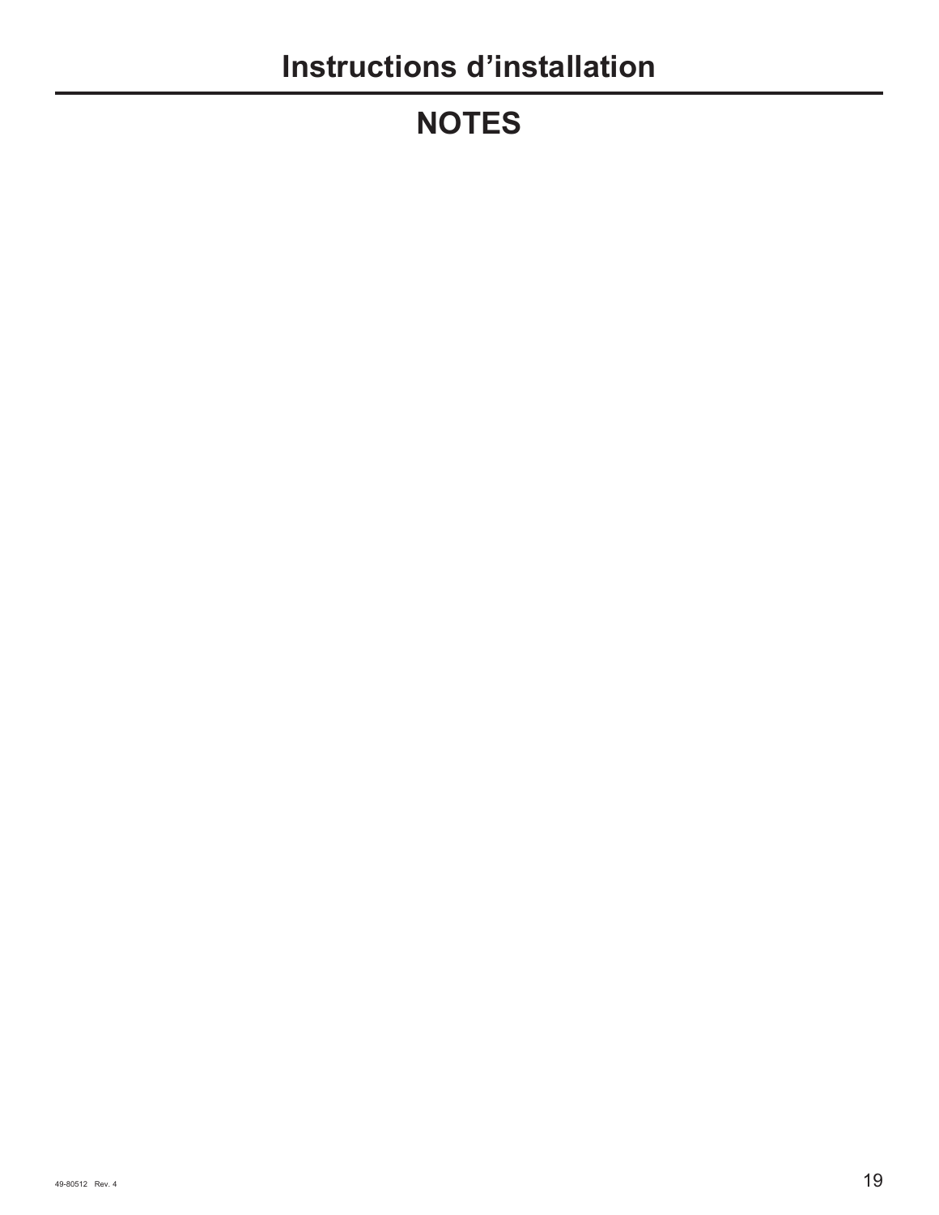# NOTES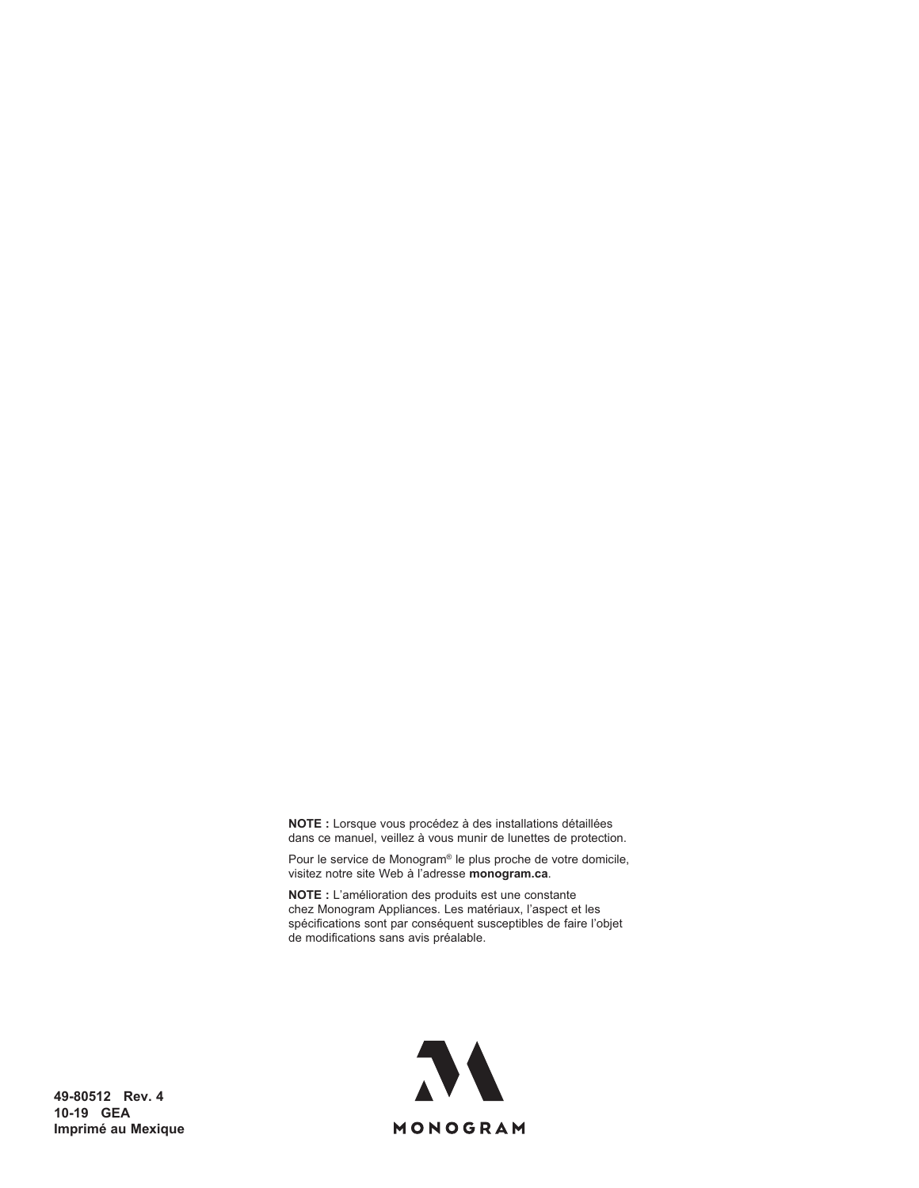**NOTE :** Lorsque vous procédez à des installations détaillées dans ce manuel, veillez à vous munir de lunettes de protection.

Pour le service de Monogram® le plus proche de votre domicile, visitez notre site Web à l'adresse **monogram.ca**.

**NOTE :** L'amélioration des produits est une constante chez Monogram Appliances. Les matériaux, l'aspect et les spécifications sont par conséquent susceptibles de faire l'objet de modifications sans avis préalable.

**49-80512 Rev. 4**
**10-19 GEA**
**Imprimé au Mexique**

MONOGRAM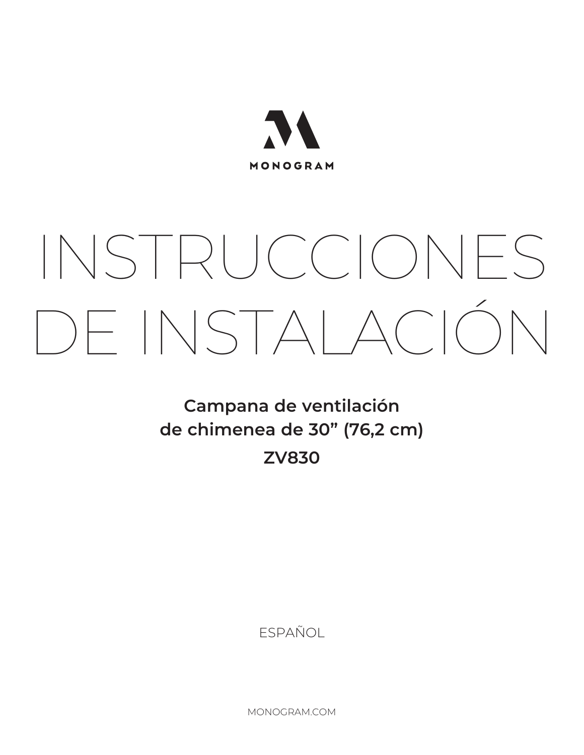MONOGRAM

# INSTRUCCIONES DE INSTALACIÓN

**Campana de ventilación de chimenea de 30” (76,2 cm)**

**ZV830**

ESPAÑOL

MONOGRAM.COM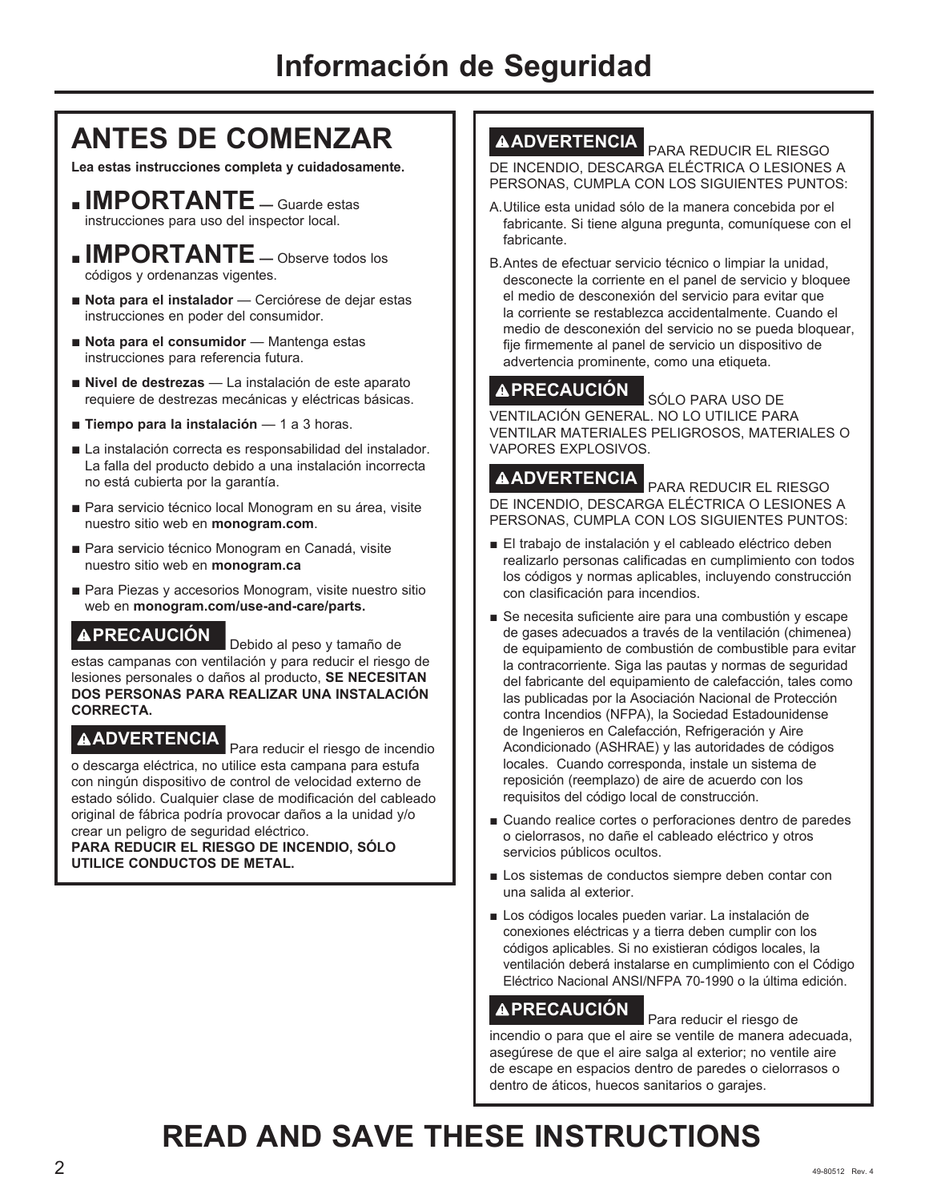# Información de Seguridad

## ANTES DE COMENZAR

**Lea estas instrucciones completa y cuidadosamente.**

- **IMPORTANTE** — Guarde estas instrucciones para uso del inspector local.
- **IMPORTANTE** — Observe todos los códigos y ordenanzas vigentes.
- **Nota para el instalador** — Cerciórese de dejar estas instrucciones en poder del consumidor.
- **Nota para el consumidor** — Mantenga estas instrucciones para referencia futura.
- **Nivel de destrezas** — La instalación de este aparato requiere de destrezas mecánicas y eléctricas básicas.
- **Tiempo para la instalación** — 1 a 3 horas.
- La instalación correcta es responsabilidad del instalador. La falla del producto debido a una instalación incorrecta no está cubierta por la garantía.
- Para servicio técnico local Monogram en su área, visite nuestro sitio web en **monogram.com**.
- Para servicio técnico Monogram en Canadá, visite nuestro sitio web en **monogram.ca**
- Para Piezas y accesorios Monogram, visite nuestro sitio web en **monogram.com/use-and-care/parts.**

**⚠PRECAUCIÓN** Debido al peso y tamaño de estas campanas con ventilación y para reducir el riesgo de lesiones personales o daños al producto, **SE NECESITAN DOS PERSONAS PARA REALIZAR UNA INSTALACIÓN CORRECTA.**

**⚠ADVERTENCIA** Para reducir el riesgo de incendio o descarga eléctrica, no utilice esta campana para estufa con ningún dispositivo de control de velocidad externo de estado sólido. Cualquier clase de modificación del cableado original de fábrica podría provocar daños a la unidad y/o crear un peligro de seguridad eléctrico.
**PARA REDUCIR EL RIESGO DE INCENDIO, SÓLO UTILICE CONDUCTOS DE METAL.**

**⚠ADVERTENCIA** PARA REDUCIR EL RIESGO DE INCENDIO, DESCARGA ELÉCTRICA O LESIONES A PERSONAS, CUMPLA CON LOS SIGUIENTES PUNTOS:

A. Utilice esta unidad sólo de la manera concebida por el fabricante. Si tiene alguna pregunta, comuníquese con el fabricante.

B. Antes de efectuar servicio técnico o limpiar la unidad, desconecte la corriente en el panel de servicio y bloquee el medio de desconexión del servicio para evitar que la corriente se restablezca accidentalmente. Cuando el medio de desconexión del servicio no se pueda bloquear, fije firmemente al panel de servicio un dispositivo de advertencia prominente, como una etiqueta.

**⚠PRECAUCIÓN** SÓLO PARA USO DE VENTILACIÓN GENERAL. NO LO UTILICE PARA VENTILAR MATERIALES PELIGROSOS, MATERIALES O VAPORES EXPLOSIVOS.

**⚠ADVERTENCIA** PARA REDUCIR EL RIESGO DE INCENDIO, DESCARGA ELÉCTRICA O LESIONES A PERSONAS, CUMPLA CON LOS SIGUIENTES PUNTOS:

- El trabajo de instalación y el cableado eléctrico deben realizarlo personas calificadas en cumplimiento con todos los códigos y normas aplicables, incluyendo construcción con clasificación para incendios.
- Se necesita suficiente aire para una combustión y escape de gases adecuados a través de la ventilación (chimenea) de equipamiento de combustión de combustible para evitar la contracorriente. Siga las pautas y normas de seguridad del fabricante del equipamiento de calefacción, tales como las publicadas por la Asociación Nacional de Protección contra Incendios (NFPA), la Sociedad Estadounidense de Ingenieros en Calefacción, Refrigeración y Aire Acondicionado (ASHRAE) y las autoridades de códigos locales. Cuando corresponda, instale un sistema de reposición (reemplazo) de aire de acuerdo con los requisitos del código local de construcción.
- Cuando realice cortes o perforaciones dentro de paredes o cielorrasos, no dañe el cableado eléctrico y otros servicios públicos ocultos.
- Los sistemas de conductos siempre deben contar con una salida al exterior.
- Los códigos locales pueden variar. La instalación de conexiones eléctricas y a tierra deben cumplir con los códigos aplicables. Si no existieran códigos locales, la ventilación deberá instalarse en cumplimiento con el Código Eléctrico Nacional ANSI/NFPA 70-1990 o la última edición.

**⚠PRECAUCIÓN** Para reducir el riesgo de incendio o para que el aire se ventile de manera adecuada, asegúrese de que el aire salga al exterior; no ventile aire de escape en espacios dentro de paredes o cielorrasos o dentro de áticos, huecos sanitarios o garajes.

# READ AND SAVE THESE INSTRUCTIONS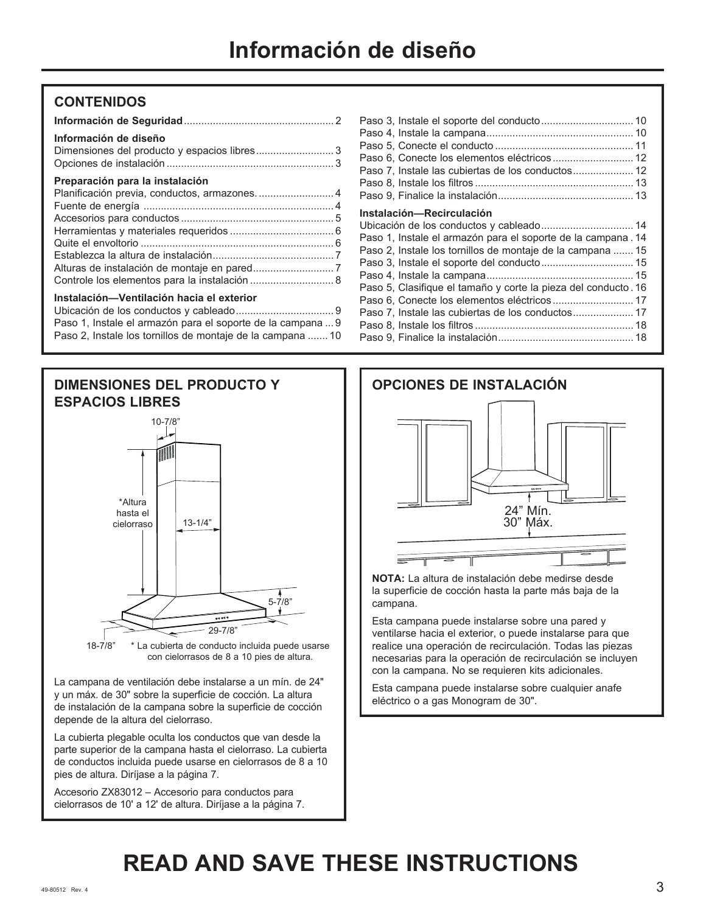# Información de diseño

## CONTENIDOS

**Información de Seguridad** .................................................... 2

**Información de diseño**
Dimensiones del producto y espacios libres ........................... 3
Opciones de instalación ......................................................... 3

**Preparación para la instalación**
Planificación previa, conductos, armazones. .......................... 4
Fuente de energía .................................................................. 4
Accesorios para conductos ..................................................... 5
Herramientas y materiales requeridos .................................... 6
Quite el envoltorio ................................................................... 6
Establezca la altura de instalación .......................................... 7
Alturas de instalación de montaje en pared ............................ 7
Controle los elementos para la instalación ............................. 8

**Instalación—Ventilación hacia el exterior**
Ubicación de los conductos y cableado .................................. 9
Paso 1, Instale el armazón para el soporte de la campana ... 9
Paso 2, Instale los tornillos de montaje de la campana ....... 10
Paso 3, Instale el soporte del conducto ................................ 10
Paso 4, Instale la campana ................................................... 10
Paso 5, Conecte el conducto ................................................ 11
Paso 6, Conecte los elementos eléctricos ............................ 12
Paso 7, Instale las cubiertas de los conductos ..................... 12
Paso 8, Instale los filtros ....................................................... 13
Paso 9, Finalice la instalación ............................................... 13

**Instalación—Recirculación**
Ubicación de los conductos y cableado ................................ 14
Paso 1, Instale el armazón para el soporte de la campana . 14
Paso 2, Instale los tornillos de montaje de la campana ....... 15
Paso 3, Instale el soporte del conducto ................................ 15
Paso 4, Instale la campana ................................................... 15
Paso 5, Clasifique el tamaño y corte la pieza del conducto . 16
Paso 6, Conecte los elementos eléctricos ............................ 17
Paso 7, Instale las cubiertas de los conductos ..................... 17
Paso 8, Instale los filtros ....................................................... 18
Paso 9, Finalice la instalación ............................................... 18

## DIMENSIONES DEL PRODUCTO Y ESPACIOS LIBRES

10-7/8”

*Altura hasta el cielorraso

13-1/4”

5-7/8”

29-7/8”

18-7/8”

* La cubierta de conducto incluida puede usarse con cielorrasos de 8 a 10 pies de altura.

La campana de ventilación debe instalarse a un mín. de 24" y un máx. de 30" sobre la superficie de cocción. La altura de instalación de la campana sobre la superficie de cocción depende de la altura del cielorraso.

La cubierta plegable oculta los conductos que van desde la parte superior de la campana hasta el cielorraso. La cubierta de conductos incluida puede usarse en cielorrasos de 8 a 10 pies de altura. Diríjase a la página 7.

Accesorio ZX83012 – Accesorio para conductos para cielorrasos de 10' a 12' de altura. Diríjase a la página 7.

## OPCIONES DE INSTALACIÓN

24” Mín.
30” Máx.

**NOTA:** La altura de instalación debe medirse desde la superficie de cocción hasta la parte más baja de la campana.

Esta campana puede instalarse sobre una pared y ventilarse hacia el exterior, o puede instalarse para que realice una operación de recirculación. Todas las piezas necesarias para la operación de recirculación se incluyen con la campana. No se requieren kits adicionales.

Esta campana puede instalarse sobre cualquier anafe eléctrico o a gas Monogram de 30".

# READ AND SAVE THESE INSTRUCTIONS

49-80512 Rev. 4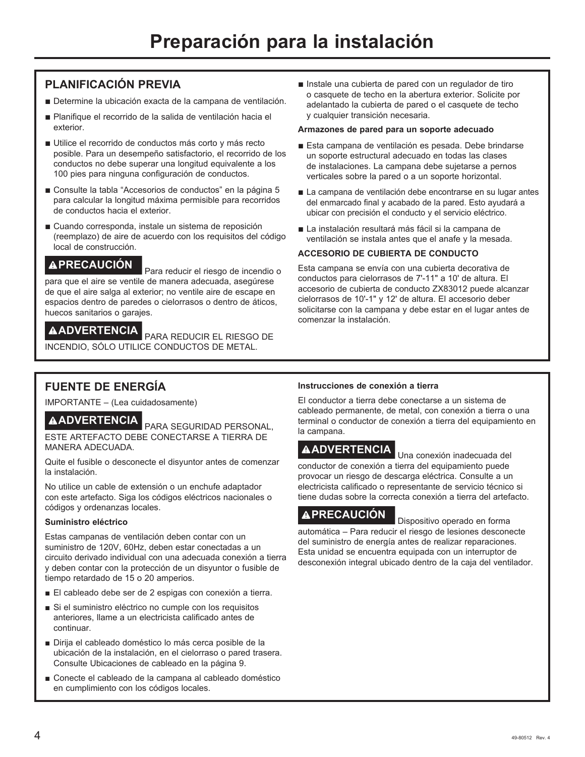# Preparación para la instalación

## PLANIFICACIÓN PREVIA

- Determine la ubicación exacta de la campana de ventilación.
- Planifique el recorrido de la salida de ventilación hacia el exterior.
- Utilice el recorrido de conductos más corto y más recto posible. Para un desempeño satisfactorio, el recorrido de los conductos no debe superar una longitud equivalente a los 100 pies para ninguna configuración de conductos.
- Consulte la tabla "Accesorios de conductos" en la página 5 para calcular la longitud máxima permisible para recorridos de conductos hacia el exterior.
- Cuando corresponda, instale un sistema de reposición (reemplazo) de aire de acuerdo con los requisitos del código local de construcción.

**⚠PRECAUCIÓN** Para reducir el riesgo de incendio o para que el aire se ventile de manera adecuada, asegúrese de que el aire salga al exterior; no ventile aire de escape en espacios dentro de paredes o cielorrasos o dentro de áticos, huecos sanitarios o garajes.

**⚠ADVERTENCIA** PARA REDUCIR EL RIESGO DE INCENDIO, SÓLO UTILICE CONDUCTOS DE METAL.

- Instale una cubierta de pared con un regulador de tiro o casquete de techo en la abertura exterior. Solicite por adelantado la cubierta de pared o el casquete de techo y cualquier transición necesaria.

**Armazones de pared para un soporte adecuado**

- Esta campana de ventilación es pesada. Debe brindarse un soporte estructural adecuado en todas las clases de instalaciones. La campana debe sujetarse a pernos verticales sobre la pared o a un soporte horizontal.
- La campana de ventilación debe encontrarse en su lugar antes del enmarcado final y acabado de la pared. Esto ayudará a ubicar con precisión el conducto y el servicio eléctrico.
- La instalación resultará más fácil si la campana de ventilación se instala antes que el anafe y la mesada.

**ACCESORIO DE CUBIERTA DE CONDUCTO**

Esta campana se envía con una cubierta decorativa de conductos para cielorrasos de 7'-11" a 10' de altura. El accesorio de cubierta de conducto ZX83012 puede alcanzar cielorrasos de 10'-1" y 12' de altura. El accesorio deber solicitarse con la campana y debe estar en el lugar antes de comenzar la instalación.

## FUENTE DE ENERGÍA

IMPORTANTE – (Lea cuidadosamente)

**⚠ADVERTENCIA** PARA SEGURIDAD PERSONAL, ESTE ARTEFACTO DEBE CONECTARSE A TIERRA DE MANERA ADECUADA.

Quite el fusible o desconecte el disyuntor antes de comenzar la instalación.

No utilice un cable de extensión o un enchufe adaptador con este artefacto. Siga los códigos eléctricos nacionales o códigos y ordenanzas locales.

**Suministro eléctrico**

Estas campanas de ventilación deben contar con un suministro de 120V, 60Hz, deben estar conectadas a un circuito derivado individual con una adecuada conexión a tierra y deben contar con la protección de un disyuntor o fusible de tiempo retardado de 15 o 20 amperios.

- El cableado debe ser de 2 espigas con conexión a tierra.
- Si el suministro eléctrico no cumple con los requisitos anteriores, llame a un electricista calificado antes de continuar.
- Dirija el cableado doméstico lo más cerca posible de la ubicación de la instalación, en el cielorraso o pared trasera. Consulte Ubicaciones de cableado en la página 9.
- Conecte el cableado de la campana al cableado doméstico en cumplimiento con los códigos locales.

**Instrucciones de conexión a tierra**

El conductor a tierra debe conectarse a un sistema de cableado permanente, de metal, con conexión a tierra o una terminal o conductor de conexión a tierra del equipamiento en la campana.

**⚠ADVERTENCIA** Una conexión inadecuada del conductor de conexión a tierra del equipamiento puede provocar un riesgo de descarga eléctrica. Consulte a un electricista calificado o representante de servicio técnico si tiene dudas sobre la correcta conexión a tierra del artefacto.

**⚠PRECAUCIÓN** Dispositivo operado en forma automática – Para reducir el riesgo de lesiones desconecte del suministro de energía antes de realizar reparaciones. Esta unidad se encuentra equipada con un interruptor de desconexión integral ubicado dentro de la caja del ventilador.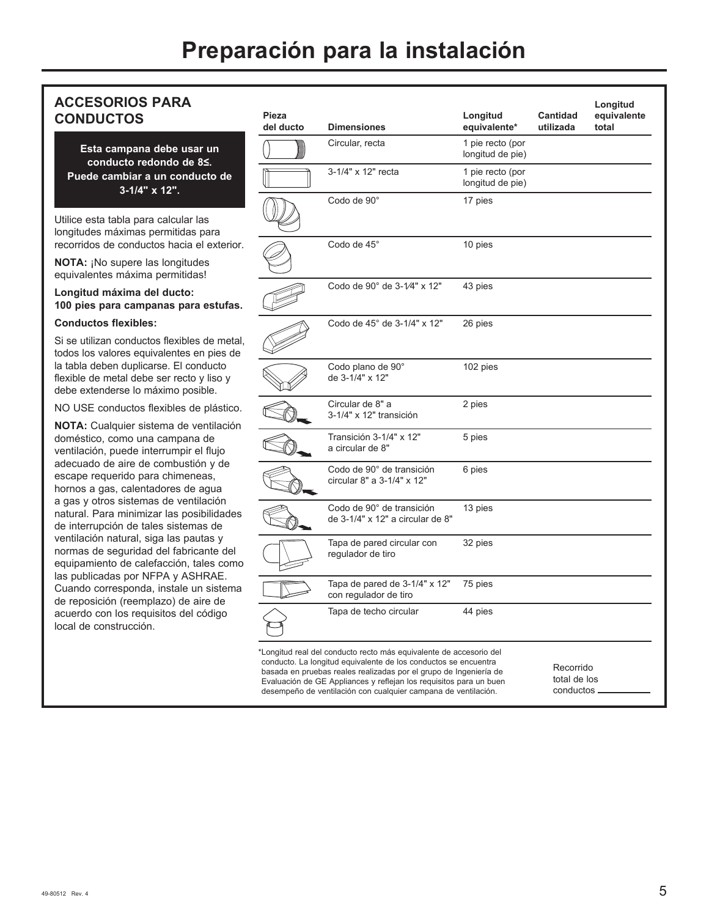# Preparación para la instalación

## ACCESORIOS PARA CONDUCTOS

**Esta campana debe usar un conducto redondo de 8≤. Puede cambiar a un conducto de 3-1/4" x 12".**

Utilice esta tabla para calcular las longitudes máximas permitidas para recorridos de conductos hacia el exterior.

**NOTA:** ¡No supere las longitudes equivalentes máxima permitidas!

**Longitud máxima del ducto: 100 pies para campanas para estufas.**

**Conductos flexibles:**

Si se utilizan conductos flexibles de metal, todos los valores equivalentes en pies de la tabla deben duplicarse. El conducto flexible de metal debe ser recto y liso y debe extenderse lo máximo posible.

NO USE conductos flexibles de plástico.

**NOTA:** Cualquier sistema de ventilación doméstico, como una campana de ventilación, puede interrumpir el flujo adecuado de aire de combustión y de escape requerido para chimeneas, hornos a gas, calentadores de agua a gas y otros sistemas de ventilación natural. Para minimizar las posibilidades de interrupción de tales sistemas de ventilación natural, siga las pautas y normas de seguridad del fabricante del equipamiento de calefacción, tales como las publicadas por NFPA y ASHRAE. Cuando corresponda, instale un sistema de reposición (reemplazo) de aire de acuerdo con los requisitos del código local de construcción.

| Pieza del ducto | Dimensiones | Longitud equivalente* | Cantidad utilizada | Longitud equivalente total |
|---|---|---|---|---|
| | Circular, recta | 1 pie recto (por longitud de pie) | | |
| | 3-1/4" x 12" recta | 1 pie recto (por longitud de pie) | | |
| | Codo de 90° | 17 pies | | |
| | Codo de 45° | 10 pies | | |
| | Codo de 90° de 3-1⁄4" x 12" | 43 pies | | |
| | Codo de 45° de 3-1/4" x 12" | 26 pies | | |
| | Codo plano de 90° de 3-1/4" x 12" | 102 pies | | |
| | Circular de 8" a 3-1/4" x 12" transición | 2 pies | | |
| | Transición 3-1/4" x 12" a circular de 8" | 5 pies | | |
| | Codo de 90° de transición circular 8" a 3-1/4" x 12" | 6 pies | | |
| | Codo de 90° de transición de 3-1/4" x 12" a circular de 8" | 13 pies | | |
| | Tapa de pared circular con regulador de tiro | 32 pies | | |
| | Tapa de pared de 3-1/4" x 12" con regulador de tiro | 75 pies | | |
| | Tapa de techo circular | 44 pies | | |

*Longitud real del conducto recto más equivalente de accesorio del conducto. La longitud equivalente de los conductos se encuentra basada en pruebas reales realizadas por el grupo de Ingeniería de Evaluación de GE Appliances y reflejan los requisitos para un buen desempeño de ventilación con cualquier campana de ventilación.

Recorrido total de los conductos ________

49-80512 Rev. 4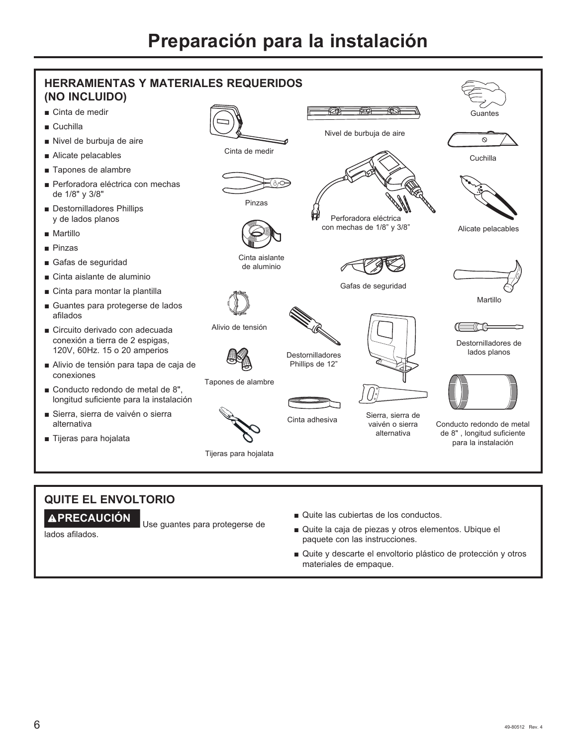# Preparación para la instalación

## HERRAMIENTAS Y MATERIALES REQUERIDOS (NO INCLUIDO)

- Cinta de medir
- Cuchilla
- Nivel de burbuja de aire
- Alicate pelacables
- Tapones de alambre
- Perforadora eléctrica con mechas de 1/8" y 3/8"
- Destornilladores Phillips y de lados planos
- Martillo
- Pinzas
- Gafas de seguridad
- Cinta aislante de aluminio
- Cinta para montar la plantilla
- Guantes para protegerse de lados afilados
- Circuito derivado con adecuada conexión a tierra de 2 espigas, 120V, 60Hz. 15 o 20 amperios
- Alivio de tensión para tapa de caja de conexiones
- Conducto redondo de metal de 8", longitud suficiente para la instalación
- Sierra, sierra de vaivén o sierra alternativa
- Tijeras para hojalata

Cinta de medir

Nivel de burbuja de aire

Guantes

Cuchilla

Pinzas

Perforadora eléctrica con mechas de 1/8" y 3/8"

Alicate pelacables

Cinta aislante de aluminio

Gafas de seguridad

Martillo

Alivio de tensión

Destornilladores Phillips de 12"

Destornilladores de lados planos

Tapones de alambre

Cinta adhesiva

Sierra, sierra de vaivén o sierra alternativa

Conducto redondo de metal de 8" , longitud suficiente para la instalación

Tijeras para hojalata

## QUITE EL ENVOLTORIO

**⚠PRECAUCIÓN** Use guantes para protegerse de lados afilados.

- Quite las cubiertas de los conductos.
- Quite la caja de piezas y otros elementos. Ubique el paquete con las instrucciones.
- Quite y descarte el envoltorio plástico de protección y otros materiales de empaque.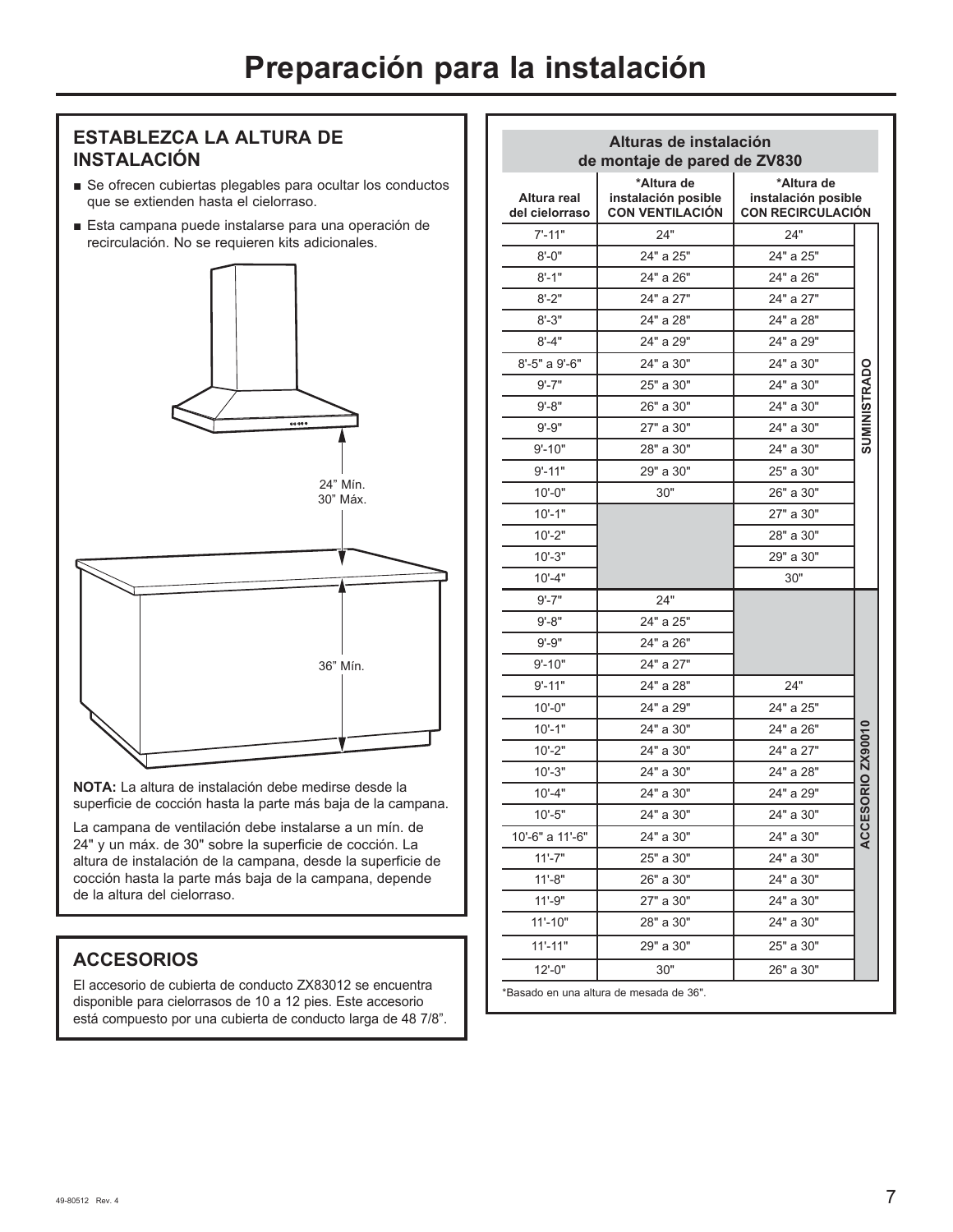# Preparación para la instalación

## ESTABLEZCA LA ALTURA DE INSTALACIÓN

- Se ofrecen cubiertas plegables para ocultar los conductos que se extienden hasta el cielorraso.
- Esta campana puede instalarse para una operación de recirculación. No se requieren kits adicionales.

24" Mín.
30" Máx.

36" Mín.

**NOTA:** La altura de instalación debe medirse desde la superficie de cocción hasta la parte más baja de la campana.

La campana de ventilación debe instalarse a un mín. de 24" y un máx. de 30" sobre la superficie de cocción. La altura de instalación de la campana, desde la superficie de cocción hasta la parte más baja de la campana, depende de la altura del cielorraso.

## ACCESORIOS

El accesorio de cubierta de conducto ZX83012 se encuentra disponible para cielorrasos de 10 a 12 pies. Este accesorio está compuesto por una cubierta de conducto larga de 48 7/8".

**Alturas de instalación de montaje de pared de ZV830**

| Altura real del cielorraso | *Altura de instalación posible CON VENTILACIÓN | *Altura de instalación posible CON RECIRCULACIÓN | |
|---|---|---|---|
| 7'-11" | 24" | 24" | SUMINISTRADO |
| 8'-0" | 24" a 25" | 24" a 25" | SUMINISTRADO |
| 8'-1" | 24" a 26" | 24" a 26" | SUMINISTRADO |
| 8'-2" | 24" a 27" | 24" a 27" | SUMINISTRADO |
| 8'-3" | 24" a 28" | 24" a 28" | SUMINISTRADO |
| 8'-4" | 24" a 29" | 24" a 29" | SUMINISTRADO |
| 8'-5" a 9'-6" | 24" a 30" | 24" a 30" | SUMINISTRADO |
| 9'-7" | 25" a 30" | 24" a 30" | SUMINISTRADO |
| 9'-8" | 26" a 30" | 24" a 30" | SUMINISTRADO |
| 9'-9" | 27" a 30" | 24" a 30" | SUMINISTRADO |
| 9'-10" | 28" a 30" | 24" a 30" | SUMINISTRADO |
| 9'-11" | 29" a 30" | 25" a 30" | SUMINISTRADO |
| 10'-0" | 30" | 26" a 30" | SUMINISTRADO |
| 10'-1" | | 27" a 30" | SUMINISTRADO |
| 10'-2" | | 28" a 30" | SUMINISTRADO |
| 10'-3" | | 29" a 30" | SUMINISTRADO |
| 10'-4" | | 30" | SUMINISTRADO |
| 9'-7" | 24" | | ACCESORIO ZX90010 |
| 9'-8" | 24" a 25" | | ACCESORIO ZX90010 |
| 9'-9" | 24" a 26" | | ACCESORIO ZX90010 |
| 9'-10" | 24" a 27" | | ACCESORIO ZX90010 |
| 9'-11" | 24" a 28" | 24" | ACCESORIO ZX90010 |
| 10'-0" | 24" a 29" | 24" a 25" | ACCESORIO ZX90010 |
| 10'-1" | 24" a 30" | 24" a 26" | ACCESORIO ZX90010 |
| 10'-2" | 24" a 30" | 24" a 27" | ACCESORIO ZX90010 |
| 10'-3" | 24" a 30" | 24" a 28" | ACCESORIO ZX90010 |
| 10'-4" | 24" a 30" | 24" a 29" | ACCESORIO ZX90010 |
| 10'-5" | 24" a 30" | 24" a 30" | ACCESORIO ZX90010 |
| 10'-6" a 11'-6" | 24" a 30" | 24" a 30" | ACCESORIO ZX90010 |
| 11'-7" | 25" a 30" | 24" a 30" | ACCESORIO ZX90010 |
| 11'-8" | 26" a 30" | 24" a 30" | ACCESORIO ZX90010 |
| 11'-9" | 27" a 30" | 24" a 30" | ACCESORIO ZX90010 |
| 11'-10" | 28" a 30" | 24" a 30" | ACCESORIO ZX90010 |
| 11'-11" | 29" a 30" | 25" a 30" | ACCESORIO ZX90010 |
| 12'-0" | 30" | 26" a 30" | ACCESORIO ZX90010 |

*Basado en una altura de mesada de 36".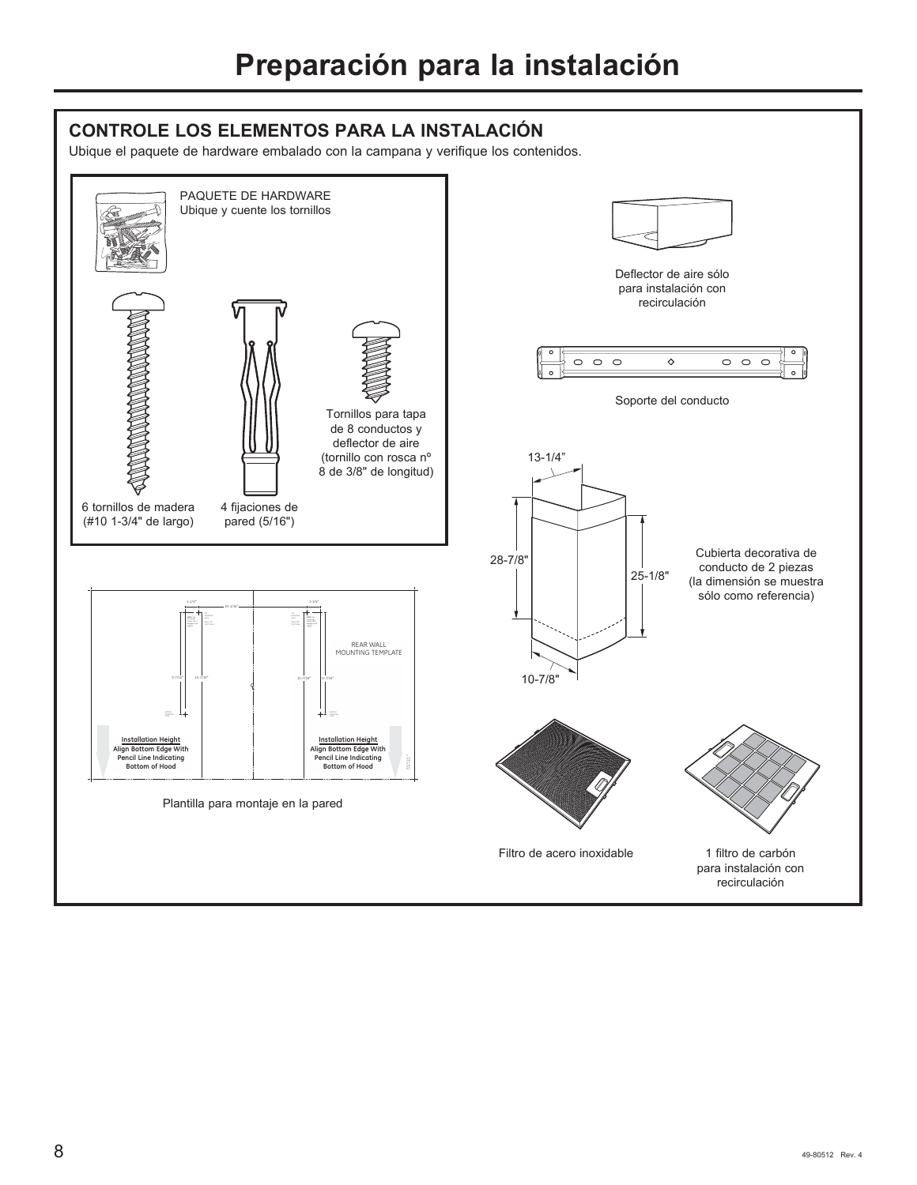# Preparación para la instalación

## CONTROLE LOS ELEMENTOS PARA LA INSTALACIÓN

Ubique el paquete de hardware embalado con la campana y verifique los contenidos.

PAQUETE DE HARDWARE
Ubique y cuente los tornillos

6 tornillos de madera (#10 1-3/4" de largo)

4 fijaciones de pared (5/16")

Tornillos para tapa de 8 conductos y deflector de aire (tornillo con rosca nº 8 de 3/8" de longitud)

Deflector de aire sólo para instalación con recirculación

Soporte del conducto

13-1/4"

28-7/8"

25-1/8"

10-7/8"

Cubierta decorativa de conducto de 2 piezas (la dimensión se muestra sólo como referencia)

REAR WALL MOUNTING TEMPLATE

Installation Height
Align Bottom Edge With Pencil Line Indicating Bottom of Hood

Installation Height
Align Bottom Edge With Pencil Line Indicating Bottom of Hood

Plantilla para montaje en la pared

Filtro de acero inoxidable

1 filtro de carbón para instalación con recirculación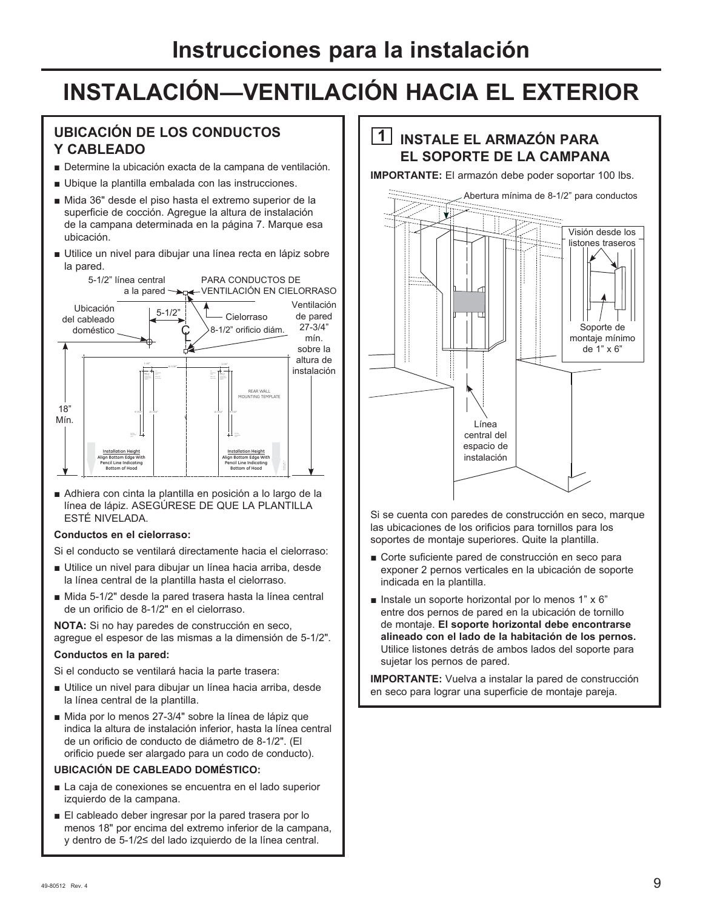# Instrucciones para la instalación

# INSTALACIÓN—VENTILACIÓN HACIA EL EXTERIOR

## UBICACIÓN DE LOS CONDUCTOS Y CABLEADO

- Determine la ubicación exacta de la campana de ventilación.
- Ubique la plantilla embalada con las instrucciones.
- Mida 36" desde el piso hasta el extremo superior de la superficie de cocción. Agregue la altura de instalación de la campana determinada en la página 7. Marque esa ubicación.
- Utilice un nivel para dibujar una línea recta en lápiz sobre la pared.

5-1/2" línea central a la pared — PARA CONDUCTOS DE VENTILACIÓN EN CIELORRASO — Ubicación del cableado doméstico — 5-1/2" — Cielorraso — 8-1/2" orificio diám. — Ventilación de pared 27-3/4" mín. sobre la altura de instalación — 18" Mín.

- Adhiera con cinta la plantilla en posición a lo largo de la línea de lápiz. ASEGÚRESE DE QUE LA PLANTILLA ESTÉ NIVELADA.

**Conductos en el cielorraso:**

Si el conducto se ventilará directamente hacia el cielorraso:

- Utilice un nivel para dibujar un línea hacia arriba, desde la línea central de la plantilla hasta el cielorraso.
- Mida 5-1/2" desde la pared trasera hasta la línea central de un orificio de 8-1/2" en el cielorraso.

**NOTA:** Si no hay paredes de construcción en seco, agregue el espesor de las mismas a la dimensión de 5-1/2".

**Conductos en la pared:**

Si el conducto se ventilará hacia la parte trasera:

- Utilice un nivel para dibujar un línea hacia arriba, desde la línea central de la plantilla.
- Mida por lo menos 27-3/4" sobre la línea de lápiz que indica la altura de instalación inferior, hasta la línea central de un orificio de conducto de diámetro de 8-1/2". (El orificio puede ser alargado para un codo de conducto).

**UBICACIÓN DE CABLEADO DOMÉSTICO:**

- La caja de conexiones se encuentra en el lado superior izquierdo de la campana.
- El cableado deber ingresar por la pared trasera por lo menos 18" por encima del extremo inferior de la campana, y dentro de 5-1/2≤ del lado izquierdo de la línea central.

## 1 INSTALE EL ARMAZÓN PARA EL SOPORTE DE LA CAMPANA

**IMPORTANTE:** El armazón debe poder soportar 100 lbs.

Abertura mínima de 8-1/2" para conductos — Visión desde los listones traseros — Soporte de montaje mínimo de 1" x 6" — Línea central del espacio de instalación

Si se cuenta con paredes de construcción en seco, marque las ubicaciones de los orificios para tornillos para los soportes de montaje superiores. Quite la plantilla.

- Corte suficiente pared de construcción en seco para exponer 2 pernos verticales en la ubicación de soporte indicada en la plantilla.
- Instale un soporte horizontal por lo menos 1" x 6" entre dos pernos de pared en la ubicación de tornillo de montaje. **El soporte horizontal debe encontrarse alineado con el lado de la habitación de los pernos.** Utilice listones detrás de ambos lados del soporte para sujetar los pernos de pared.

**IMPORTANTE:** Vuelva a instalar la pared de construcción en seco para lograr una superficie de montaje pareja.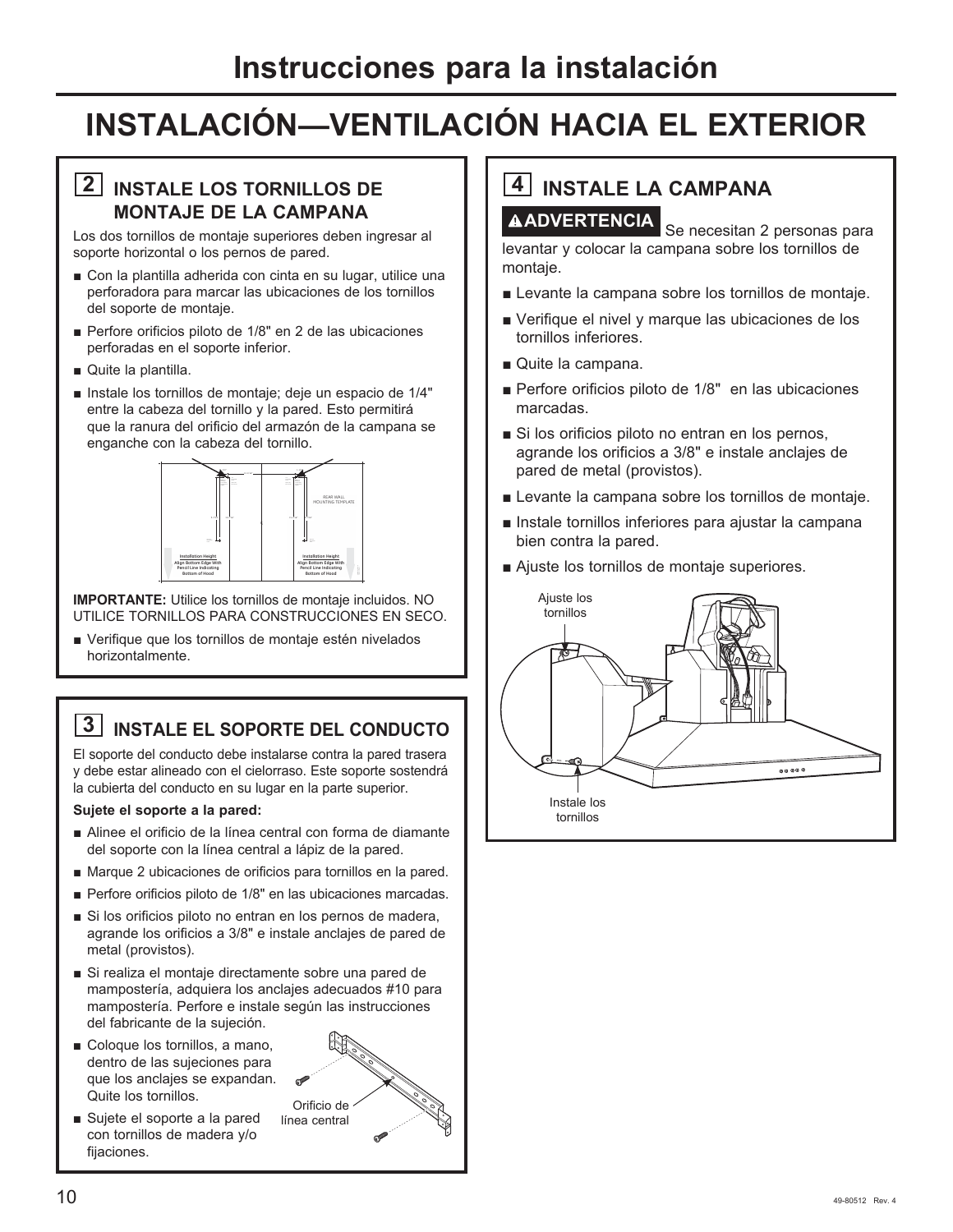# Instrucciones para la instalación

## INSTALACIÓN—VENTILACIÓN HACIA EL EXTERIOR

### 2 INSTALE LOS TORNILLOS DE MONTAJE DE LA CAMPANA

Los dos tornillos de montaje superiores deben ingresar al soporte horizontal o los pernos de pared.

- Con la plantilla adherida con cinta en su lugar, utilice una perforadora para marcar las ubicaciones de los tornillos del soporte de montaje.
- Perfore orificios piloto de 1/8" en 2 de las ubicaciones perforadas en el soporte inferior.
- Quite la plantilla.
- Instale los tornillos de montaje; deje un espacio de 1/4" entre la cabeza del tornillo y la pared. Esto permitirá que la ranura del orificio del armazón de la campana se enganche con la cabeza del tornillo.

REAR WALL MOUNTING TEMPLATE

Installation Height Align Bottom Edge With Pencil Line Indicating Bottom of Hood

Installation Height Align Bottom Edge With Pencil Line Indicating Bottom of Hood

**IMPORTANTE:** Utilice los tornillos de montaje incluidos. NO UTILICE TORNILLOS PARA CONSTRUCCIONES EN SECO.

- Verifique que los tornillos de montaje estén nivelados horizontalmente.

### 3 INSTALE EL SOPORTE DEL CONDUCTO

El soporte del conducto debe instalarse contra la pared trasera y debe estar alineado con el cielorraso. Este soporte sostendrá la cubierta del conducto en su lugar en la parte superior.

**Sujete el soporte a la pared:**

- Alinee el orificio de la línea central con forma de diamante del soporte con la línea central a lápiz de la pared.
- Marque 2 ubicaciones de orificios para tornillos en la pared.
- Perfore orificios piloto de 1/8" en las ubicaciones marcadas.
- Si los orificios piloto no entran en los pernos de madera, agrande los orificios a 3/8" e instale anclajes de pared de metal (provistos).
- Si realiza el montaje directamente sobre una pared de mampostería, adquiera los anclajes adecuados #10 para mampostería. Perfore e instale según las instrucciones del fabricante de la sujeción.
- Coloque los tornillos, a mano, dentro de las sujeciones para que los anclajes se expandan. Quite los tornillos.
- Sujete el soporte a la pared con tornillos de madera y/o fijaciones.

Orificio de línea central

### 4 INSTALE LA CAMPANA

**⚠ADVERTENCIA** Se necesitan 2 personas para levantar y colocar la campana sobre los tornillos de montaje.

- Levante la campana sobre los tornillos de montaje.
- Verifique el nivel y marque las ubicaciones de los tornillos inferiores.
- Quite la campana.
- Perfore orificios piloto de 1/8" en las ubicaciones marcadas.
- Si los orificios piloto no entran en los pernos, agrande los orificios a 3/8" e instale anclajes de pared de metal (provistos).
- Levante la campana sobre los tornillos de montaje.
- Instale tornillos inferiores para ajustar la campana bien contra la pared.
- Ajuste los tornillos de montaje superiores.

Ajuste los tornillos

Instale los tornillos

49-80512 Rev. 4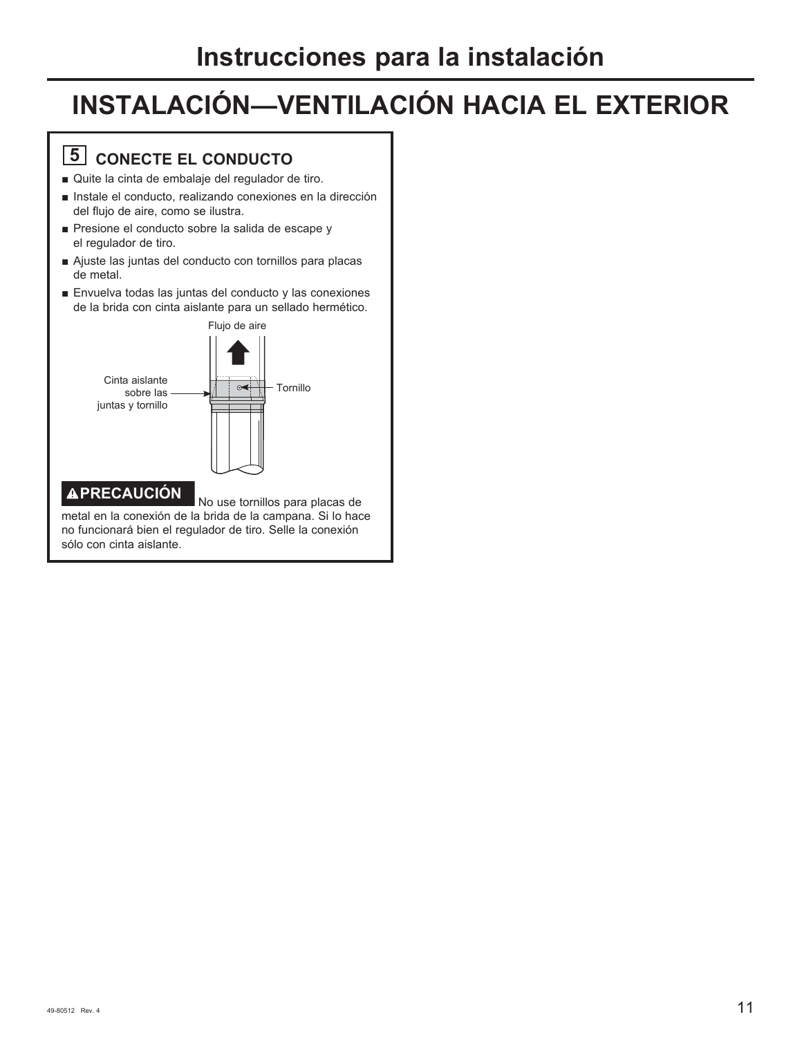# Instrucciones para la instalación

## INSTALACIÓN—VENTILACIÓN HACIA EL EXTERIOR

### 5 CONECTE EL CONDUCTO

- Quite la cinta de embalaje del regulador de tiro.
- Instale el conducto, realizando conexiones en la dirección del flujo de aire, como se ilustra.
- Presione el conducto sobre la salida de escape y el regulador de tiro.
- Ajuste las juntas del conducto con tornillos para placas de metal.
- Envuelva todas las juntas del conducto y las conexiones de la brida con cinta aislante para un sellado hermético.

Flujo de aire

Cinta aislante sobre las juntas y tornillo

Tornillo

**⚠PRECAUCIÓN** No use tornillos para placas de metal en la conexión de la brida de la campana. Si lo hace no funcionará bien el regulador de tiro. Selle la conexión sólo con cinta aislante.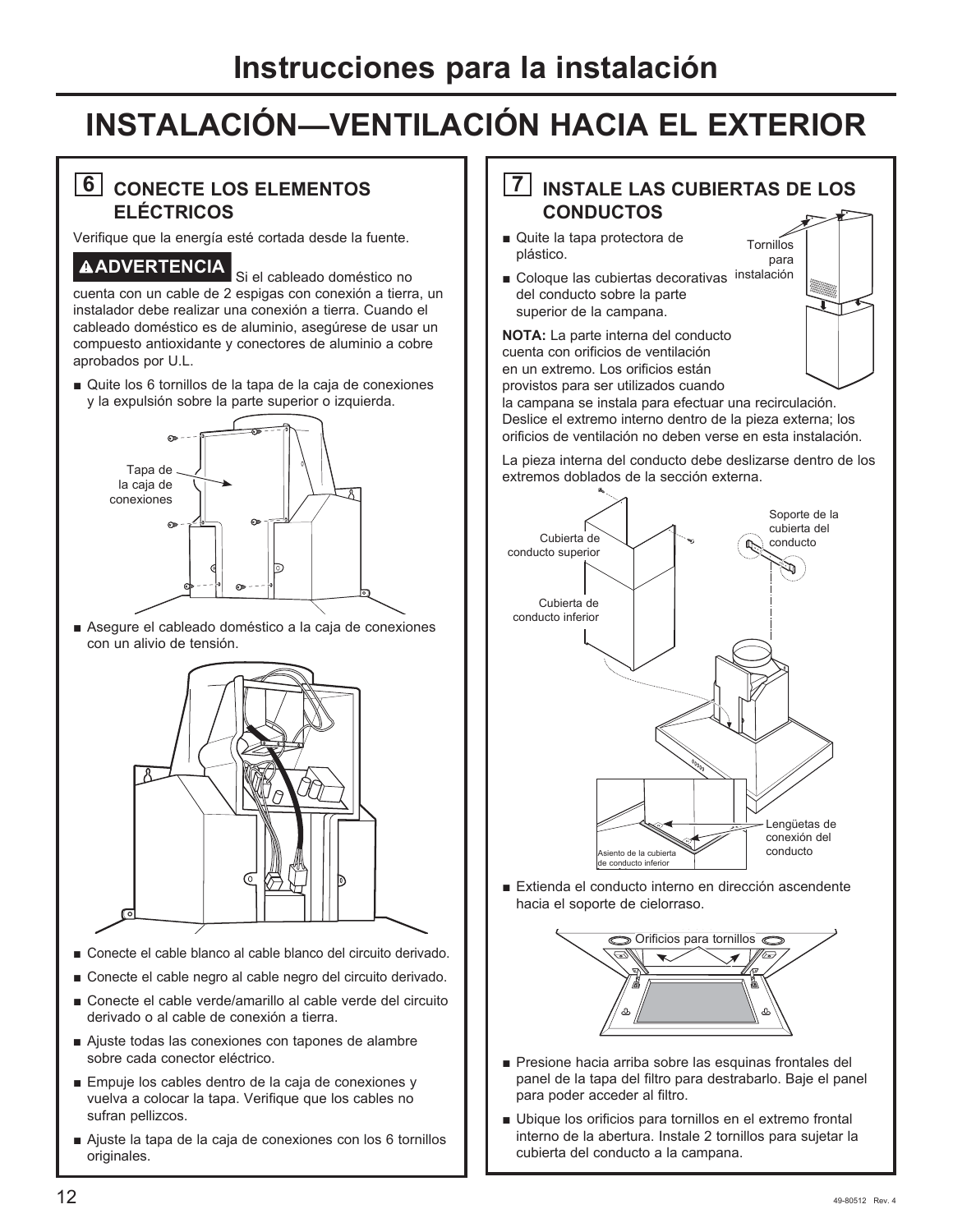# Instrucciones para la instalación

## INSTALACIÓN—VENTILACIÓN HACIA EL EXTERIOR

### 6 CONECTE LOS ELEMENTOS ELÉCTRICOS

Verifique que la energía esté cortada desde la fuente.

**⚠ADVERTENCIA** Si el cableado doméstico no cuenta con un cable de 2 espigas con conexión a tierra, un instalador debe realizar una conexión a tierra. Cuando el cableado doméstico es de aluminio, asegúrese de usar un compuesto antioxidante y conectores de aluminio a cobre aprobados por U.L.

- Quite los 6 tornillos de la tapa de la caja de conexiones y la expulsión sobre la parte superior o izquierda.

Tapa de la caja de conexiones

- Asegure el cableado doméstico a la caja de conexiones con un alivio de tensión.

- Conecte el cable blanco al cable blanco del circuito derivado.
- Conecte el cable negro al cable negro del circuito derivado.
- Conecte el cable verde/amarillo al cable verde del circuito derivado o al cable de conexión a tierra.
- Ajuste todas las conexiones con tapones de alambre sobre cada conector eléctrico.
- Empuje los cables dentro de la caja de conexiones y vuelva a colocar la tapa. Verifique que los cables no sufran pellizcos.
- Ajuste la tapa de la caja de conexiones con los 6 tornillos originales.

### 7 INSTALE LAS CUBIERTAS DE LOS CONDUCTOS

- Quite la tapa protectora de plástico.
- Coloque las cubiertas decorativas del conducto sobre la parte superior de la campana.

Tornillos para instalación

**NOTA:** La parte interna del conducto cuenta con orificios de ventilación en un extremo. Los orificios están provistos para ser utilizados cuando la campana se instala para efectuar una recirculación. Deslice el extremo interno dentro de la pieza externa; los orificios de ventilación no deben verse en esta instalación.

La pieza interna del conducto debe deslizarse dentro de los extremos doblados de la sección externa.

Cubierta de conducto superior

Cubierta de conducto inferior

Soporte de la cubierta del conducto

Asiento de la cubierta de conducto inferior

Lengüetas de conexión del conducto

- Extienda el conducto interno en dirección ascendente hacia el soporte de cielorraso.

Orificios para tornillos

- Presione hacia arriba sobre las esquinas frontales del panel de la tapa del filtro para destrabarlo. Baje el panel para poder acceder al filtro.
- Ubique los orificios para tornillos en el extremo frontal interno de la abertura. Instale 2 tornillos para sujetar la cubierta del conducto a la campana.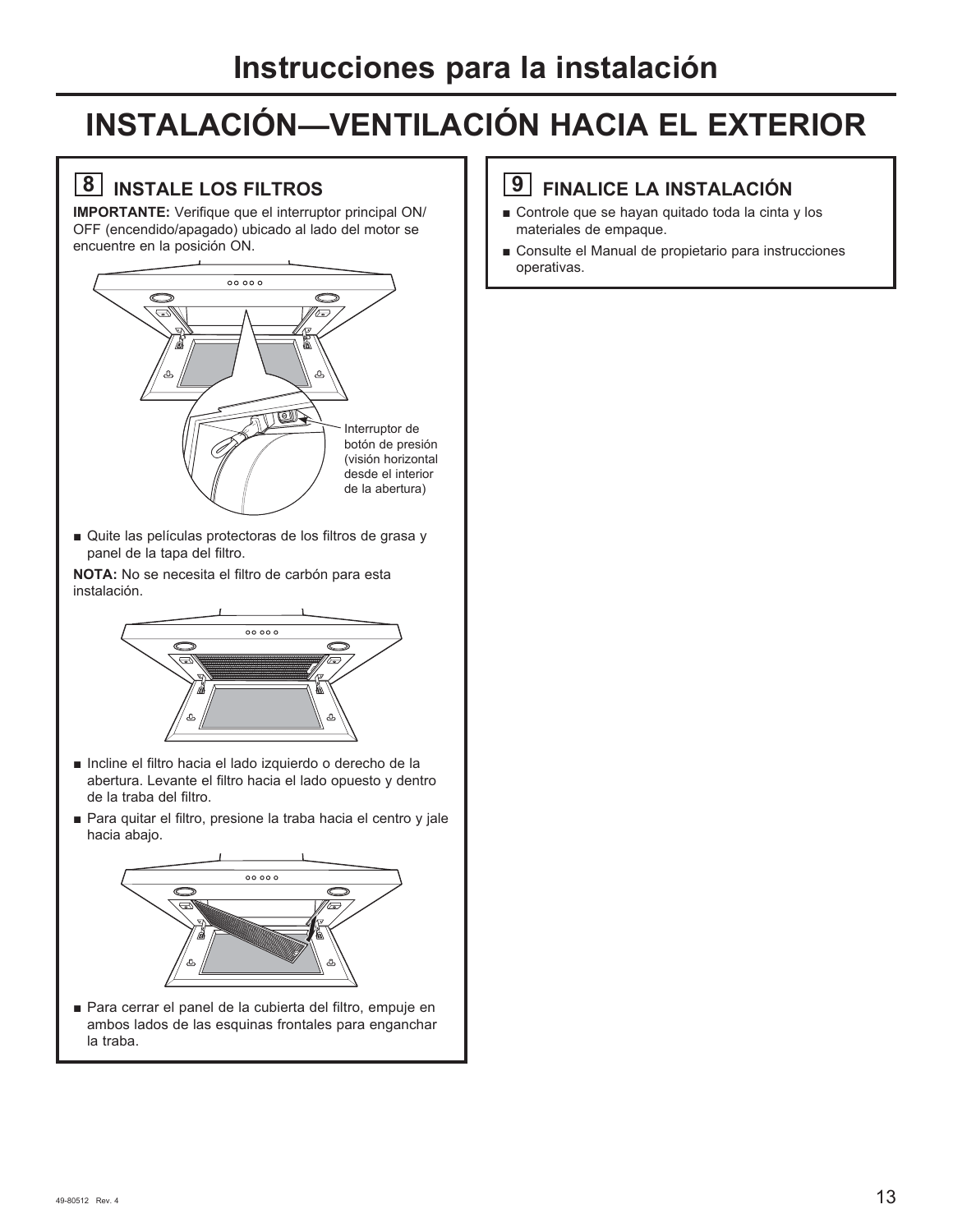# Instrucciones para la instalación

# INSTALACIÓN—VENTILACIÓN HACIA EL EXTERIOR

## 8 INSTALE LOS FILTROS

**IMPORTANTE:** Verifique que el interruptor principal ON/OFF (encendido/apagado) ubicado al lado del motor se encuentre en la posición ON.

Interruptor de botón de presión (visión horizontal desde el interior de la abertura)

- Quite las películas protectoras de los filtros de grasa y panel de la tapa del filtro.

**NOTA:** No se necesita el filtro de carbón para esta instalación.

- Incline el filtro hacia el lado izquierdo o derecho de la abertura. Levante el filtro hacia el lado opuesto y dentro de la traba del filtro.
- Para quitar el filtro, presione la traba hacia el centro y jale hacia abajo.

- Para cerrar el panel de la cubierta del filtro, empuje en ambos lados de las esquinas frontales para enganchar la traba.

## 9 FINALICE LA INSTALACIÓN

- Controle que se hayan quitado toda la cinta y los materiales de empaque.
- Consulte el Manual de propietario para instrucciones operativas.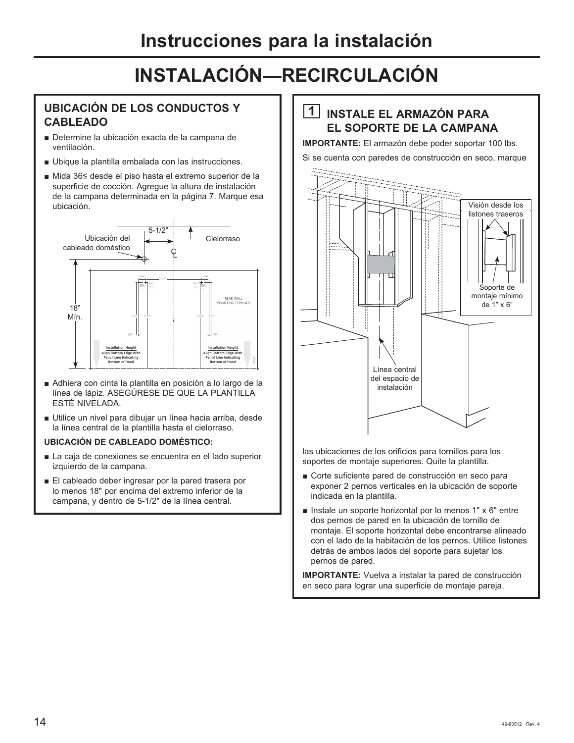# Instrucciones para la instalación

# INSTALACIÓN—RECIRCULACIÓN

## UBICACIÓN DE LOS CONDUCTOS Y CABLEADO

- Determine la ubicación exacta de la campana de ventilación.
- Ubique la plantilla embalada con las instrucciones.
- Mida 36≤ desde el piso hasta el extremo superior de la superficie de cocción. Agregue la altura de instalación de la campana determinada en la página 7. Marque esa ubicación.

- Adhiera con cinta la plantilla en posición a lo largo de la línea de lápiz. ASEGÚRESE DE QUE LA PLANTILLA ESTÉ NIVELADA.
- Utilice un nivel para dibujar un línea hacia arriba, desde la línea central de la plantilla hasta el cielorraso.

### UBICACIÓN DE CABLEADO DOMÉSTICO:

- La caja de conexiones se encuentra en el lado superior izquierdo de la campana.
- El cableado deber ingresar por la pared trasera por lo menos 18" por encima del extremo inferior de la campana, y dentro de 5-1/2" de la línea central.

## 1 INSTALE EL ARMAZÓN PARA EL SOPORTE DE LA CAMPANA

**IMPORTANTE:** El armazón debe poder soportar 100 lbs.

Si se cuenta con paredes de construcción en seco, marque las ubicaciones de los orificios para tornillos para los soportes de montaje superiores. Quite la plantilla.

- Corte suficiente pared de construcción en seco para exponer 2 pernos verticales en la ubicación de soporte indicada en la plantilla.
- Instale un soporte horizontal por lo menos 1" x 6" entre dos pernos de pared en la ubicación de tornillo de montaje. El soporte horizontal debe encontrarse alineado con el lado de la habitación de los pernos. Utilice listones detrás de ambos lados del soporte para sujetar los pernos de pared.

**IMPORTANTE:** Vuelva a instalar la pared de construcción en seco para lograr una superficie de montaje pareja.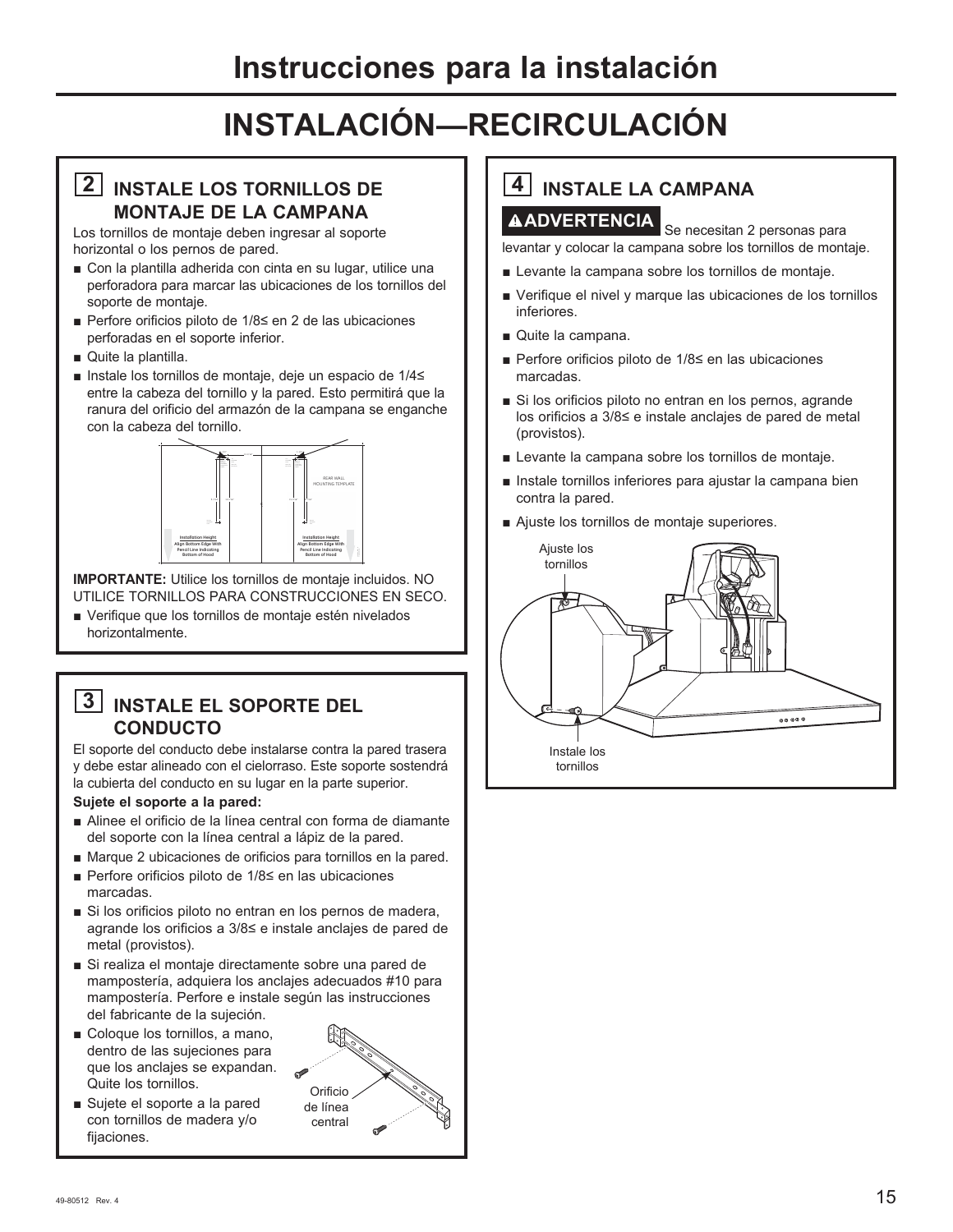# Instrucciones para la instalación

## INSTALACIÓN—RECIRCULACIÓN

### 2 INSTALE LOS TORNILLOS DE MONTAJE DE LA CAMPANA

Los tornillos de montaje deben ingresar al soporte horizontal o los pernos de pared.

- Con la plantilla adherida con cinta en su lugar, utilice una perforadora para marcar las ubicaciones de los tornillos del soporte de montaje.
- Perfore orificios piloto de 1/8≤ en 2 de las ubicaciones perforadas en el soporte inferior.
- Quite la plantilla.
- Instale los tornillos de montaje, deje un espacio de 1/4≤ entre la cabeza del tornillo y la pared. Esto permitirá que la ranura del orificio del armazón de la campana se enganche con la cabeza del tornillo.

REAR WALL MOUNTING TEMPLATE

Installation Height Align Bottom Edge With Pencil Line Indicating Bottom of Hood

Installation Height Align Bottom Edge With Pencil Line Indicating Bottom of Hood

**IMPORTANTE:** Utilice los tornillos de montaje incluidos. NO UTILICE TORNILLOS PARA CONSTRUCCIONES EN SECO.

- Verifique que los tornillos de montaje estén nivelados horizontalmente.

### 3 INSTALE EL SOPORTE DEL CONDUCTO

El soporte del conducto debe instalarse contra la pared trasera y debe estar alineado con el cielorraso. Este soporte sostendrá la cubierta del conducto en su lugar en la parte superior.

**Sujete el soporte a la pared:**

- Alinee el orificio de la línea central con forma de diamante del soporte con la línea central a lápiz de la pared.
- Marque 2 ubicaciones de orificios para tornillos en la pared.
- Perfore orificios piloto de 1/8≤ en las ubicaciones marcadas.
- Si los orificios piloto no entran en los pernos de madera, agrande los orificios a 3/8≤ e instale anclajes de pared de metal (provistos).
- Si realiza el montaje directamente sobre una pared de mampostería, adquiera los anclajes adecuados #10 para mampostería. Perfore e instale según las instrucciones del fabricante de la sujeción.
- Coloque los tornillos, a mano, dentro de las sujeciones para que los anclajes se expandan. Quite los tornillos.
- Sujete el soporte a la pared con tornillos de madera y/o fijaciones.

Orificio de línea central

### 4 INSTALE LA CAMPANA

**⚠ADVERTENCIA** Se necesitan 2 personas para levantar y colocar la campana sobre los tornillos de montaje.

- Levante la campana sobre los tornillos de montaje.
- Verifique el nivel y marque las ubicaciones de los tornillos inferiores.
- Quite la campana.
- Perfore orificios piloto de 1/8≤ en las ubicaciones marcadas.
- Si los orificios piloto no entran en los pernos, agrande los orificios a 3/8≤ e instale anclajes de pared de metal (provistos).
- Levante la campana sobre los tornillos de montaje.
- Instale tornillos inferiores para ajustar la campana bien contra la pared.
- Ajuste los tornillos de montaje superiores.

Ajuste los tornillos

Instale los tornillos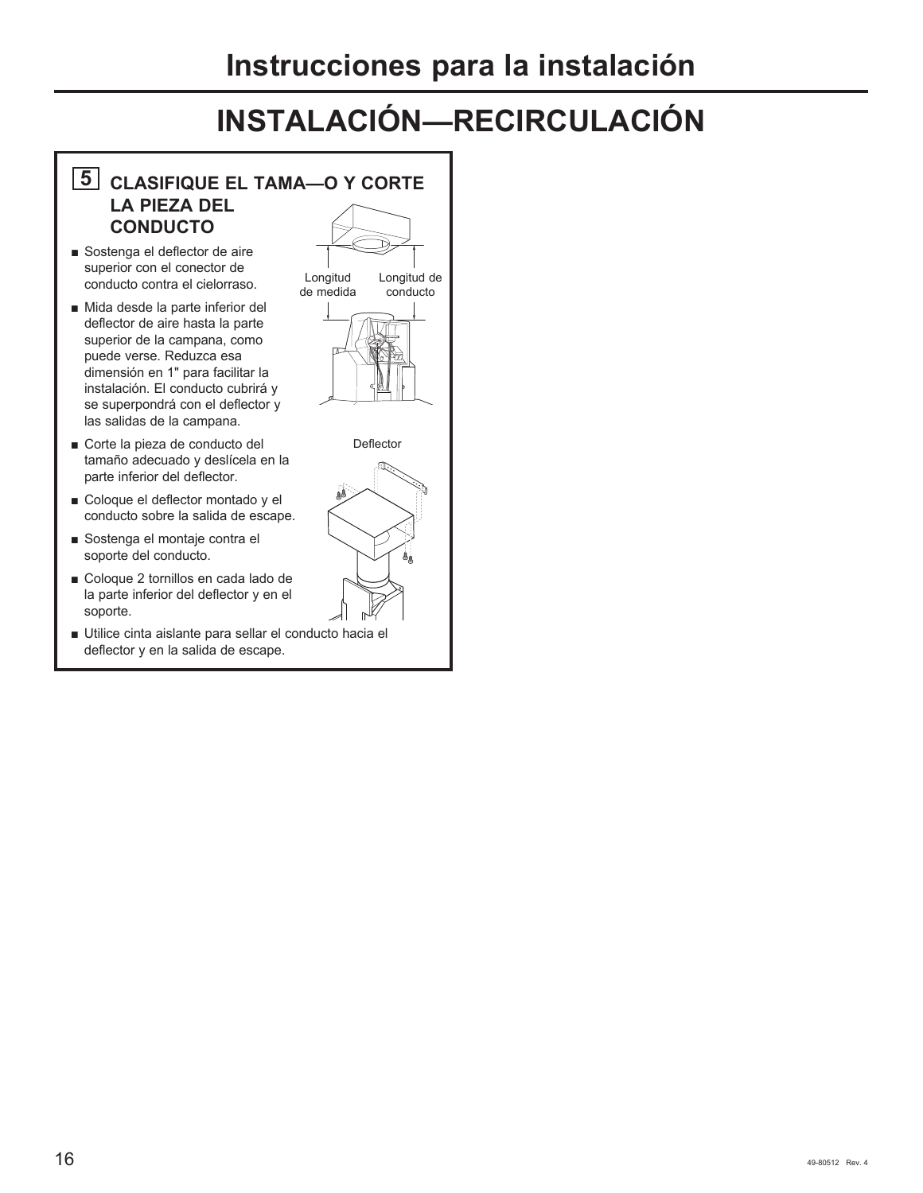# Instrucciones para la instalación

## INSTALACIÓN—RECIRCULACIÓN

### 5 CLASIFIQUE EL TAMA—O Y CORTE LA PIEZA DEL CONDUCTO

- Sostenga el deflector de aire superior con el conector de conducto contra el cielorraso.
- Mida desde la parte inferior del deflector de aire hasta la parte superior de la campana, como puede verse. Reduzca esa dimensión en 1" para facilitar la instalación. El conducto cubrirá y se superpondrá con el deflector y las salidas de la campana.
- Corte la pieza de conducto del tamaño adecuado y deslícela en la parte inferior del deflector.
- Coloque el deflector montado y el conducto sobre la salida de escape.
- Sostenga el montaje contra el soporte del conducto.
- Coloque 2 tornillos en cada lado de la parte inferior del deflector y en el soporte.
- Utilice cinta aislante para sellar el conducto hacia el deflector y en la salida de escape.

Longitud de medida

Longitud de conducto

Deflector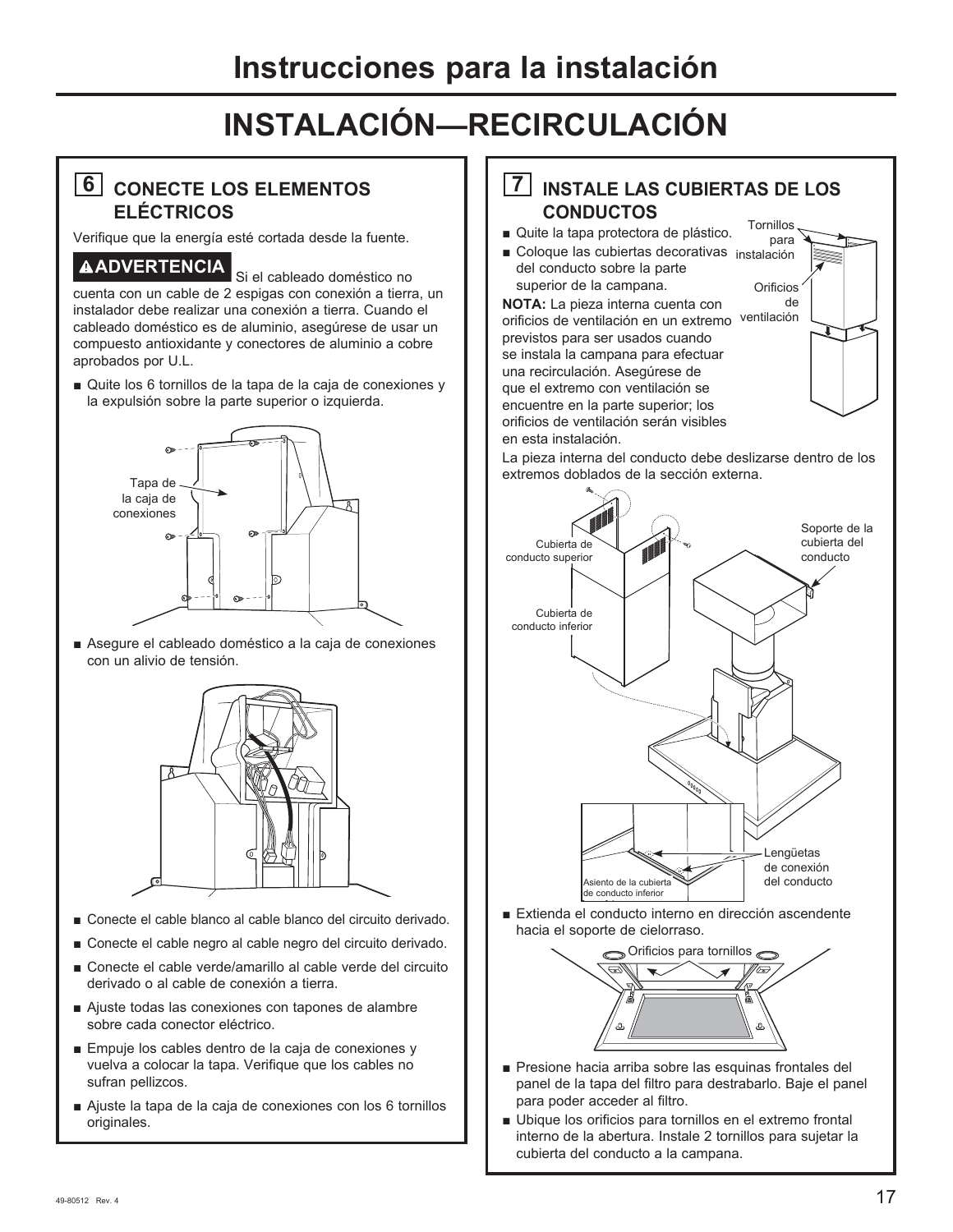# Instrucciones para la instalación

## INSTALACIÓN—RECIRCULACIÓN

### 6 CONECTE LOS ELEMENTOS ELÉCTRICOS

Verifique que la energía esté cortada desde la fuente.

**⚠ADVERTENCIA** Si el cableado doméstico no cuenta con un cable de 2 espigas con conexión a tierra, un instalador debe realizar una conexión a tierra. Cuando el cableado doméstico es de aluminio, asegúrese de usar un compuesto antioxidante y conectores de aluminio a cobre aprobados por U.L.

- Quite los 6 tornillos de la tapa de la caja de conexiones y la expulsión sobre la parte superior o izquierda.

Tapa de la caja de conexiones

- Asegure el cableado doméstico a la caja de conexiones con un alivio de tensión.
- Conecte el cable blanco al cable blanco del circuito derivado.
- Conecte el cable negro al cable negro del circuito derivado.
- Conecte el cable verde/amarillo al cable verde del circuito derivado o al cable de conexión a tierra.
- Ajuste todas las conexiones con tapones de alambre sobre cada conector eléctrico.
- Empuje los cables dentro de la caja de conexiones y vuelva a colocar la tapa. Verifique que los cables no sufran pellizcos.
- Ajuste la tapa de la caja de conexiones con los 6 tornillos originales.

### 7 INSTALE LAS CUBIERTAS DE LOS CONDUCTOS

- Quite la tapa protectora de plástico.
- Coloque las cubiertas decorativas del conducto sobre la parte superior de la campana.

**NOTA:** La pieza interna cuenta con orificios de ventilación en un extremo previstos para ser usados cuando se instala la campana para efectuar una recirculación. Asegúrese de que el extremo con ventilación se encuentre en la parte superior; los orificios de ventilación serán visibles en esta instalación.

Tornillos para instalación

Orificios de ventilación

La pieza interna del conducto debe deslizarse dentro de los extremos doblados de la sección externa.

Cubierta de conducto superior

Cubierta de conducto inferior

Soporte de la cubierta del conducto

Asiento de la cubierta de conducto inferior

Lengüetas de conexión del conducto

- Extienda el conducto interno en dirección ascendente hacia el soporte de cielorraso.

Orificios para tornillos

- Presione hacia arriba sobre las esquinas frontales del panel de la tapa del filtro para destrabarlo. Baje el panel para poder acceder al filtro.
- Ubique los orificios para tornillos en el extremo frontal interno de la abertura. Instale 2 tornillos para sujetar la cubierta del conducto a la campana.

49-80512 Rev. 4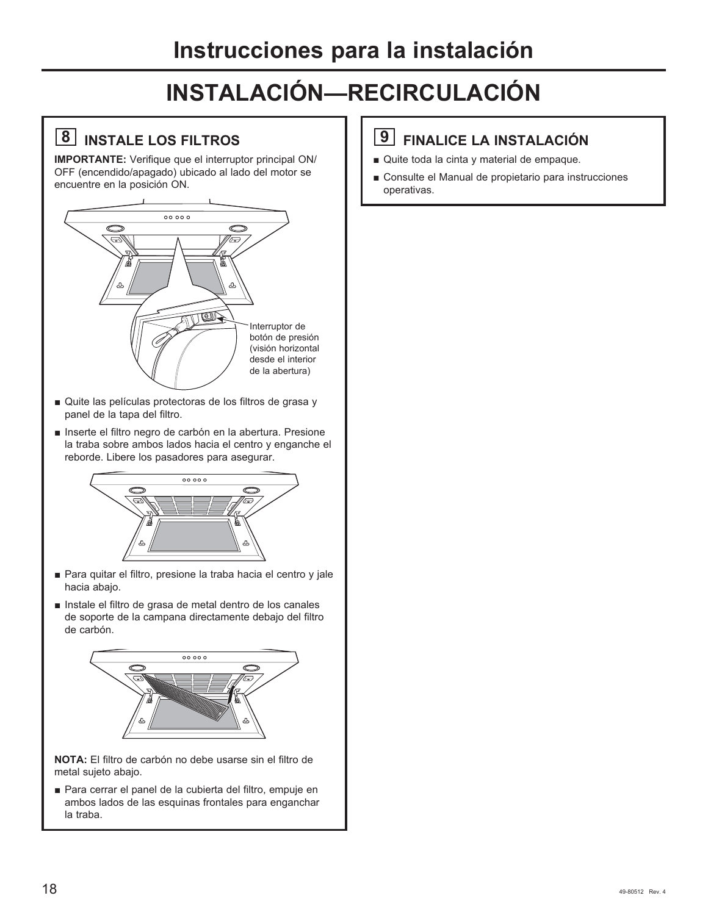# Instrucciones para la instalación

## INSTALACIÓN—RECIRCULACIÓN

### 8 INSTALE LOS FILTROS

**IMPORTANTE:** Verifique que el interruptor principal ON/OFF (encendido/apagado) ubicado al lado del motor se encuentre en la posición ON.

Interruptor de botón de presión (visión horizontal desde el interior de la abertura)

- Quite las películas protectoras de los filtros de grasa y panel de la tapa del filtro.
- Inserte el filtro negro de carbón en la abertura. Presione la traba sobre ambos lados hacia el centro y enganche el reborde. Libere los pasadores para asegurar.

- Para quitar el filtro, presione la traba hacia el centro y jale hacia abajo.
- Instale el filtro de grasa de metal dentro de los canales de soporte de la campana directamente debajo del filtro de carbón.

**NOTA:** El filtro de carbón no debe usarse sin el filtro de metal sujeto abajo.

- Para cerrar el panel de la cubierta del filtro, empuje en ambos lados de las esquinas frontales para enganchar la traba.

### 9 FINALICE LA INSTALACIÓN

- Quite toda la cinta y material de empaque.
- Consulte el Manual de propietario para instrucciones operativas.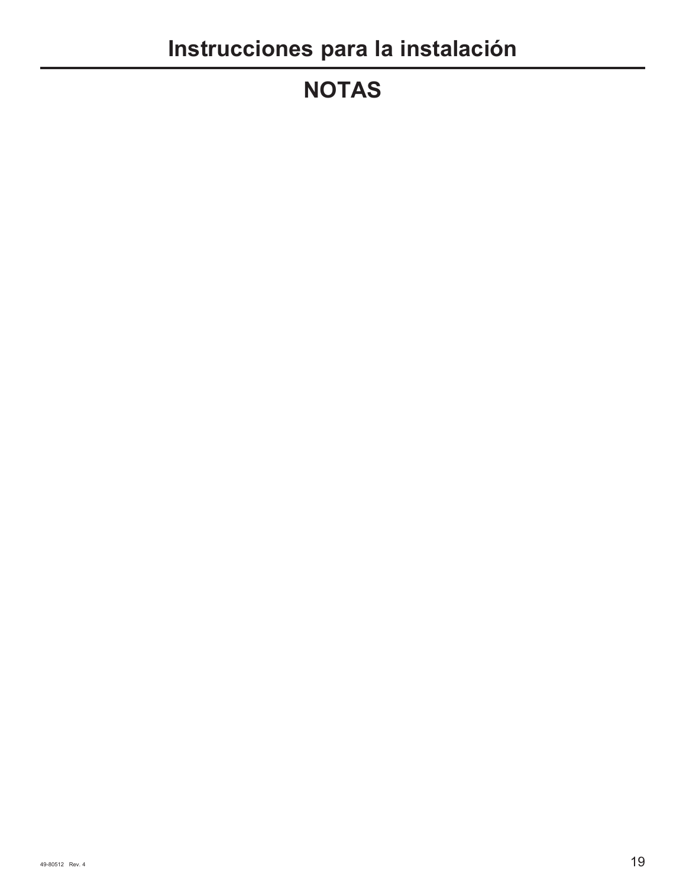# NOTAS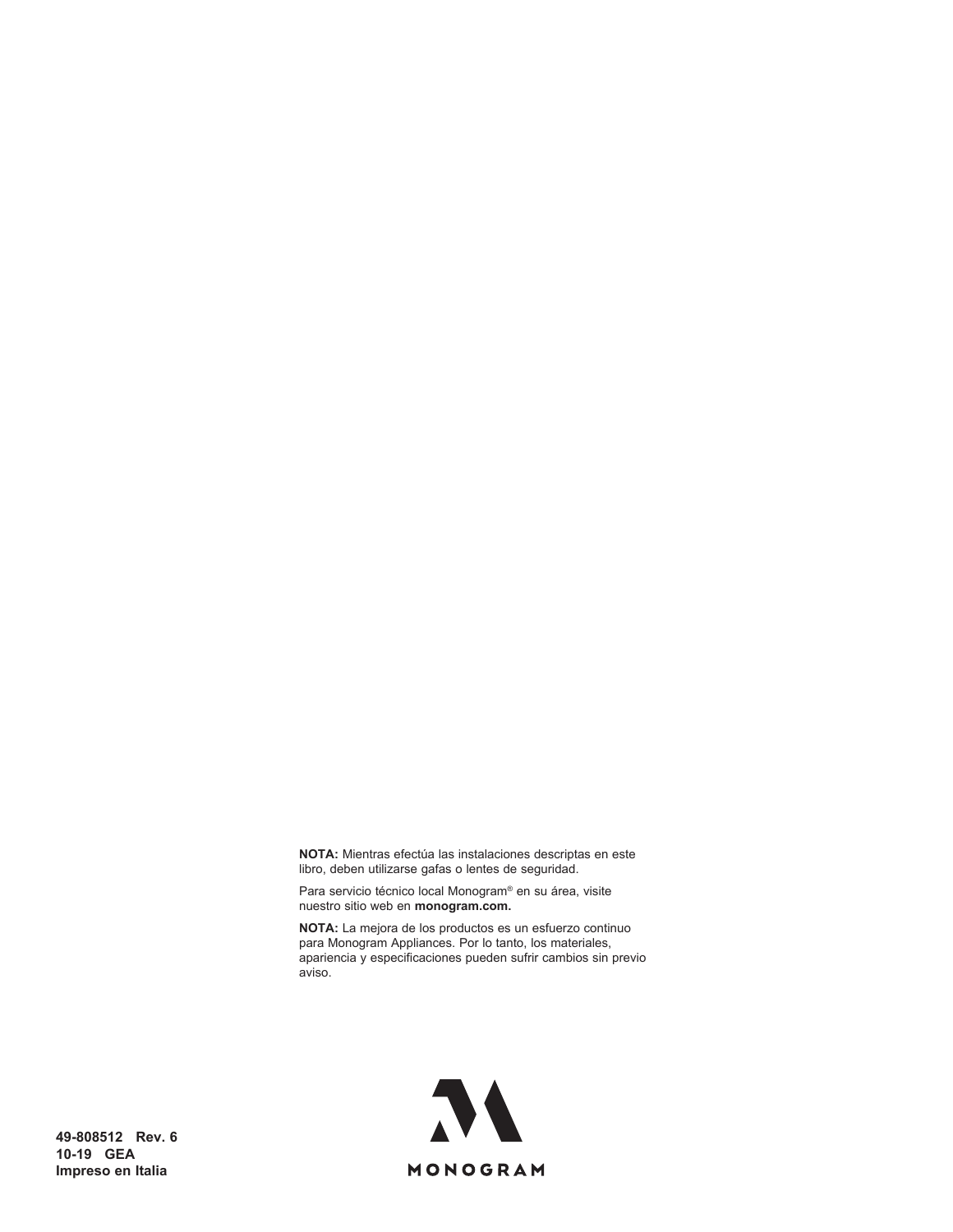**NOTA:** Mientras efectúa las instalaciones descriptas en este libro, deben utilizarse gafas o lentes de seguridad.

Para servicio técnico local Monogram® en su área, visite nuestro sitio web en **monogram.com.**

**NOTA:** La mejora de los productos es un esfuerzo continuo para Monogram Appliances. Por lo tanto, los materiales, apariencia y especificaciones pueden sufrir cambios sin previo aviso.

**49-808512 Rev. 6**
**10-19 GEA**
**Impreso en Italia**

MONOGRAM